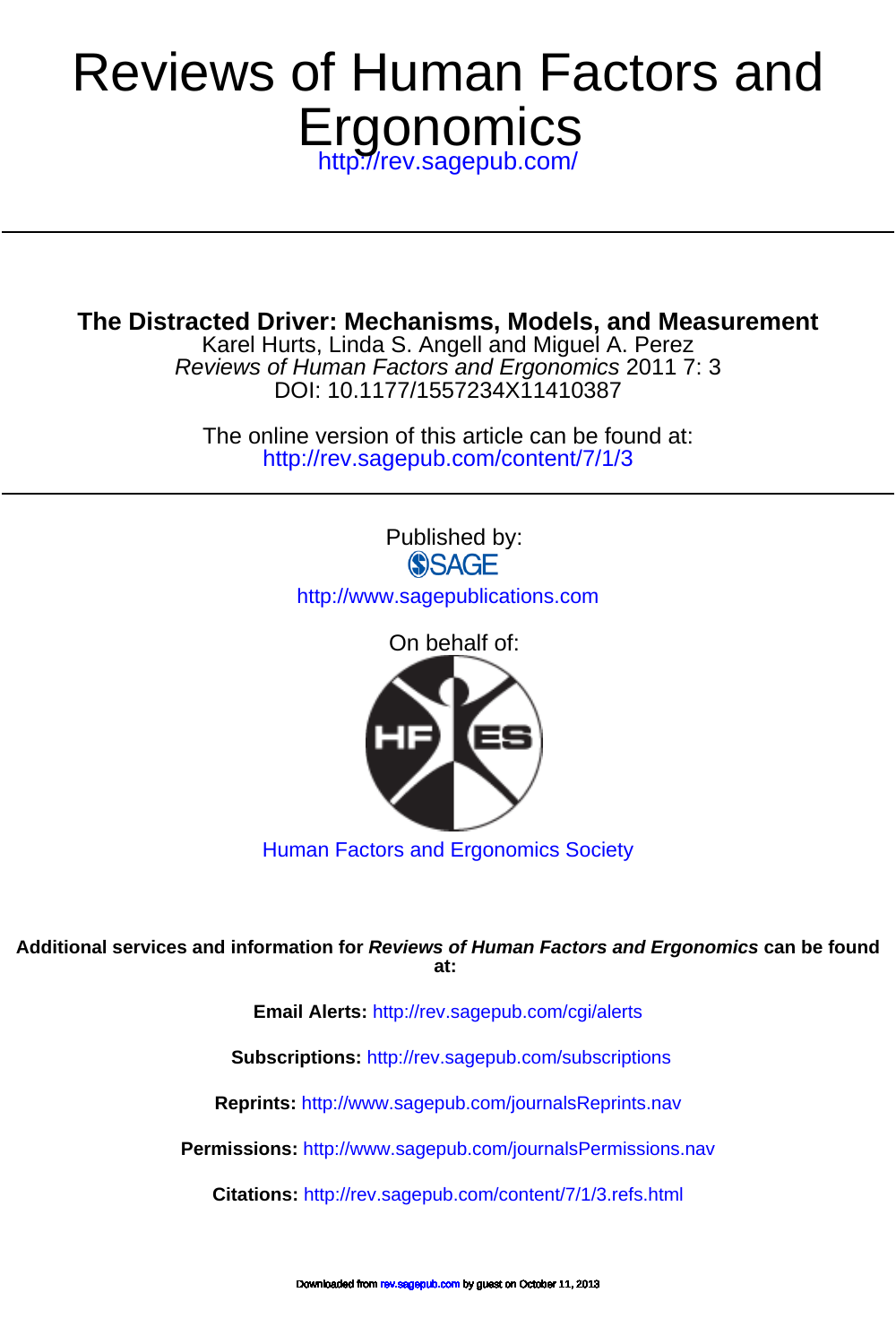# Reviews of Human Factors and Ergonomics

http://rev.sagepub.com/

---

## The Distracted Driver: Mechanisms, Models, and Measurement

Karel Hurts, Linda S. Angell and Miguel A. Perez

*Reviews of Human Factors and Ergonomics* 2011 7: 3

DOI: 10.1177/1557234X11410387

The online version of this article can be found at:

http://rev.sagepub.com/content/7/1/3

---

Published by:

SAGE

http://www.sagepublications.com

On behalf of:

Human Factors and Ergonomics Society

**Additional services and information for *Reviews of Human Factors and Ergonomics* can be found at:**

**Email Alerts:** http://rev.sagepub.com/cgi/alerts

**Subscriptions:** http://rev.sagepub.com/subscriptions

**Reprints:** http://www.sagepub.com/journalsReprints.nav

**Permissions:** http://www.sagepub.com/journalsPermissions.nav

**Citations:** http://rev.sagepub.com/content/7/1/3.refs.html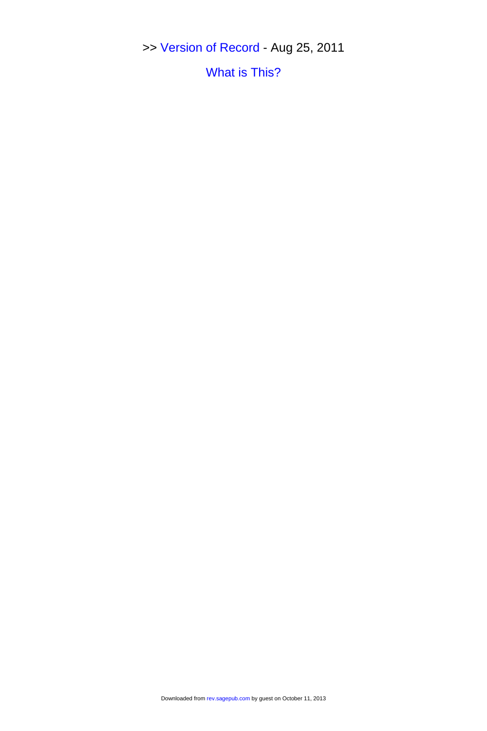>> Version of Record - Aug 25, 2011

What is This?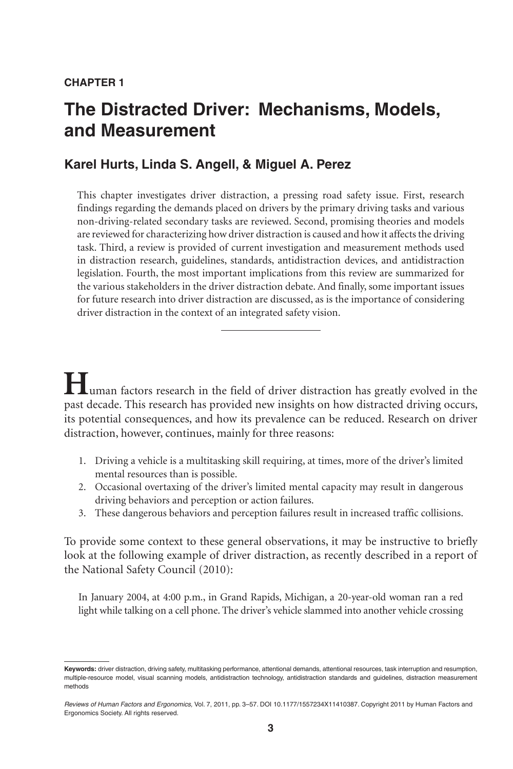**CHAPTER 1**

# The Distracted Driver: Mechanisms, Models, and Measurement

## Karel Hurts, Linda S. Angell, & Miguel A. Perez

This chapter investigates driver distraction, a pressing road safety issue. First, research findings regarding the demands placed on drivers by the primary driving tasks and various non-driving-related secondary tasks are reviewed. Second, promising theories and models are reviewed for characterizing how driver distraction is caused and how it affects the driving task. Third, a review is provided of current investigation and measurement methods used in distraction research, guidelines, standards, antidistraction devices, and antidistraction legislation. Fourth, the most important implications from this review are summarized for the various stakeholders in the driver distraction debate. And finally, some important issues for future research into driver distraction are discussed, as is the importance of considering driver distraction in the context of an integrated safety vision.

---

**H**uman factors research in the field of driver distraction has greatly evolved in the past decade. This research has provided new insights on how distracted driving occurs, its potential consequences, and how its prevalence can be reduced. Research on driver distraction, however, continues, mainly for three reasons:

1. Driving a vehicle is a multitasking skill requiring, at times, more of the driver's limited mental resources than is possible.
2. Occasional overtaxing of the driver's limited mental capacity may result in dangerous driving behaviors and perception or action failures.
3. These dangerous behaviors and perception failures result in increased traffic collisions.

To provide some context to these general observations, it may be instructive to briefly look at the following example of driver distraction, as recently described in a report of the National Safety Council (2010):

> In January 2004, at 4:00 p.m., in Grand Rapids, Michigan, a 20-year-old woman ran a red light while talking on a cell phone. The driver's vehicle slammed into another vehicle crossing

---

**Keywords:** driver distraction, driving safety, multitasking performance, attentional demands, attentional resources, task interruption and resumption, multiple-resource model, visual scanning models, antidistraction technology, antidistraction standards and guidelines, distraction measurement methods

*Reviews of Human Factors and Ergonomics,* Vol. 7, 2011, pp. 3–57. DOI 10.1177/1557234X11410387. Copyright 2011 by Human Factors and Ergonomics Society. All rights reserved.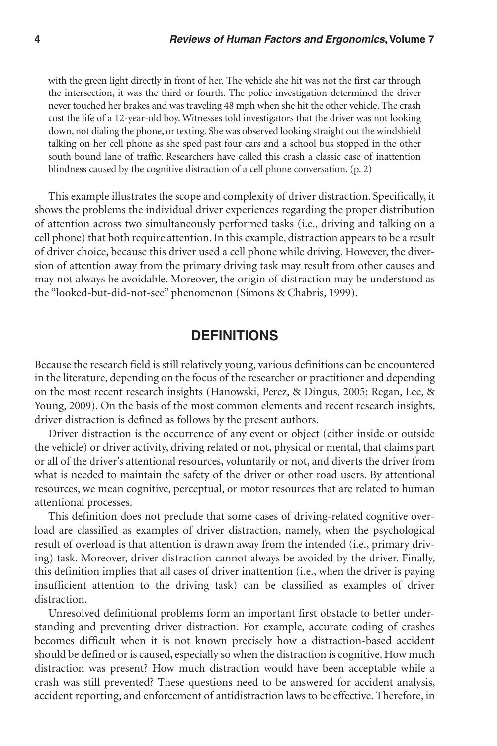> with the green light directly in front of her. The vehicle she hit was not the first car through the intersection, it was the third or fourth. The police investigation determined the driver never touched her brakes and was traveling 48 mph when she hit the other vehicle. The crash cost the life of a 12-year-old boy. Witnesses told investigators that the driver was not looking down, not dialing the phone, or texting. She was observed looking straight out the windshield talking on her cell phone as she sped past four cars and a school bus stopped in the other south bound lane of traffic. Researchers have called this crash a classic case of inattention blindness caused by the cognitive distraction of a cell phone conversation. (p. 2)

This example illustrates the scope and complexity of driver distraction. Specifically, it shows the problems the individual driver experiences regarding the proper distribution of attention across two simultaneously performed tasks (i.e., driving and talking on a cell phone) that both require attention. In this example, distraction appears to be a result of driver choice, because this driver used a cell phone while driving. However, the diversion of attention away from the primary driving task may result from other causes and may not always be avoidable. Moreover, the origin of distraction may be understood as the "looked-but-did-not-see" phenomenon (Simons & Chabris, 1999).

## DEFINITIONS

Because the research field is still relatively young, various definitions can be encountered in the literature, depending on the focus of the researcher or practitioner and depending on the most recent research insights (Hanowski, Perez, & Dingus, 2005; Regan, Lee, & Young, 2009). On the basis of the most common elements and recent research insights, driver distraction is defined as follows by the present authors.

Driver distraction is the occurrence of any event or object (either inside or outside the vehicle) or driver activity, driving related or not, physical or mental, that claims part or all of the driver's attentional resources, voluntarily or not, and diverts the driver from what is needed to maintain the safety of the driver or other road users. By attentional resources, we mean cognitive, perceptual, or motor resources that are related to human attentional processes.

This definition does not preclude that some cases of driving-related cognitive overload are classified as examples of driver distraction, namely, when the psychological result of overload is that attention is drawn away from the intended (i.e., primary driving) task. Moreover, driver distraction cannot always be avoided by the driver. Finally, this definition implies that all cases of driver inattention (i.e., when the driver is paying insufficient attention to the driving task) can be classified as examples of driver distraction.

Unresolved definitional problems form an important first obstacle to better understanding and preventing driver distraction. For example, accurate coding of crashes becomes difficult when it is not known precisely how a distraction-based accident should be defined or is caused, especially so when the distraction is cognitive. How much distraction was present? How much distraction would have been acceptable while a crash was still prevented? These questions need to be answered for accident analysis, accident reporting, and enforcement of antidistraction laws to be effective. Therefore, in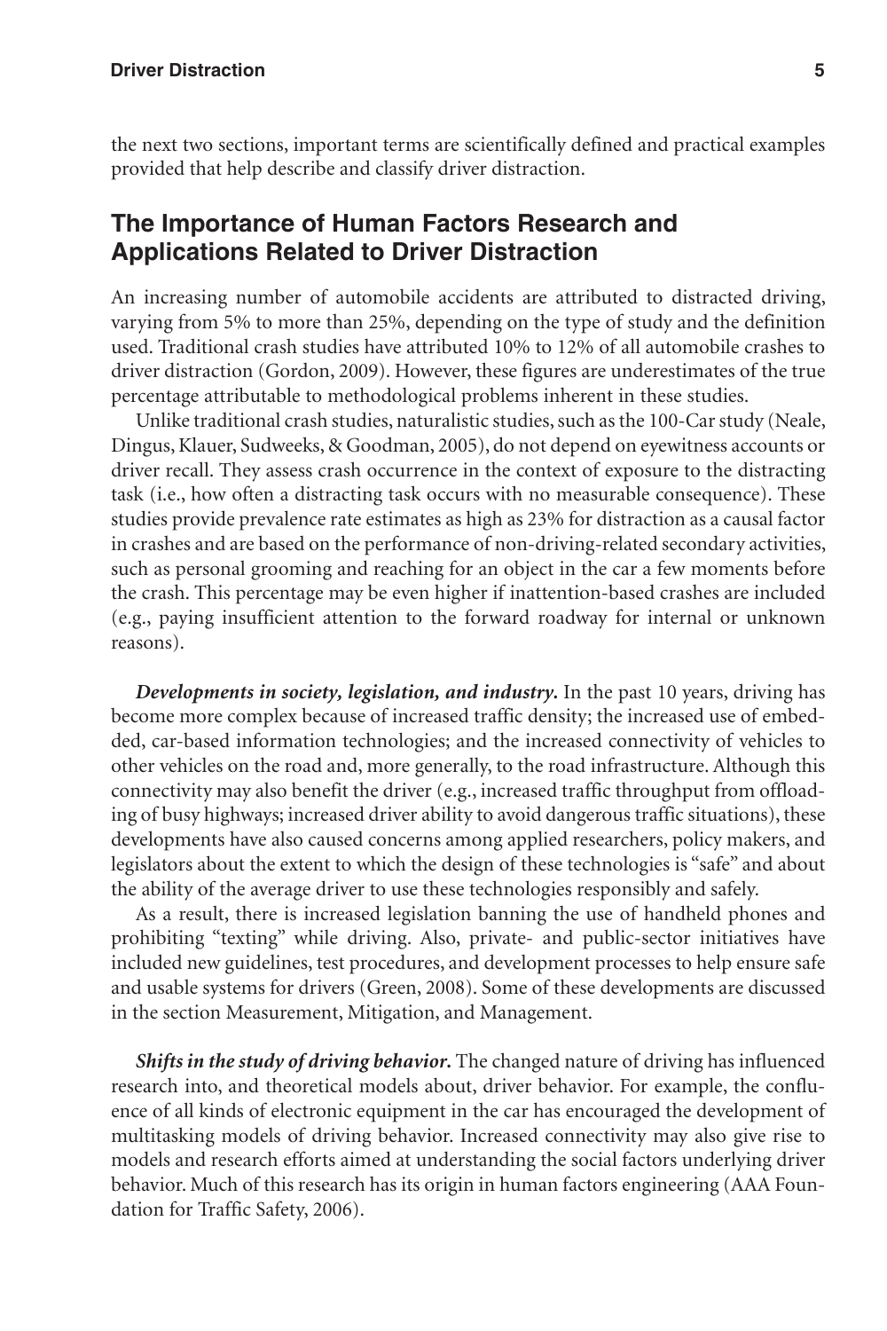the next two sections, important terms are scientifically defined and practical examples provided that help describe and classify driver distraction.

## The Importance of Human Factors Research and Applications Related to Driver Distraction

An increasing number of automobile accidents are attributed to distracted driving, varying from 5% to more than 25%, depending on the type of study and the definition used. Traditional crash studies have attributed 10% to 12% of all automobile crashes to driver distraction (Gordon, 2009). However, these figures are underestimates of the true percentage attributable to methodological problems inherent in these studies.

Unlike traditional crash studies, naturalistic studies, such as the 100-Car study (Neale, Dingus, Klauer, Sudweeks, & Goodman, 2005), do not depend on eyewitness accounts or driver recall. They assess crash occurrence in the context of exposure to the distracting task (i.e., how often a distracting task occurs with no measurable consequence). These studies provide prevalence rate estimates as high as 23% for distraction as a causal factor in crashes and are based on the performance of non-driving-related secondary activities, such as personal grooming and reaching for an object in the car a few moments before the crash. This percentage may be even higher if inattention-based crashes are included (e.g., paying insufficient attention to the forward roadway for internal or unknown reasons).

***Developments in society, legislation, and industry.*** In the past 10 years, driving has become more complex because of increased traffic density; the increased use of embedded, car-based information technologies; and the increased connectivity of vehicles to other vehicles on the road and, more generally, to the road infrastructure. Although this connectivity may also benefit the driver (e.g., increased traffic throughput from offloading of busy highways; increased driver ability to avoid dangerous traffic situations), these developments have also caused concerns among applied researchers, policy makers, and legislators about the extent to which the design of these technologies is "safe" and about the ability of the average driver to use these technologies responsibly and safely.

As a result, there is increased legislation banning the use of handheld phones and prohibiting "texting" while driving. Also, private- and public-sector initiatives have included new guidelines, test procedures, and development processes to help ensure safe and usable systems for drivers (Green, 2008). Some of these developments are discussed in the section Measurement, Mitigation, and Management.

***Shifts in the study of driving behavior.*** The changed nature of driving has influenced research into, and theoretical models about, driver behavior. For example, the confluence of all kinds of electronic equipment in the car has encouraged the development of multitasking models of driving behavior. Increased connectivity may also give rise to models and research efforts aimed at understanding the social factors underlying driver behavior. Much of this research has its origin in human factors engineering (AAA Foundation for Traffic Safety, 2006).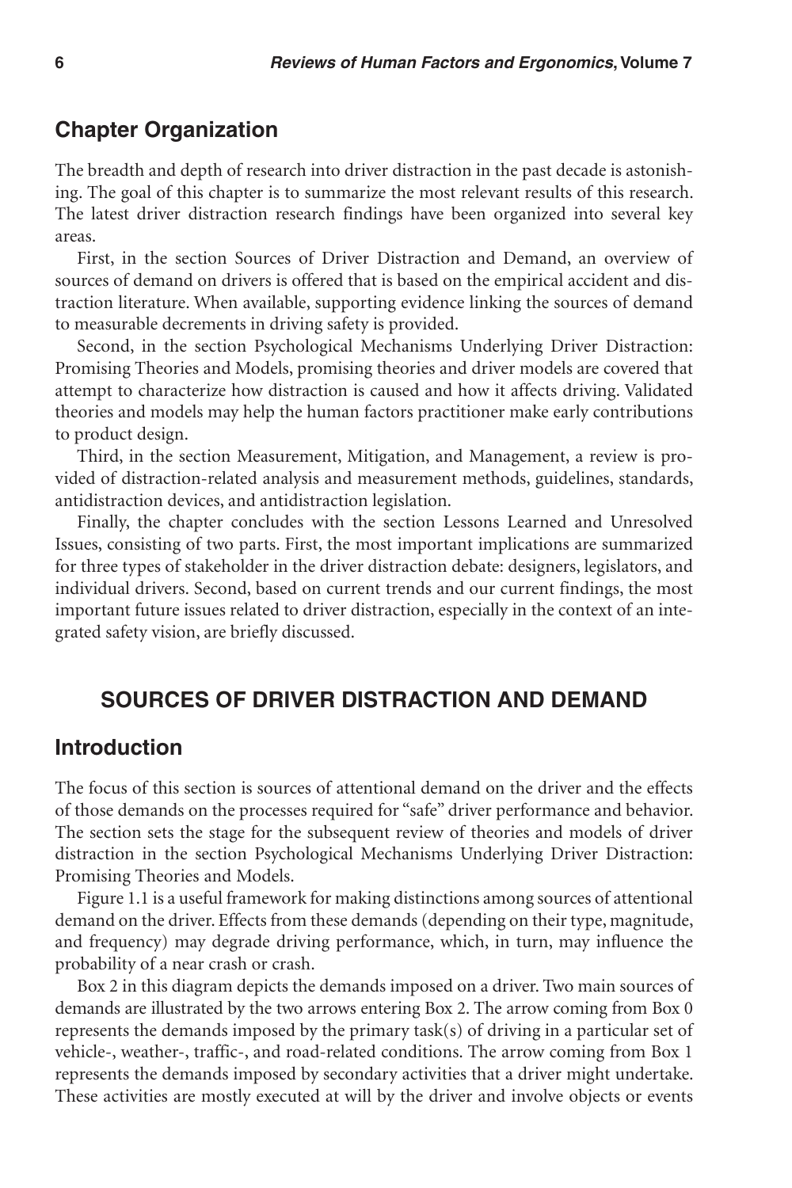## Chapter Organization

The breadth and depth of research into driver distraction in the past decade is astonishing. The goal of this chapter is to summarize the most relevant results of this research. The latest driver distraction research findings have been organized into several key areas.

First, in the section Sources of Driver Distraction and Demand, an overview of sources of demand on drivers is offered that is based on the empirical accident and distraction literature. When available, supporting evidence linking the sources of demand to measurable decrements in driving safety is provided.

Second, in the section Psychological Mechanisms Underlying Driver Distraction: Promising Theories and Models, promising theories and driver models are covered that attempt to characterize how distraction is caused and how it affects driving. Validated theories and models may help the human factors practitioner make early contributions to product design.

Third, in the section Measurement, Mitigation, and Management, a review is provided of distraction-related analysis and measurement methods, guidelines, standards, antidistraction devices, and antidistraction legislation.

Finally, the chapter concludes with the section Lessons Learned and Unresolved Issues, consisting of two parts. First, the most important implications are summarized for three types of stakeholder in the driver distraction debate: designers, legislators, and individual drivers. Second, based on current trends and our current findings, the most important future issues related to driver distraction, especially in the context of an integrated safety vision, are briefly discussed.

# SOURCES OF DRIVER DISTRACTION AND DEMAND

## Introduction

The focus of this section is sources of attentional demand on the driver and the effects of those demands on the processes required for "safe" driver performance and behavior. The section sets the stage for the subsequent review of theories and models of driver distraction in the section Psychological Mechanisms Underlying Driver Distraction: Promising Theories and Models.

Figure 1.1 is a useful framework for making distinctions among sources of attentional demand on the driver. Effects from these demands (depending on their type, magnitude, and frequency) may degrade driving performance, which, in turn, may influence the probability of a near crash or crash.

Box 2 in this diagram depicts the demands imposed on a driver. Two main sources of demands are illustrated by the two arrows entering Box 2. The arrow coming from Box 0 represents the demands imposed by the primary task(s) of driving in a particular set of vehicle-, weather-, traffic-, and road-related conditions. The arrow coming from Box 1 represents the demands imposed by secondary activities that a driver might undertake. These activities are mostly executed at will by the driver and involve objects or events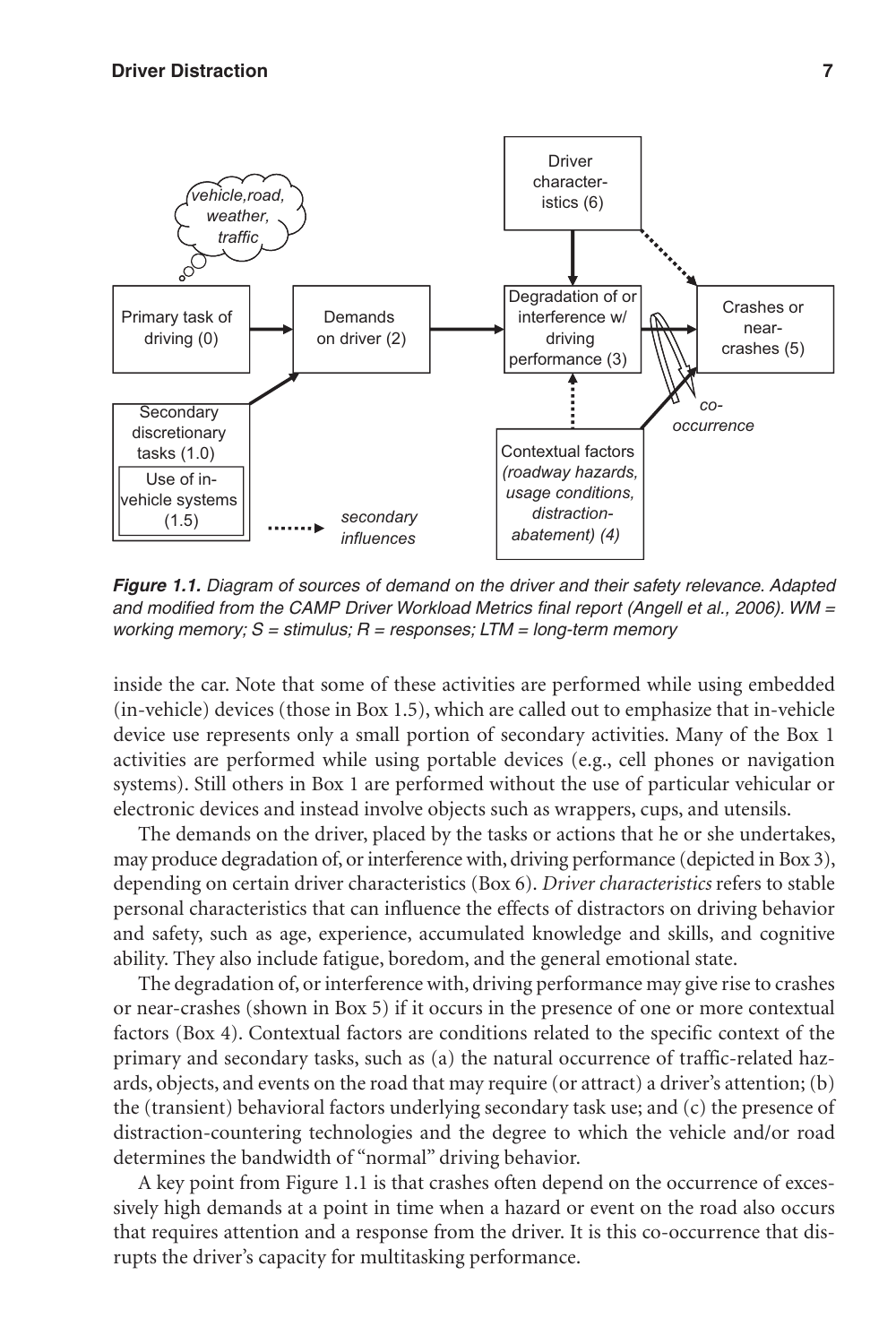**Figure 1.1.** *Diagram of sources of demand on the driver and their safety relevance. Adapted and modified from the CAMP Driver Workload Metrics final report (Angell et al., 2006). WM = working memory; S = stimulus; R = responses; LTM = long-term memory*

inside the car. Note that some of these activities are performed while using embedded (in-vehicle) devices (those in Box 1.5), which are called out to emphasize that in-vehicle device use represents only a small portion of secondary activities. Many of the Box 1 activities are performed while using portable devices (e.g., cell phones or navigation systems). Still others in Box 1 are performed without the use of particular vehicular or electronic devices and instead involve objects such as wrappers, cups, and utensils.

The demands on the driver, placed by the tasks or actions that he or she undertakes, may produce degradation of, or interference with, driving performance (depicted in Box 3), depending on certain driver characteristics (Box 6). *Driver characteristics* refers to stable personal characteristics that can influence the effects of distractors on driving behavior and safety, such as age, experience, accumulated knowledge and skills, and cognitive ability. They also include fatigue, boredom, and the general emotional state.

The degradation of, or interference with, driving performance may give rise to crashes or near-crashes (shown in Box 5) if it occurs in the presence of one or more contextual factors (Box 4). Contextual factors are conditions related to the specific context of the primary and secondary tasks, such as (a) the natural occurrence of traffic-related hazards, objects, and events on the road that may require (or attract) a driver's attention; (b) the (transient) behavioral factors underlying secondary task use; and (c) the presence of distraction-countering technologies and the degree to which the vehicle and/or road determines the bandwidth of "normal" driving behavior.

A key point from Figure 1.1 is that crashes often depend on the occurrence of excessively high demands at a point in time when a hazard or event on the road also occurs that requires attention and a response from the driver. It is this co-occurrence that disrupts the driver's capacity for multitasking performance.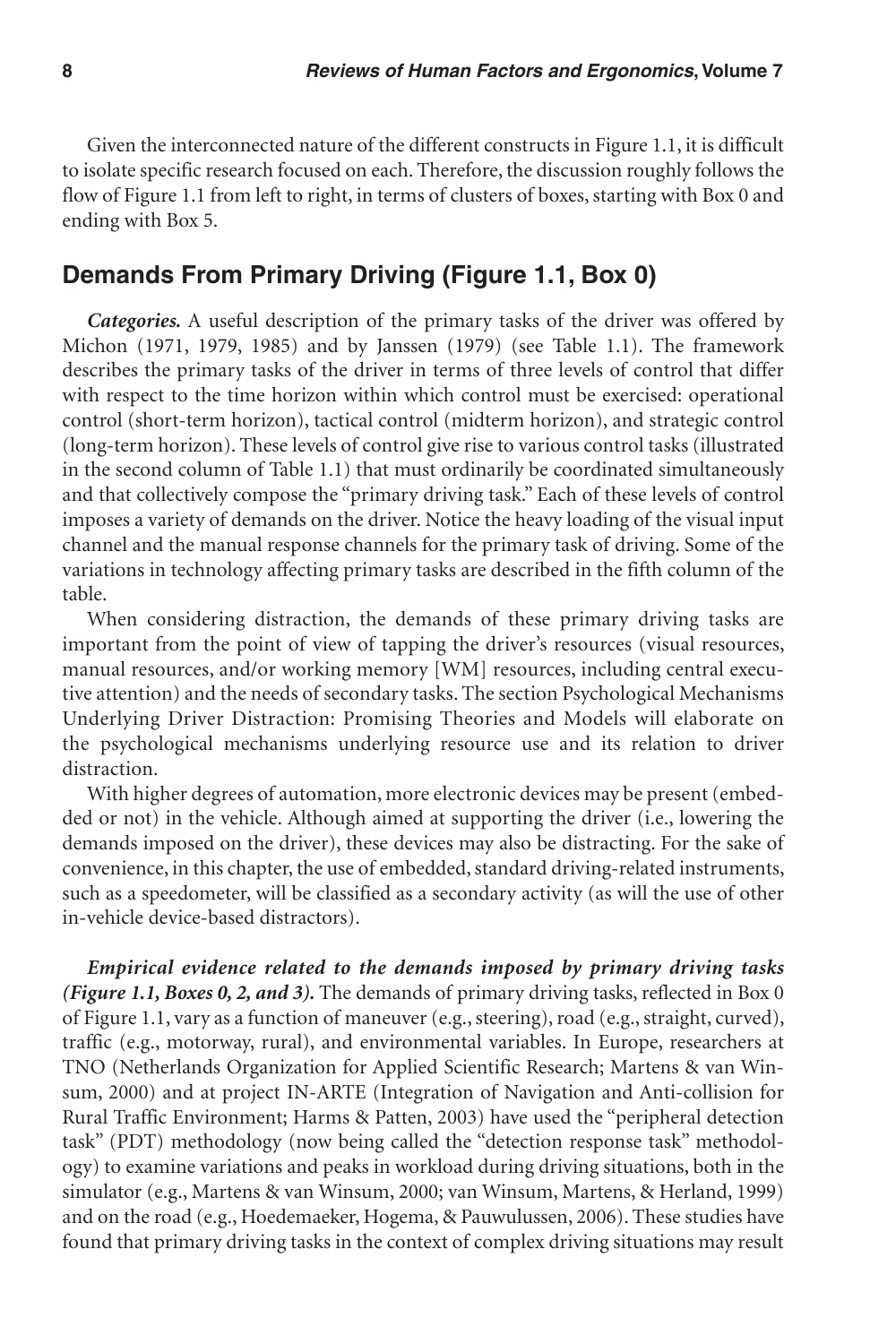Given the interconnected nature of the different constructs in Figure 1.1, it is difficult to isolate specific research focused on each. Therefore, the discussion roughly follows the flow of Figure 1.1 from left to right, in terms of clusters of boxes, starting with Box 0 and ending with Box 5.

## Demands From Primary Driving (Figure 1.1, Box 0)

***Categories.*** A useful description of the primary tasks of the driver was offered by Michon (1971, 1979, 1985) and by Janssen (1979) (see Table 1.1). The framework describes the primary tasks of the driver in terms of three levels of control that differ with respect to the time horizon within which control must be exercised: operational control (short-term horizon), tactical control (midterm horizon), and strategic control (long-term horizon). These levels of control give rise to various control tasks (illustrated in the second column of Table 1.1) that must ordinarily be coordinated simultaneously and that collectively compose the "primary driving task." Each of these levels of control imposes a variety of demands on the driver. Notice the heavy loading of the visual input channel and the manual response channels for the primary task of driving. Some of the variations in technology affecting primary tasks are described in the fifth column of the table.

When considering distraction, the demands of these primary driving tasks are important from the point of view of tapping the driver's resources (visual resources, manual resources, and/or working memory [WM] resources, including central executive attention) and the needs of secondary tasks. The section Psychological Mechanisms Underlying Driver Distraction: Promising Theories and Models will elaborate on the psychological mechanisms underlying resource use and its relation to driver distraction.

With higher degrees of automation, more electronic devices may be present (embedded or not) in the vehicle. Although aimed at supporting the driver (i.e., lowering the demands imposed on the driver), these devices may also be distracting. For the sake of convenience, in this chapter, the use of embedded, standard driving-related instruments, such as a speedometer, will be classified as a secondary activity (as will the use of other in-vehicle device-based distractors).

***Empirical evidence related to the demands imposed by primary driving tasks (Figure 1.1, Boxes 0, 2, and 3).*** The demands of primary driving tasks, reflected in Box 0 of Figure 1.1, vary as a function of maneuver (e.g., steering), road (e.g., straight, curved), traffic (e.g., motorway, rural), and environmental variables. In Europe, researchers at TNO (Netherlands Organization for Applied Scientific Research; Martens & van Winsum, 2000) and at project IN-ARTE (Integration of Navigation and Anti-collision for Rural Traffic Environment; Harms & Patten, 2003) have used the "peripheral detection task" (PDT) methodology (now being called the "detection response task" methodology) to examine variations and peaks in workload during driving situations, both in the simulator (e.g., Martens & van Winsum, 2000; van Winsum, Martens, & Herland, 1999) and on the road (e.g., Hoedemaeker, Hogema, & Pauwulussen, 2006). These studies have found that primary driving tasks in the context of complex driving situations may result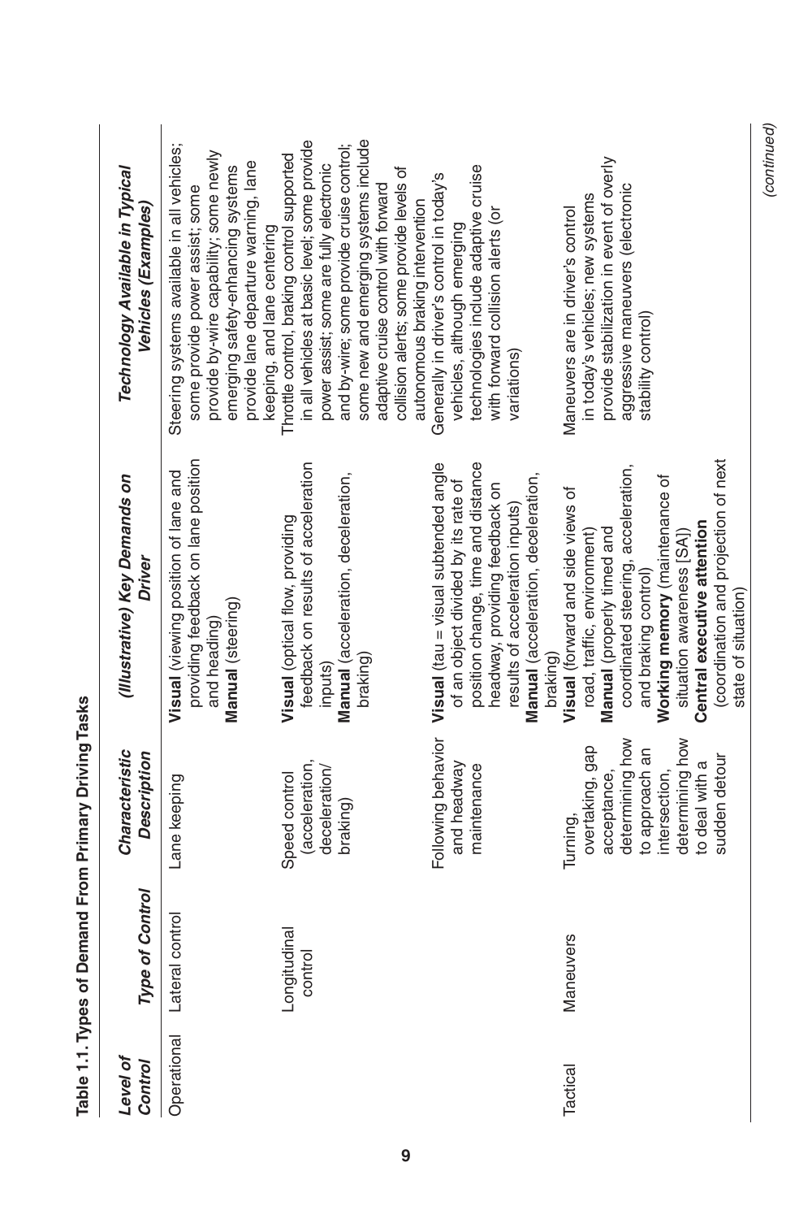**Table 1.1. Types of Demand From Primary Driving Tasks**

| *Level of Control* | *Type of Control* | *Characteristic Description* | *(Illustrative) Key Demands on Driver* | *Technology Available in Typical Vehicles (Examples)* |
|---|---|---|---|---|
| Operational | Lateral control | Lane keeping | **Visual** (viewing position of lane and providing feedback on lane position and heading)<br>**Manual** (steering) | Steering systems available in all vehicles; some provide power assist; some provide by-wire capability; some newly emerging safety-enhancing systems provide lane departure warning, lane keeping, and lane centering |
| | Longitudinal control | Speed control (acceleration, deceleration/ braking) | **Visual** (optical flow, providing feedback on results of acceleration inputs)<br>**Manual** (acceleration, deceleration, braking) | Throttle control, braking control supported in all vehicles at basic level; some provide power assist; some are fully electronic and by-wire; some provide cruise control; some new and emerging systems include adaptive cruise control with forward collision alerts; some provide levels of autonomous braking intervention |
| | | Following behavior and headway maintenance | **Visual** (tau = visual subtended angle of an object divided by its rate of position change, time and distance headway, providing feedback on results of acceleration inputs)<br>**Manual** (acceleration, deceleration, braking) | Generally in driver's control in today's vehicles, although emerging technologies include adaptive cruise with forward collision alerts (or variations) |
| Tactical | Maneuvers | Turning, overtaking, gap acceptance, determining how to approach an intersection, determining how to deal with a sudden detour | **Visual** (forward and side views of road, traffic, environment)<br>**Manual** (properly timed and coordinated steering, acceleration, and braking control)<br>**Working memory** (maintenance of situation awareness [SA])<br>**Central executive attention** (coordination and projection of next state of situation) | Maneuvers are in driver's control in today's vehicles; new systems provide stabilization in event of overly aggressive maneuvers (electronic stability control) |

*(continued)*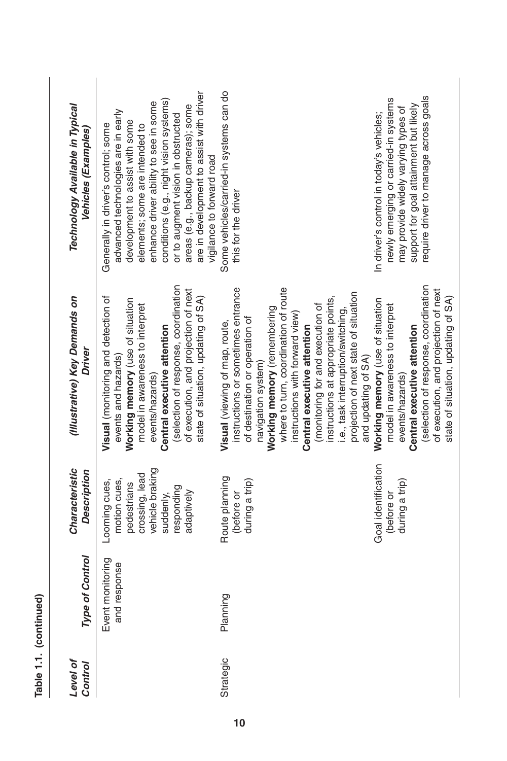**Table 1.1. (continued)**

| *Level of Control* | *Type of Control* | *Characteristic Description* | *(Illustrative) Key Demands on Driver* | *Technology Available in Typical Vehicles (Examples)* |
|---|---|---|---|---|
| | Event monitoring and response | Looming cues, motion cues, pedestrians crossing, lead vehicle braking suddenly, responding adaptively | **Visual** (monitoring and detection of events and hazards) **Working memory** (use of situation model in awareness to interpret events/hazards) **Central executive attention** (selection of response, coordination of execution, and projection of next state of situation, updating of SA) | Generally in driver's control; some advanced technologies are in early development to assist with some elements; some are intended to enhance driver ability to see in some conditions (e.g., night vision systems) or to augment vision in obstructed areas (e.g., backup cameras); some are in development to assist with driver vigilance to forward road |
| Strategic | Planning | Route planning (before or during a trip) | **Visual** (viewing of map, route, instructions or sometimes entrance of destination or operation of navigation system) **Working memory** (remembering where to turn, coordination of route instructions with forward view) **Central executive attention** (monitoring for and execution of instructions at appropriate points, i.e., task interruption/switching, projection of next state of situation and updating of SA) | Some vehicles/carried-in systems can do this for the driver |
| | | Goal identification (before or during a trip) | **Working memory** (use of situation model in awareness to interpret events/hazards) **Central executive attention** (selection of response, coordination of execution, and projection of next state of situation, updating of SA) | In driver's control in today's vehicles; newly emerging or carried-in systems may provide widely varying types of support for goal attainment but likely require driver to manage across goals |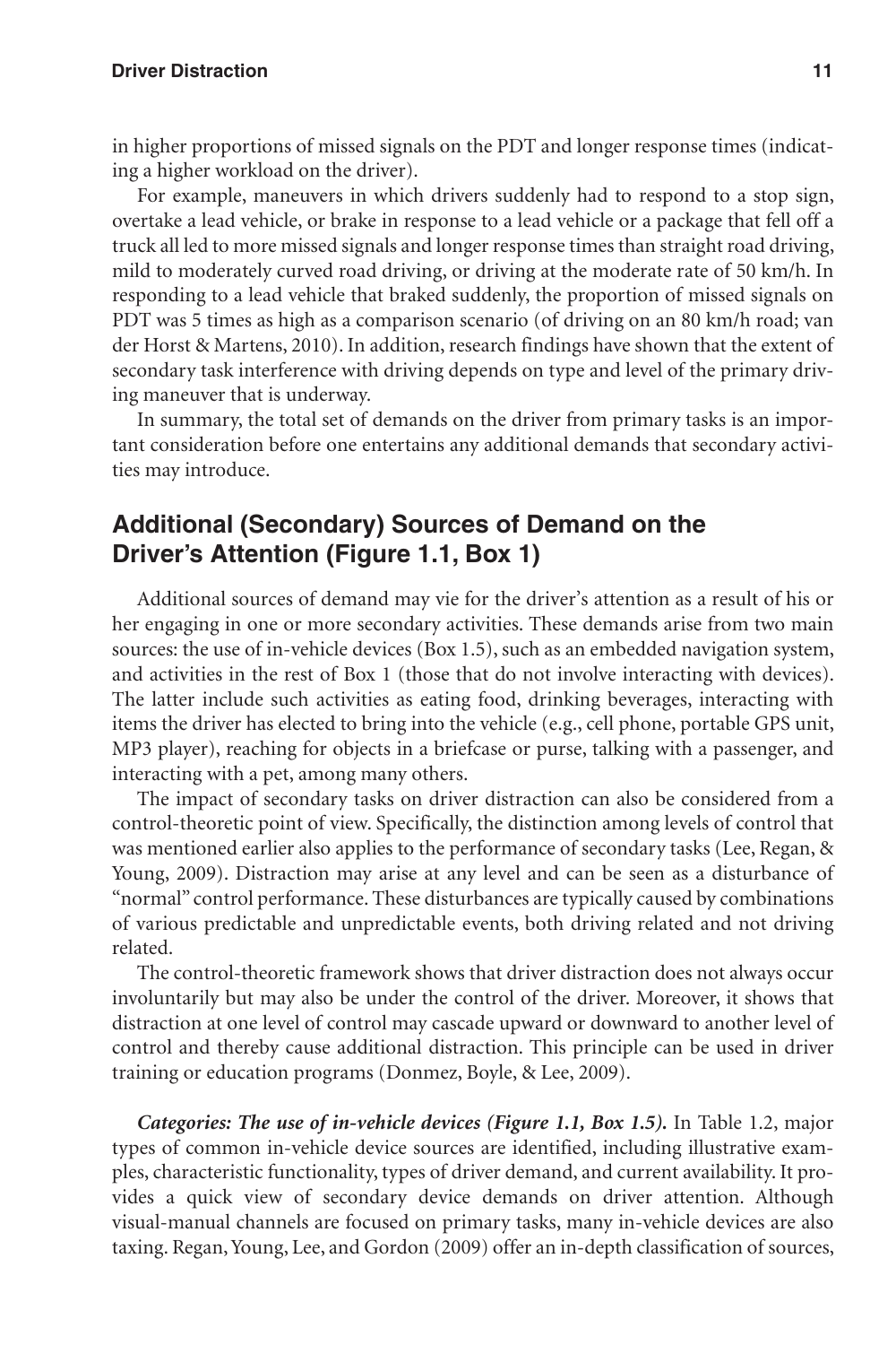in higher proportions of missed signals on the PDT and longer response times (indicating a higher workload on the driver).

For example, maneuvers in which drivers suddenly had to respond to a stop sign, overtake a lead vehicle, or brake in response to a lead vehicle or a package that fell off a truck all led to more missed signals and longer response times than straight road driving, mild to moderately curved road driving, or driving at the moderate rate of 50 km/h. In responding to a lead vehicle that braked suddenly, the proportion of missed signals on PDT was 5 times as high as a comparison scenario (of driving on an 80 km/h road; van der Horst & Martens, 2010). In addition, research findings have shown that the extent of secondary task interference with driving depends on type and level of the primary driving maneuver that is underway.

In summary, the total set of demands on the driver from primary tasks is an important consideration before one entertains any additional demands that secondary activities may introduce.

## Additional (Secondary) Sources of Demand on the Driver's Attention (Figure 1.1, Box 1)

Additional sources of demand may vie for the driver's attention as a result of his or her engaging in one or more secondary activities. These demands arise from two main sources: the use of in-vehicle devices (Box 1.5), such as an embedded navigation system, and activities in the rest of Box 1 (those that do not involve interacting with devices). The latter include such activities as eating food, drinking beverages, interacting with items the driver has elected to bring into the vehicle (e.g., cell phone, portable GPS unit, MP3 player), reaching for objects in a briefcase or purse, talking with a passenger, and interacting with a pet, among many others.

The impact of secondary tasks on driver distraction can also be considered from a control-theoretic point of view. Specifically, the distinction among levels of control that was mentioned earlier also applies to the performance of secondary tasks (Lee, Regan, & Young, 2009). Distraction may arise at any level and can be seen as a disturbance of "normal" control performance. These disturbances are typically caused by combinations of various predictable and unpredictable events, both driving related and not driving related.

The control-theoretic framework shows that driver distraction does not always occur involuntarily but may also be under the control of the driver. Moreover, it shows that distraction at one level of control may cascade upward or downward to another level of control and thereby cause additional distraction. This principle can be used in driver training or education programs (Donmez, Boyle, & Lee, 2009).

***Categories: The use of in-vehicle devices (Figure 1.1, Box 1.5).*** In Table 1.2, major types of common in-vehicle device sources are identified, including illustrative examples, characteristic functionality, types of driver demand, and current availability. It provides a quick view of secondary device demands on driver attention. Although visual-manual channels are focused on primary tasks, many in-vehicle devices are also taxing. Regan, Young, Lee, and Gordon (2009) offer an in-depth classification of sources,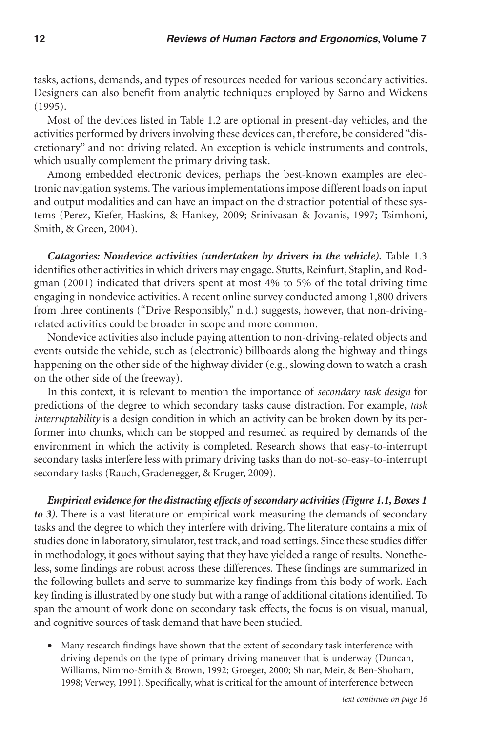tasks, actions, demands, and types of resources needed for various secondary activities. Designers can also benefit from analytic techniques employed by Sarno and Wickens (1995).

Most of the devices listed in Table 1.2 are optional in present-day vehicles, and the activities performed by drivers involving these devices can, therefore, be considered "discretionary" and not driving related. An exception is vehicle instruments and controls, which usually complement the primary driving task.

Among embedded electronic devices, perhaps the best-known examples are electronic navigation systems. The various implementations impose different loads on input and output modalities and can have an impact on the distraction potential of these systems (Perez, Kiefer, Haskins, & Hankey, 2009; Srinivasan & Jovanis, 1997; Tsimhoni, Smith, & Green, 2004).

***Catagories: Nondevice activities (undertaken by drivers in the vehicle).*** Table 1.3 identifies other activities in which drivers may engage. Stutts, Reinfurt, Staplin, and Rodgman (2001) indicated that drivers spent at most 4% to 5% of the total driving time engaging in nondevice activities. A recent online survey conducted among 1,800 drivers from three continents ("Drive Responsibly," n.d.) suggests, however, that non-driving-related activities could be broader in scope and more common.

Nondevice activities also include paying attention to non-driving-related objects and events outside the vehicle, such as (electronic) billboards along the highway and things happening on the other side of the highway divider (e.g., slowing down to watch a crash on the other side of the freeway).

In this context, it is relevant to mention the importance of *secondary task design* for predictions of the degree to which secondary tasks cause distraction. For example, *task interruptability* is a design condition in which an activity can be broken down by its performer into chunks, which can be stopped and resumed as required by demands of the environment in which the activity is completed. Research shows that easy-to-interrupt secondary tasks interfere less with primary driving tasks than do not-so-easy-to-interrupt secondary tasks (Rauch, Gradenegger, & Kruger, 2009).

***Empirical evidence for the distracting effects of secondary activities (Figure 1.1, Boxes 1 to 3).*** There is a vast literature on empirical work measuring the demands of secondary tasks and the degree to which they interfere with driving. The literature contains a mix of studies done in laboratory, simulator, test track, and road settings. Since these studies differ in methodology, it goes without saying that they have yielded a range of results. Nonetheless, some findings are robust across these differences. These findings are summarized in the following bullets and serve to summarize key findings from this body of work. Each key finding is illustrated by one study but with a range of additional citations identified. To span the amount of work done on secondary task effects, the focus is on visual, manual, and cognitive sources of task demand that have been studied.

- Many research findings have shown that the extent of secondary task interference with driving depends on the type of primary driving maneuver that is underway (Duncan, Williams, Nimmo-Smith & Brown, 1992; Groeger, 2000; Shinar, Meir, & Ben-Shoham, 1998; Verwey, 1991). Specifically, what is critical for the amount of interference between

*text continues on page 16*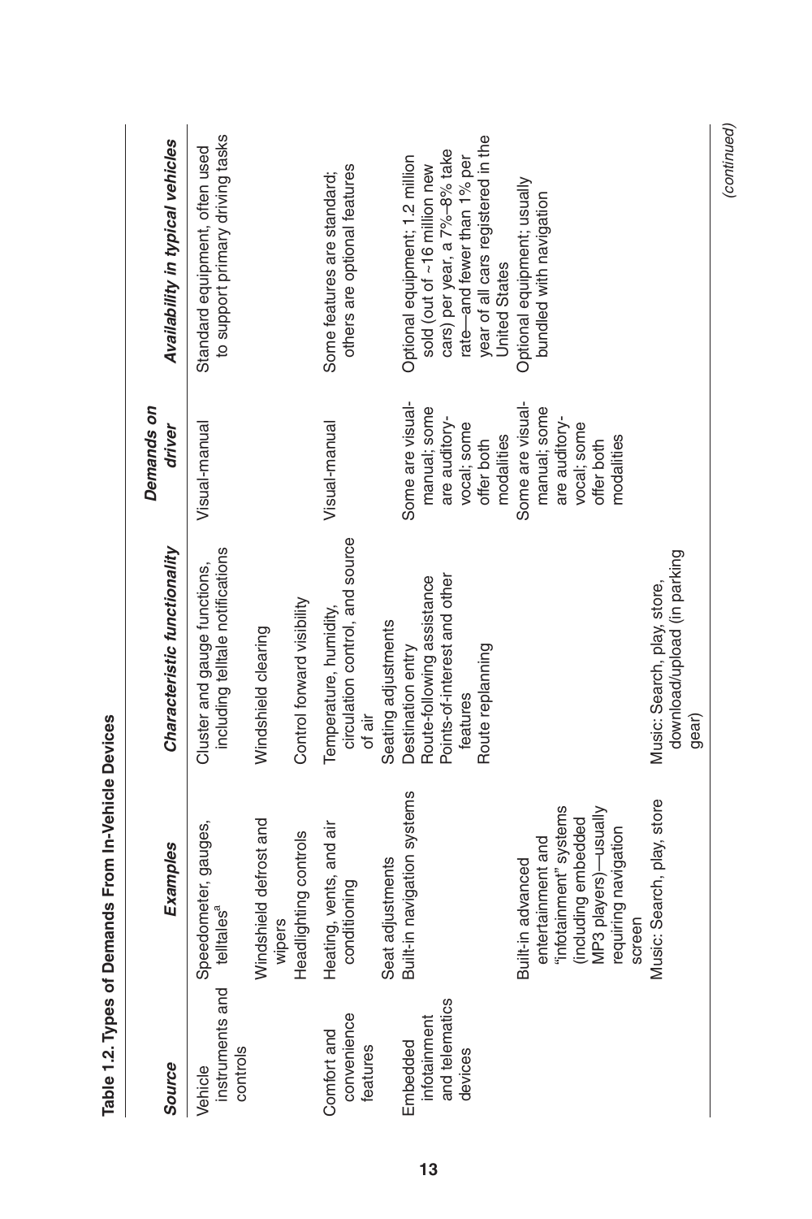**Table 1.2. Types of Demands From In-Vehicle Devices**

| Source | Examples | Characteristic functionality | Demands on driver | Availability in typical vehicles |
|---|---|---|---|---|
| Vehicle instruments and controls | Speedometer, gauges, telltales[a] | Cluster and gauge functions, including telltale notifications | Visual-manual | Standard equipment, often used to support primary driving tasks |
| | Windshield defrost and wipers | Windshield clearing | | |
| | Headlighting controls | Control forward visibility | | |
| Comfort and convenience features | Heating, vents, and air conditioning | Temperature, humidity, circulation control, and source of air | Visual-manual | Some features are standard; others are optional features |
| | Seat adjustments | Seating adjustments | | |
| Embedded infotainment and telematics devices | Built-in navigation systems | Destination entry<br>Route-following assistance<br>Points-of-interest and other features<br>Route replanning | Some are visual-manual; some are auditory-vocal; some offer both modalities | Optional equipment; 1.2 million sold (out of ~16 million new cars) per year, a 7%–8% take rate—and fewer than 1% per year of all cars registered in the United States |
| | Built-in advanced entertainment and "infotainment" systems (including embedded MP3 players)—usually requiring navigation screen | | Some are visual-manual; some are auditory-vocal; some offer both modalities | Optional equipment; usually bundled with navigation |
| | Music: Search, play, store | Music: Search, play, store, download/upload (in parking gear) | | |

*(continued)*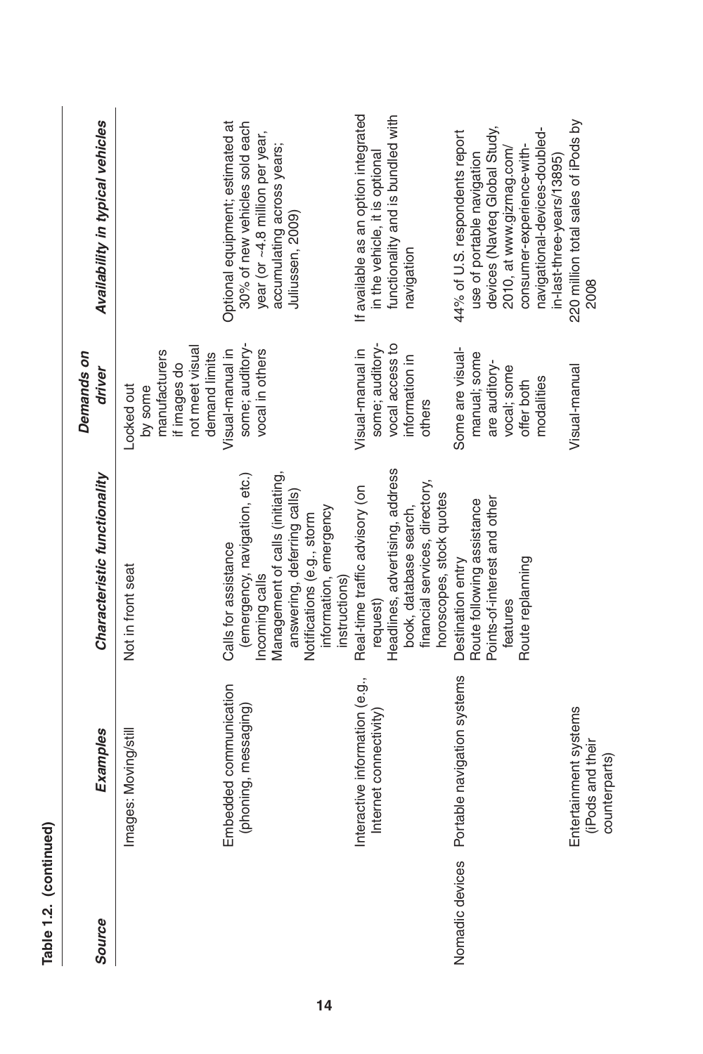**Table 1.2. (continued)**

| Source | Examples | Characteristic functionality | Demands on driver | Availability in typical vehicles |
|---|---|---|---|---|
| | Images: Moving/still | Not in front seat | Locked out by some manufacturers if images do not meet visual demand limits | |
| | Embedded communication (phoning, messaging) | Calls for assistance (emergency, navigation, etc.)<br>Incoming calls<br>Management of calls (initiating, answering, deferring calls)<br>Notifications (e.g., storm information, emergency instructions) | Visual-manual in some; auditory-vocal in others | Optional equipment; estimated at 30% of new vehicles sold each year (or ~4.8 million per year, accumulating across years; Juliussen, 2009) |
| | Interactive information (e.g., Internet connectivity) | Real-time traffic advisory (on request)<br>Headlines, advertising, address book, database search, financial services, directory, horoscopes, stock quotes | Visual-manual in some; auditory-vocal access to information in others | If available as an option integrated in the vehicle, it is optional functionality and is bundled with navigation |
| Nomadic devices | Portable navigation systems | Destination entry<br>Route following assistance<br>Points-of-interest and other features<br>Route replanning | Some are visual-manual; some are auditory-vocal; some offer both modalities | 44% of U.S. respondents report use of portable navigation devices (Navteq Global Study, 2010, at www.gizmag.com/consumer-experience-with-navigational-devices-doubled-in-last-three-years/13895) |
| | Entertainment systems (iPods and their counterparts) | | Visual-manual | 220 million total sales of iPods by 2008 |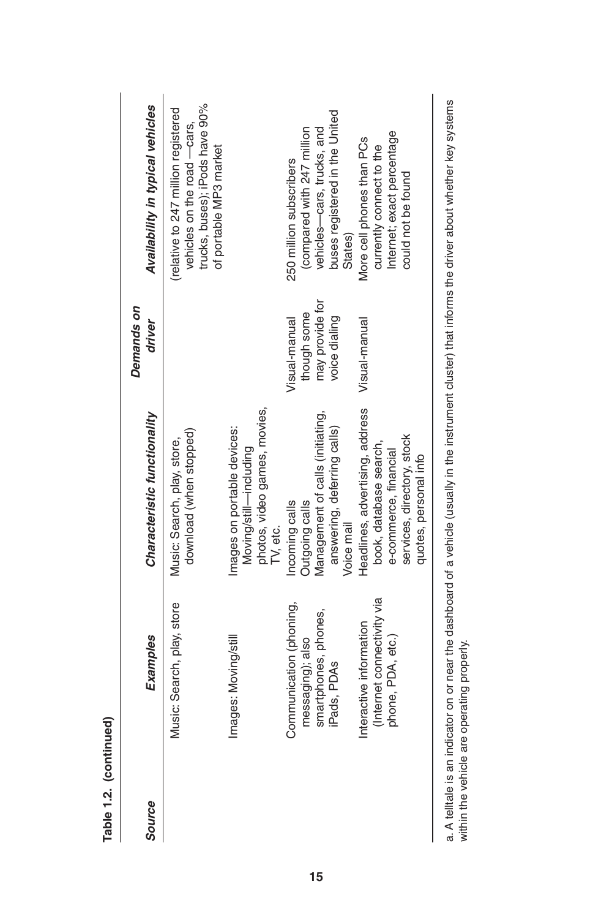**Table 1.2. (continued)**

| Source | Examples | Characteristic functionality | Demands on driver | Availability in typical vehicles |
|---|---|---|---|---|
| | Music: Search, play, store | Music: Search, play, store, download (when stopped) | | (relative to 247 million registered vehicles on the road —cars, trucks, buses); iPods have 90% of portable MP3 market |
| | Images: Moving/still | Images on portable devices: Moving/still—including photos, video games, movies, TV, etc. | | |
| | Communication (phoning, messaging); also smartphones, phones, iPads, PDAs | Incoming calls<br>Outgoing calls<br>Management of calls (initiating, answering, deferring calls)<br>Voice mail | Visual-manual though some may provide for voice dialing | 250 million subscribers (compared with 247 million vehicles—cars, trucks, and buses registered in the United States) |
| | Interactive information (Internet connectivity via phone, PDA, etc.) | Headlines, advertising, address book, database search, e-commerce, financial services, directory, stock quotes, personal info | Visual-manual | More cell phones than PCs currently connect to the Internet; exact percentage could not be found |

a. A telltale is an indicator on or near the dashboard of a vehicle (usually in the instrument cluster) that informs the driver about whether key systems within the vehicle are operating properly.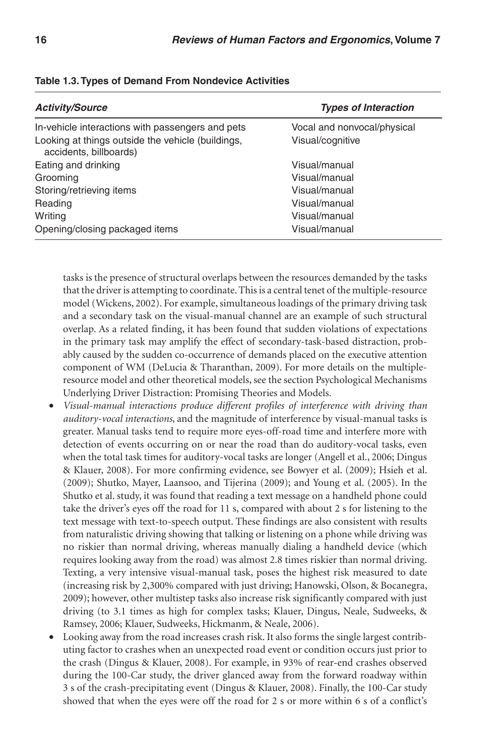**Table 1.3. Types of Demand From Nondevice Activities**

| *Activity/Source* | *Types of Interaction* |
|---|---|
| In-vehicle interactions with passengers and pets | Vocal and nonvocal/physical |
| Looking at things outside the vehicle (buildings, accidents, billboards) | Visual/cognitive |
| Eating and drinking | Visual/manual |
| Grooming | Visual/manual |
| Storing/retrieving items | Visual/manual |
| Reading | Visual/manual |
| Writing | Visual/manual |
| Opening/closing packaged items | Visual/manual |

tasks is the presence of structural overlaps between the resources demanded by the tasks that the driver is attempting to coordinate. This is a central tenet of the multiple-resource model (Wickens, 2002). For example, simultaneous loadings of the primary driving task and a secondary task on the visual-manual channel are an example of such structural overlap. As a related finding, it has been found that sudden violations of expectations in the primary task may amplify the effect of secondary-task-based distraction, probably caused by the sudden co-occurrence of demands placed on the executive attention component of WM (DeLucia & Tharanthan, 2009). For more details on the multiple-resource model and other theoretical models, see the section Psychological Mechanisms Underlying Driver Distraction: Promising Theories and Models.

- *Visual-manual interactions produce different profiles of interference with driving than auditory-vocal interactions*, and the magnitude of interference by visual-manual tasks is greater. Manual tasks tend to require more eyes-off-road time and interfere more with detection of events occurring on or near the road than do auditory-vocal tasks, even when the total task times for auditory-vocal tasks are longer (Angell et al., 2006; Dingus & Klauer, 2008). For more confirming evidence, see Bowyer et al. (2009); Hsieh et al. (2009); Shutko, Mayer, Laansoo, and Tijerina (2009); and Young et al. (2005). In the Shutko et al. study, it was found that reading a text message on a handheld phone could take the driver's eyes off the road for 11 s, compared with about 2 s for listening to the text message with text-to-speech output. These findings are also consistent with results from naturalistic driving showing that talking or listening on a phone while driving was no riskier than normal driving, whereas manually dialing a handheld device (which requires looking away from the road) was almost 2.8 times riskier than normal driving. Texting, a very intensive visual-manual task, poses the highest risk measured to date (increasing risk by 2,300% compared with just driving; Hanowski, Olson, & Bocanegra, 2009); however, other multistep tasks also increase risk significantly compared with just driving (to 3.1 times as high for complex tasks; Klauer, Dingus, Neale, Sudweeks, & Ramsey, 2006; Klauer, Sudweeks, Hickmanm, & Neale, 2006).
- Looking away from the road increases crash risk. It also forms the single largest contributing factor to crashes when an unexpected road event or condition occurs just prior to the crash (Dingus & Klauer, 2008). For example, in 93% of rear-end crashes observed during the 100-Car study, the driver glanced away from the forward roadway within 3 s of the crash-precipitating event (Dingus & Klauer, 2008). Finally, the 100-Car study showed that when the eyes were off the road for 2 s or more within 6 s of a conflict's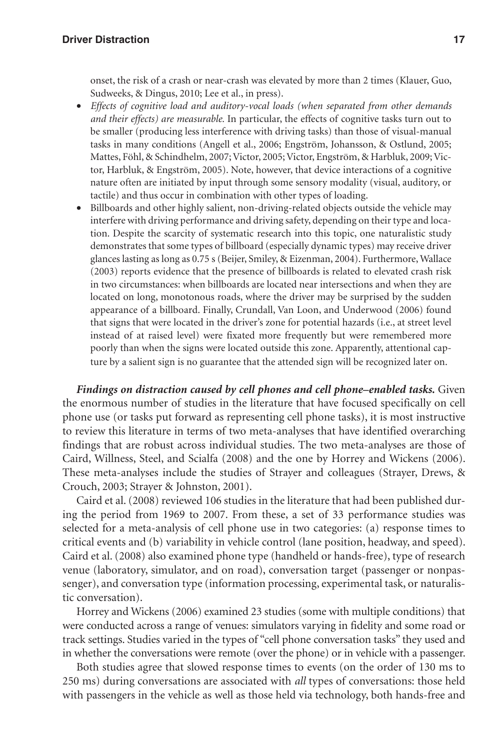onset, the risk of a crash or near-crash was elevated by more than 2 times (Klauer, Guo, Sudweeks, & Dingus, 2010; Lee et al., in press).

- *Effects of cognitive load and auditory-vocal loads (when separated from other demands and their effects) are measurable.* In particular, the effects of cognitive tasks turn out to be smaller (producing less interference with driving tasks) than those of visual-manual tasks in many conditions (Angell et al., 2006; Engström, Johansson, & Ostlund, 2005; Mattes, Föhl, & Schindhelm, 2007; Victor, 2005; Victor, Engström, & Harbluk, 2009; Victor, Harbluk, & Engström, 2005). Note, however, that device interactions of a cognitive nature often are initiated by input through some sensory modality (visual, auditory, or tactile) and thus occur in combination with other types of loading.
- Billboards and other highly salient, non-driving-related objects outside the vehicle may interfere with driving performance and driving safety, depending on their type and location. Despite the scarcity of systematic research into this topic, one naturalistic study demonstrates that some types of billboard (especially dynamic types) may receive driver glances lasting as long as 0.75 s (Beijer, Smiley, & Eizenman, 2004). Furthermore, Wallace (2003) reports evidence that the presence of billboards is related to elevated crash risk in two circumstances: when billboards are located near intersections and when they are located on long, monotonous roads, where the driver may be surprised by the sudden appearance of a billboard. Finally, Crundall, Van Loon, and Underwood (2006) found that signs that were located in the driver's zone for potential hazards (i.e., at street level instead of at raised level) were fixated more frequently but were remembered more poorly than when the signs were located outside this zone. Apparently, attentional capture by a salient sign is no guarantee that the attended sign will be recognized later on.

***Findings on distraction caused by cell phones and cell phone–enabled tasks.*** Given the enormous number of studies in the literature that have focused specifically on cell phone use (or tasks put forward as representing cell phone tasks), it is most instructive to review this literature in terms of two meta-analyses that have identified overarching findings that are robust across individual studies. The two meta-analyses are those of Caird, Willness, Steel, and Scialfa (2008) and the one by Horrey and Wickens (2006). These meta-analyses include the studies of Strayer and colleagues (Strayer, Drews, & Crouch, 2003; Strayer & Johnston, 2001).

Caird et al. (2008) reviewed 106 studies in the literature that had been published during the period from 1969 to 2007. From these, a set of 33 performance studies was selected for a meta-analysis of cell phone use in two categories: (a) response times to critical events and (b) variability in vehicle control (lane position, headway, and speed). Caird et al. (2008) also examined phone type (handheld or hands-free), type of research venue (laboratory, simulator, and on road), conversation target (passenger or nonpassenger), and conversation type (information processing, experimental task, or naturalistic conversation).

Horrey and Wickens (2006) examined 23 studies (some with multiple conditions) that were conducted across a range of venues: simulators varying in fidelity and some road or track settings. Studies varied in the types of "cell phone conversation tasks" they used and in whether the conversations were remote (over the phone) or in vehicle with a passenger.

Both studies agree that slowed response times to events (on the order of 130 ms to 250 ms) during conversations are associated with *all* types of conversations: those held with passengers in the vehicle as well as those held via technology, both hands-free and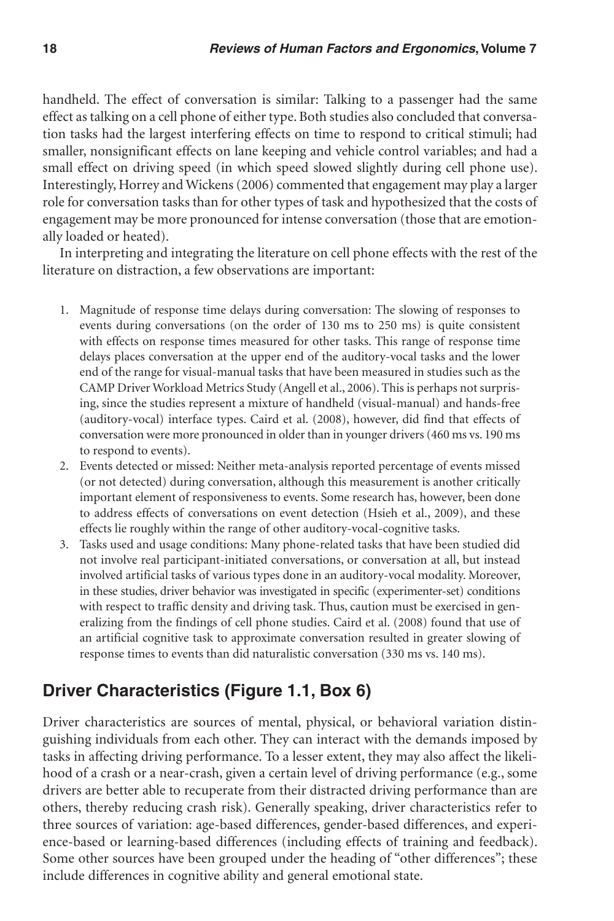handheld. The effect of conversation is similar: Talking to a passenger had the same effect as talking on a cell phone of either type. Both studies also concluded that conversation tasks had the largest interfering effects on time to respond to critical stimuli; had smaller, nonsignificant effects on lane keeping and vehicle control variables; and had a small effect on driving speed (in which speed slowed slightly during cell phone use). Interestingly, Horrey and Wickens (2006) commented that engagement may play a larger role for conversation tasks than for other types of task and hypothesized that the costs of engagement may be more pronounced for intense conversation (those that are emotionally loaded or heated).

In interpreting and integrating the literature on cell phone effects with the rest of the literature on distraction, a few observations are important:

1. Magnitude of response time delays during conversation: The slowing of responses to events during conversations (on the order of 130 ms to 250 ms) is quite consistent with effects on response times measured for other tasks. This range of response time delays places conversation at the upper end of the auditory-vocal tasks and the lower end of the range for visual-manual tasks that have been measured in studies such as the CAMP Driver Workload Metrics Study (Angell et al., 2006). This is perhaps not surprising, since the studies represent a mixture of handheld (visual-manual) and hands-free (auditory-vocal) interface types. Caird et al. (2008), however, did find that effects of conversation were more pronounced in older than in younger drivers (460 ms vs. 190 ms to respond to events).
2. Events detected or missed: Neither meta-analysis reported percentage of events missed (or not detected) during conversation, although this measurement is another critically important element of responsiveness to events. Some research has, however, been done to address effects of conversations on event detection (Hsieh et al., 2009), and these effects lie roughly within the range of other auditory-vocal-cognitive tasks.
3. Tasks used and usage conditions: Many phone-related tasks that have been studied did not involve real participant-initiated conversations, or conversation at all, but instead involved artificial tasks of various types done in an auditory-vocal modality. Moreover, in these studies, driver behavior was investigated in specific (experimenter-set) conditions with respect to traffic density and driving task. Thus, caution must be exercised in generalizing from the findings of cell phone studies. Caird et al. (2008) found that use of an artificial cognitive task to approximate conversation resulted in greater slowing of response times to events than did naturalistic conversation (330 ms vs. 140 ms).

## Driver Characteristics (Figure 1.1, Box 6)

Driver characteristics are sources of mental, physical, or behavioral variation distinguishing individuals from each other. They can interact with the demands imposed by tasks in affecting driving performance. To a lesser extent, they may also affect the likelihood of a crash or a near-crash, given a certain level of driving performance (e.g., some drivers are better able to recuperate from their distracted driving performance than are others, thereby reducing crash risk). Generally speaking, driver characteristics refer to three sources of variation: age-based differences, gender-based differences, and experience-based or learning-based differences (including effects of training and feedback). Some other sources have been grouped under the heading of "other differences"; these include differences in cognitive ability and general emotional state.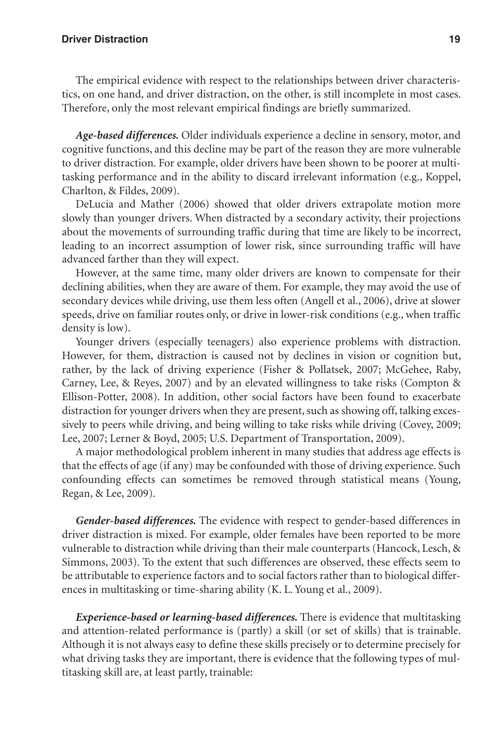The empirical evidence with respect to the relationships between driver characteristics, on one hand, and driver distraction, on the other, is still incomplete in most cases. Therefore, only the most relevant empirical findings are briefly summarized.

***Age-based differences.*** Older individuals experience a decline in sensory, motor, and cognitive functions, and this decline may be part of the reason they are more vulnerable to driver distraction. For example, older drivers have been shown to be poorer at multitasking performance and in the ability to discard irrelevant information (e.g., Koppel, Charlton, & Fildes, 2009).

DeLucia and Mather (2006) showed that older drivers extrapolate motion more slowly than younger drivers. When distracted by a secondary activity, their projections about the movements of surrounding traffic during that time are likely to be incorrect, leading to an incorrect assumption of lower risk, since surrounding traffic will have advanced farther than they will expect.

However, at the same time, many older drivers are known to compensate for their declining abilities, when they are aware of them. For example, they may avoid the use of secondary devices while driving, use them less often (Angell et al., 2006), drive at slower speeds, drive on familiar routes only, or drive in lower-risk conditions (e.g., when traffic density is low).

Younger drivers (especially teenagers) also experience problems with distraction. However, for them, distraction is caused not by declines in vision or cognition but, rather, by the lack of driving experience (Fisher & Pollatsek, 2007; McGehee, Raby, Carney, Lee, & Reyes, 2007) and by an elevated willingness to take risks (Compton & Ellison-Potter, 2008). In addition, other social factors have been found to exacerbate distraction for younger drivers when they are present, such as showing off, talking excessively to peers while driving, and being willing to take risks while driving (Covey, 2009; Lee, 2007; Lerner & Boyd, 2005; U.S. Department of Transportation, 2009).

A major methodological problem inherent in many studies that address age effects is that the effects of age (if any) may be confounded with those of driving experience. Such confounding effects can sometimes be removed through statistical means (Young, Regan, & Lee, 2009).

***Gender-based differences.*** The evidence with respect to gender-based differences in driver distraction is mixed. For example, older females have been reported to be more vulnerable to distraction while driving than their male counterparts (Hancock, Lesch, & Simmons, 2003). To the extent that such differences are observed, these effects seem to be attributable to experience factors and to social factors rather than to biological differences in multitasking or time-sharing ability (K. L. Young et al., 2009).

***Experience-based or learning-based differences.*** There is evidence that multitasking and attention-related performance is (partly) a skill (or set of skills) that is trainable. Although it is not always easy to define these skills precisely or to determine precisely for what driving tasks they are important, there is evidence that the following types of multitasking skill are, at least partly, trainable: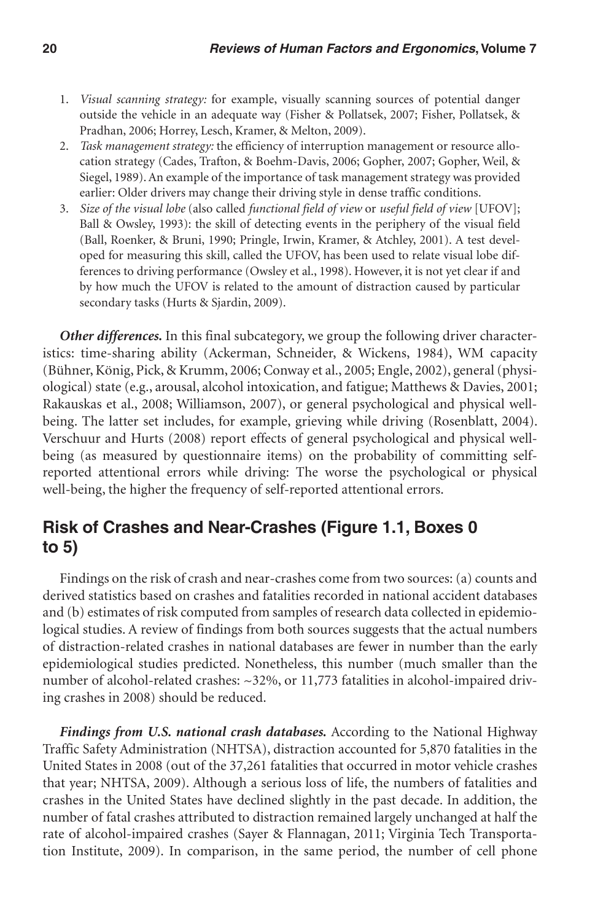1. *Visual scanning strategy:* for example, visually scanning sources of potential danger outside the vehicle in an adequate way (Fisher & Pollatsek, 2007; Fisher, Pollatsek, & Pradhan, 2006; Horrey, Lesch, Kramer, & Melton, 2009).
2. *Task management strategy:* the efficiency of interruption management or resource allocation strategy (Cades, Trafton, & Boehm-Davis, 2006; Gopher, 2007; Gopher, Weil, & Siegel, 1989). An example of the importance of task management strategy was provided earlier: Older drivers may change their driving style in dense traffic conditions.
3. *Size of the visual lobe* (also called *functional field of view* or *useful field of view* [UFOV]; Ball & Owsley, 1993): the skill of detecting events in the periphery of the visual field (Ball, Roenker, & Bruni, 1990; Pringle, Irwin, Kramer, & Atchley, 2001). A test developed for measuring this skill, called the UFOV, has been used to relate visual lobe differences to driving performance (Owsley et al., 1998). However, it is not yet clear if and by how much the UFOV is related to the amount of distraction caused by particular secondary tasks (Hurts & Sjardin, 2009).

***Other differences.*** In this final subcategory, we group the following driver characteristics: time-sharing ability (Ackerman, Schneider, & Wickens, 1984), WM capacity (Bühner, König, Pick, & Krumm, 2006; Conway et al., 2005; Engle, 2002), general (physiological) state (e.g., arousal, alcohol intoxication, and fatigue; Matthews & Davies, 2001; Rakauskas et al., 2008; Williamson, 2007), or general psychological and physical well-being. The latter set includes, for example, grieving while driving (Rosenblatt, 2004). Verschuur and Hurts (2008) report effects of general psychological and physical well-being (as measured by questionnaire items) on the probability of committing self-reported attentional errors while driving: The worse the psychological or physical well-being, the higher the frequency of self-reported attentional errors.

## Risk of Crashes and Near-Crashes (Figure 1.1, Boxes 0 to 5)

Findings on the risk of crash and near-crashes come from two sources: (a) counts and derived statistics based on crashes and fatalities recorded in national accident databases and (b) estimates of risk computed from samples of research data collected in epidemiological studies. A review of findings from both sources suggests that the actual numbers of distraction-related crashes in national databases are fewer in number than the early epidemiological studies predicted. Nonetheless, this number (much smaller than the number of alcohol-related crashes: ~32%, or 11,773 fatalities in alcohol-impaired driving crashes in 2008) should be reduced.

***Findings from U.S. national crash databases.*** According to the National Highway Traffic Safety Administration (NHTSA), distraction accounted for 5,870 fatalities in the United States in 2008 (out of the 37,261 fatalities that occurred in motor vehicle crashes that year; NHTSA, 2009). Although a serious loss of life, the numbers of fatalities and crashes in the United States have declined slightly in the past decade. In addition, the number of fatal crashes attributed to distraction remained largely unchanged at half the rate of alcohol-impaired crashes (Sayer & Flannagan, 2011; Virginia Tech Transportation Institute, 2009). In comparison, in the same period, the number of cell phone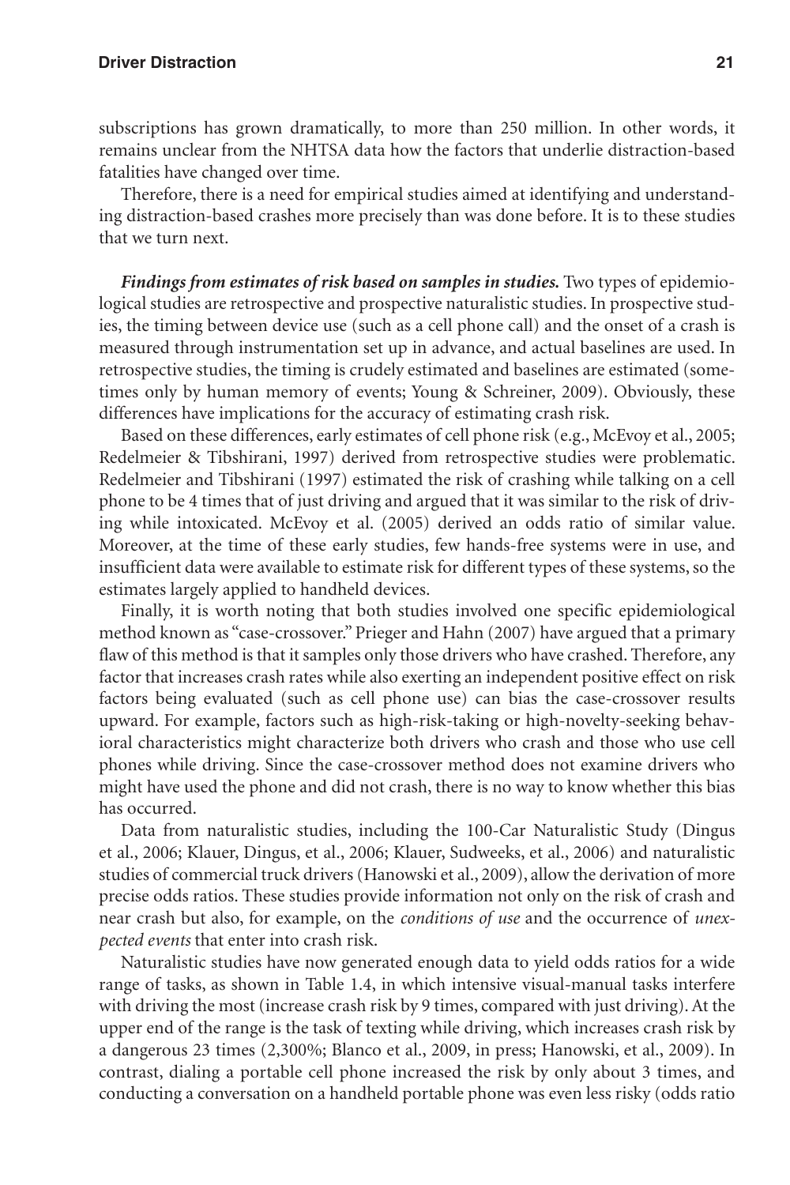subscriptions has grown dramatically, to more than 250 million. In other words, it remains unclear from the NHTSA data how the factors that underlie distraction-based fatalities have changed over time.

Therefore, there is a need for empirical studies aimed at identifying and understanding distraction-based crashes more precisely than was done before. It is to these studies that we turn next.

***Findings from estimates of risk based on samples in studies.*** Two types of epidemiological studies are retrospective and prospective naturalistic studies. In prospective studies, the timing between device use (such as a cell phone call) and the onset of a crash is measured through instrumentation set up in advance, and actual baselines are used. In retrospective studies, the timing is crudely estimated and baselines are estimated (sometimes only by human memory of events; Young & Schreiner, 2009). Obviously, these differences have implications for the accuracy of estimating crash risk.

Based on these differences, early estimates of cell phone risk (e.g., McEvoy et al., 2005; Redelmeier & Tibshirani, 1997) derived from retrospective studies were problematic. Redelmeier and Tibshirani (1997) estimated the risk of crashing while talking on a cell phone to be 4 times that of just driving and argued that it was similar to the risk of driving while intoxicated. McEvoy et al. (2005) derived an odds ratio of similar value. Moreover, at the time of these early studies, few hands-free systems were in use, and insufficient data were available to estimate risk for different types of these systems, so the estimates largely applied to handheld devices.

Finally, it is worth noting that both studies involved one specific epidemiological method known as "case-crossover." Prieger and Hahn (2007) have argued that a primary flaw of this method is that it samples only those drivers who have crashed. Therefore, any factor that increases crash rates while also exerting an independent positive effect on risk factors being evaluated (such as cell phone use) can bias the case-crossover results upward. For example, factors such as high-risk-taking or high-novelty-seeking behavioral characteristics might characterize both drivers who crash and those who use cell phones while driving. Since the case-crossover method does not examine drivers who might have used the phone and did not crash, there is no way to know whether this bias has occurred.

Data from naturalistic studies, including the 100-Car Naturalistic Study (Dingus et al., 2006; Klauer, Dingus, et al., 2006; Klauer, Sudweeks, et al., 2006) and naturalistic studies of commercial truck drivers (Hanowski et al., 2009), allow the derivation of more precise odds ratios. These studies provide information not only on the risk of crash and near crash but also, for example, on the *conditions of use* and the occurrence of *unexpected events* that enter into crash risk.

Naturalistic studies have now generated enough data to yield odds ratios for a wide range of tasks, as shown in Table 1.4, in which intensive visual-manual tasks interfere with driving the most (increase crash risk by 9 times, compared with just driving). At the upper end of the range is the task of texting while driving, which increases crash risk by a dangerous 23 times (2,300%; Blanco et al., 2009, in press; Hanowski, et al., 2009). In contrast, dialing a portable cell phone increased the risk by only about 3 times, and conducting a conversation on a handheld portable phone was even less risky (odds ratio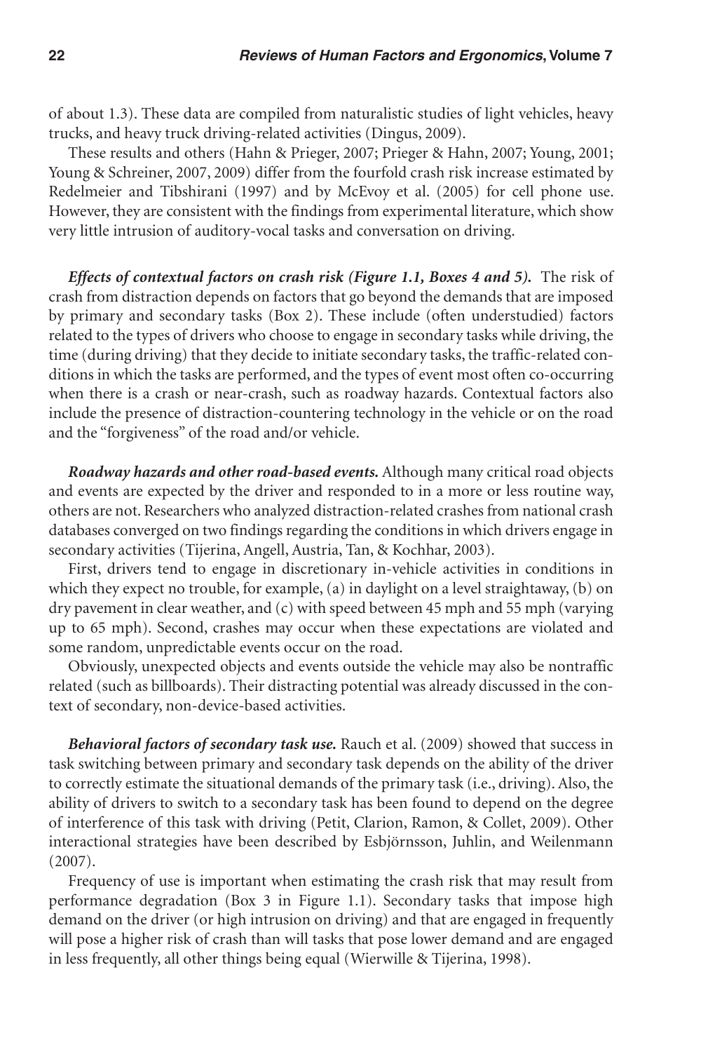of about 1.3). These data are compiled from naturalistic studies of light vehicles, heavy trucks, and heavy truck driving-related activities (Dingus, 2009).

These results and others (Hahn & Prieger, 2007; Prieger & Hahn, 2007; Young, 2001; Young & Schreiner, 2007, 2009) differ from the fourfold crash risk increase estimated by Redelmeier and Tibshirani (1997) and by McEvoy et al. (2005) for cell phone use. However, they are consistent with the findings from experimental literature, which show very little intrusion of auditory-vocal tasks and conversation on driving.

***Effects of contextual factors on crash risk (Figure 1.1, Boxes 4 and 5).*** The risk of crash from distraction depends on factors that go beyond the demands that are imposed by primary and secondary tasks (Box 2). These include (often understudied) factors related to the types of drivers who choose to engage in secondary tasks while driving, the time (during driving) that they decide to initiate secondary tasks, the traffic-related conditions in which the tasks are performed, and the types of event most often co-occurring when there is a crash or near-crash, such as roadway hazards. Contextual factors also include the presence of distraction-countering technology in the vehicle or on the road and the "forgiveness" of the road and/or vehicle.

***Roadway hazards and other road-based events.*** Although many critical road objects and events are expected by the driver and responded to in a more or less routine way, others are not. Researchers who analyzed distraction-related crashes from national crash databases converged on two findings regarding the conditions in which drivers engage in secondary activities (Tijerina, Angell, Austria, Tan, & Kochhar, 2003).

First, drivers tend to engage in discretionary in-vehicle activities in conditions in which they expect no trouble, for example, (a) in daylight on a level straightaway, (b) on dry pavement in clear weather, and (c) with speed between 45 mph and 55 mph (varying up to 65 mph). Second, crashes may occur when these expectations are violated and some random, unpredictable events occur on the road.

Obviously, unexpected objects and events outside the vehicle may also be nontraffic related (such as billboards). Their distracting potential was already discussed in the context of secondary, non-device-based activities.

***Behavioral factors of secondary task use.*** Rauch et al. (2009) showed that success in task switching between primary and secondary task depends on the ability of the driver to correctly estimate the situational demands of the primary task (i.e., driving). Also, the ability of drivers to switch to a secondary task has been found to depend on the degree of interference of this task with driving (Petit, Clarion, Ramon, & Collet, 2009). Other interactional strategies have been described by Esbjörnsson, Juhlin, and Weilenmann (2007).

Frequency of use is important when estimating the crash risk that may result from performance degradation (Box 3 in Figure 1.1). Secondary tasks that impose high demand on the driver (or high intrusion on driving) and that are engaged in frequently will pose a higher risk of crash than will tasks that pose lower demand and are engaged in less frequently, all other things being equal (Wierwille & Tijerina, 1998).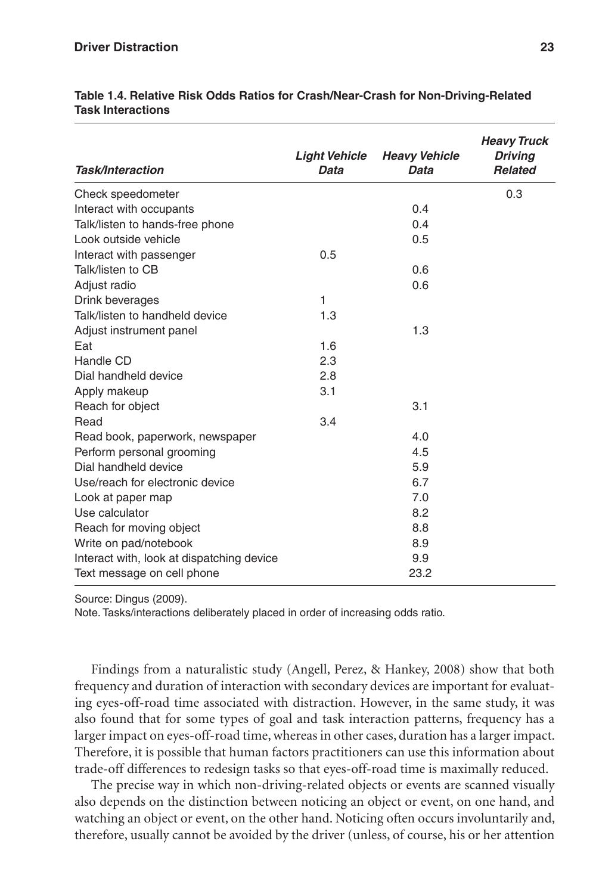**Table 1.4. Relative Risk Odds Ratios for Crash/Near-Crash for Non-Driving-Related Task Interactions**

| *Task/Interaction* | *Light Vehicle Data* | *Heavy Vehicle Data* | *Heavy Truck Driving Related* |
|---|---|---|---|
| Check speedometer | | | 0.3 |
| Interact with occupants | | 0.4 | |
| Talk/listen to hands-free phone | | 0.4 | |
| Look outside vehicle | | 0.5 | |
| Interact with passenger | 0.5 | | |
| Talk/listen to CB | | 0.6 | |
| Adjust radio | | 0.6 | |
| Drink beverages | 1 | | |
| Talk/listen to handheld device | 1.3 | | |
| Adjust instrument panel | | 1.3 | |
| Eat | 1.6 | | |
| Handle CD | 2.3 | | |
| Dial handheld device | 2.8 | | |
| Apply makeup | 3.1 | | |
| Reach for object | | 3.1 | |
| Read | 3.4 | | |
| Read book, paperwork, newspaper | | 4.0 | |
| Perform personal grooming | | 4.5 | |
| Dial handheld device | | 5.9 | |
| Use/reach for electronic device | | 6.7 | |
| Look at paper map | | 7.0 | |
| Use calculator | | 8.2 | |
| Reach for moving object | | 8.8 | |
| Write on pad/notebook | | 8.9 | |
| Interact with, look at dispatching device | | 9.9 | |
| Text message on cell phone | | 23.2 | |

Source: Dingus (2009).

Note. Tasks/interactions deliberately placed in order of increasing odds ratio.

Findings from a naturalistic study (Angell, Perez, & Hankey, 2008) show that both frequency and duration of interaction with secondary devices are important for evaluating eyes-off-road time associated with distraction. However, in the same study, it was also found that for some types of goal and task interaction patterns, frequency has a larger impact on eyes-off-road time, whereas in other cases, duration has a larger impact. Therefore, it is possible that human factors practitioners can use this information about trade-off differences to redesign tasks so that eyes-off-road time is maximally reduced.

The precise way in which non-driving-related objects or events are scanned visually also depends on the distinction between noticing an object or event, on one hand, and watching an object or event, on the other hand. Noticing often occurs involuntarily and, therefore, usually cannot be avoided by the driver (unless, of course, his or her attention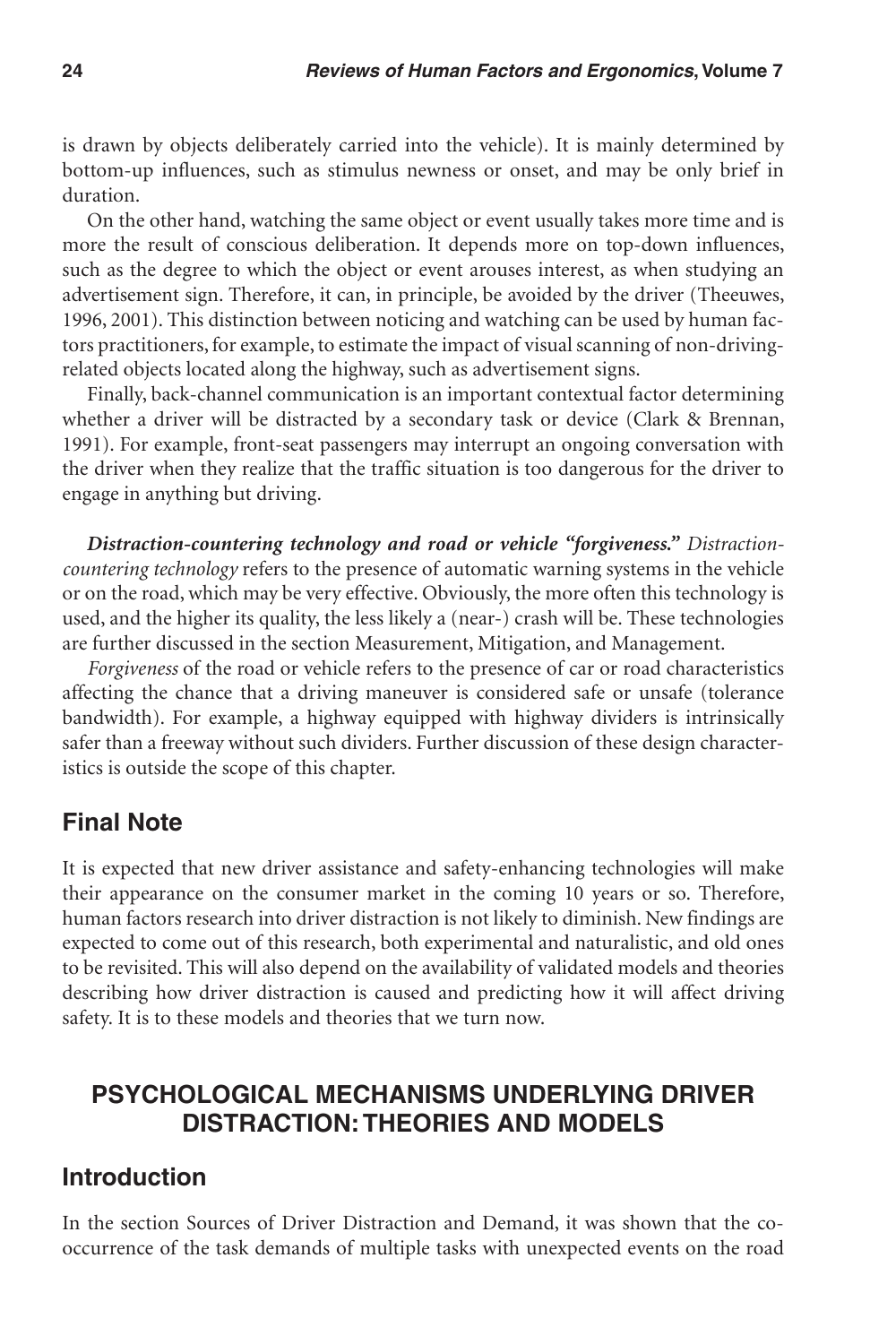is drawn by objects deliberately carried into the vehicle). It is mainly determined by bottom-up influences, such as stimulus newness or onset, and may be only brief in duration.

On the other hand, watching the same object or event usually takes more time and is more the result of conscious deliberation. It depends more on top-down influences, such as the degree to which the object or event arouses interest, as when studying an advertisement sign. Therefore, it can, in principle, be avoided by the driver (Theeuwes, 1996, 2001). This distinction between noticing and watching can be used by human factors practitioners, for example, to estimate the impact of visual scanning of non-driving-related objects located along the highway, such as advertisement signs.

Finally, back-channel communication is an important contextual factor determining whether a driver will be distracted by a secondary task or device (Clark & Brennan, 1991). For example, front-seat passengers may interrupt an ongoing conversation with the driver when they realize that the traffic situation is too dangerous for the driver to engage in anything but driving.

***Distraction-countering technology and road or vehicle "forgiveness."*** *Distraction-countering technology* refers to the presence of automatic warning systems in the vehicle or on the road, which may be very effective. Obviously, the more often this technology is used, and the higher its quality, the less likely a (near-) crash will be. These technologies are further discussed in the section Measurement, Mitigation, and Management.

*Forgiveness* of the road or vehicle refers to the presence of car or road characteristics affecting the chance that a driving maneuver is considered safe or unsafe (tolerance bandwidth). For example, a highway equipped with highway dividers is intrinsically safer than a freeway without such dividers. Further discussion of these design characteristics is outside the scope of this chapter.

## Final Note

It is expected that new driver assistance and safety-enhancing technologies will make their appearance on the consumer market in the coming 10 years or so. Therefore, human factors research into driver distraction is not likely to diminish. New findings are expected to come out of this research, both experimental and naturalistic, and old ones to be revisited. This will also depend on the availability of validated models and theories describing how driver distraction is caused and predicting how it will affect driving safety. It is to these models and theories that we turn now.

# PSYCHOLOGICAL MECHANISMS UNDERLYING DRIVER DISTRACTION: THEORIES AND MODELS

## Introduction

In the section Sources of Driver Distraction and Demand, it was shown that the co-occurrence of the task demands of multiple tasks with unexpected events on the road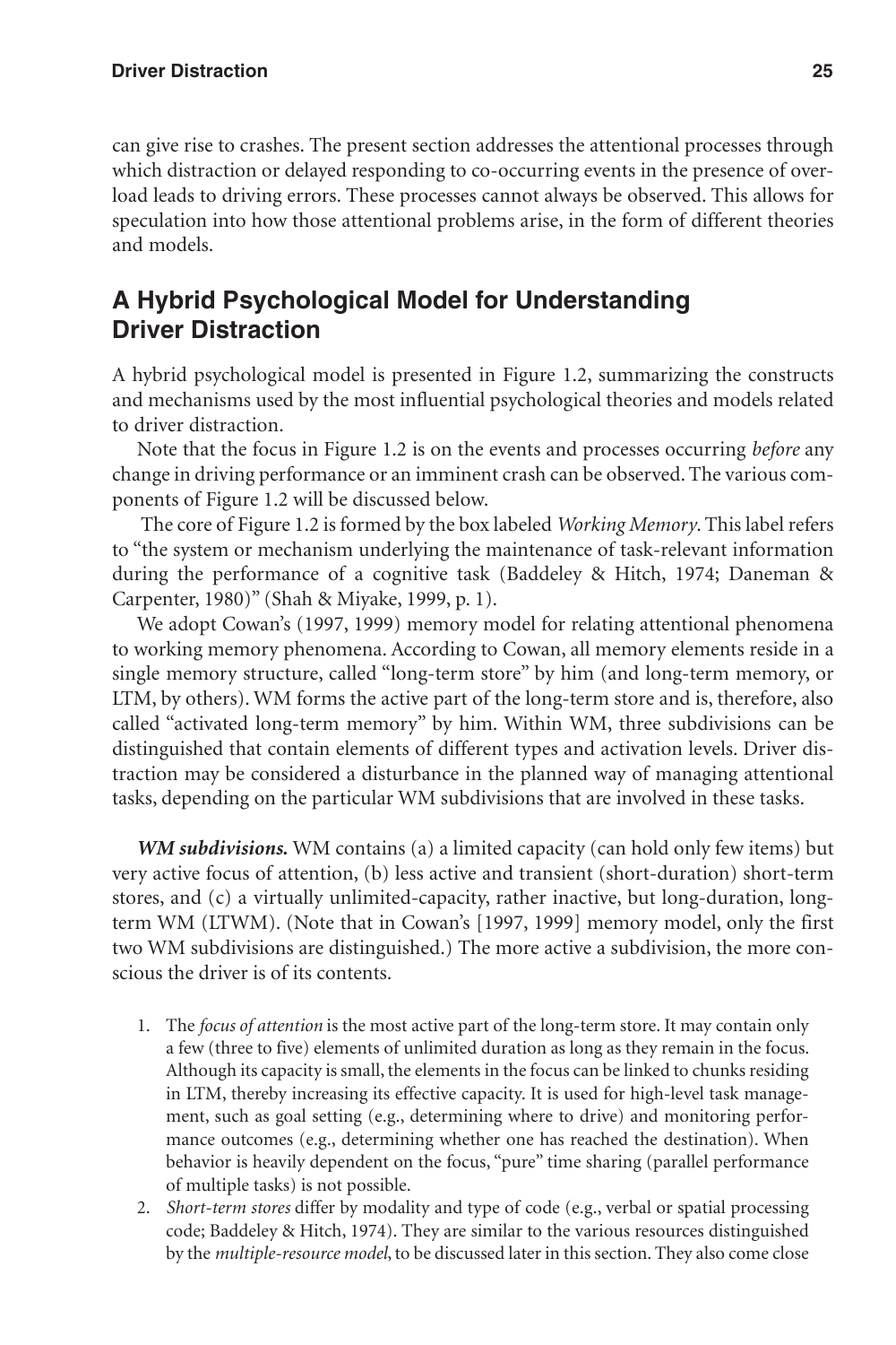can give rise to crashes. The present section addresses the attentional processes through which distraction or delayed responding to co-occurring events in the presence of overload leads to driving errors. These processes cannot always be observed. This allows for speculation into how those attentional problems arise, in the form of different theories and models.

## A Hybrid Psychological Model for Understanding Driver Distraction

A hybrid psychological model is presented in Figure 1.2, summarizing the constructs and mechanisms used by the most influential psychological theories and models related to driver distraction.

Note that the focus in Figure 1.2 is on the events and processes occurring *before* any change in driving performance or an imminent crash can be observed. The various components of Figure 1.2 will be discussed below.

The core of Figure 1.2 is formed by the box labeled *Working Memory*. This label refers to "the system or mechanism underlying the maintenance of task-relevant information during the performance of a cognitive task (Baddeley & Hitch, 1974; Daneman & Carpenter, 1980)" (Shah & Miyake, 1999, p. 1).

We adopt Cowan's (1997, 1999) memory model for relating attentional phenomena to working memory phenomena. According to Cowan, all memory elements reside in a single memory structure, called "long-term store" by him (and long-term memory, or LTM, by others). WM forms the active part of the long-term store and is, therefore, also called "activated long-term memory" by him. Within WM, three subdivisions can be distinguished that contain elements of different types and activation levels. Driver distraction may be considered a disturbance in the planned way of managing attentional tasks, depending on the particular WM subdivisions that are involved in these tasks.

***WM subdivisions.*** WM contains (a) a limited capacity (can hold only few items) but very active focus of attention, (b) less active and transient (short-duration) short-term stores, and (c) a virtually unlimited-capacity, rather inactive, but long-duration, long-term WM (LTWM). (Note that in Cowan's [1997, 1999] memory model, only the first two WM subdivisions are distinguished.) The more active a subdivision, the more conscious the driver is of its contents.

1. The *focus of attention* is the most active part of the long-term store. It may contain only a few (three to five) elements of unlimited duration as long as they remain in the focus. Although its capacity is small, the elements in the focus can be linked to chunks residing in LTM, thereby increasing its effective capacity. It is used for high-level task management, such as goal setting (e.g., determining where to drive) and monitoring performance outcomes (e.g., determining whether one has reached the destination). When behavior is heavily dependent on the focus, "pure" time sharing (parallel performance of multiple tasks) is not possible.
2. *Short-term stores* differ by modality and type of code (e.g., verbal or spatial processing code; Baddeley & Hitch, 1974). They are similar to the various resources distinguished by the *multiple-resource model*, to be discussed later in this section. They also come close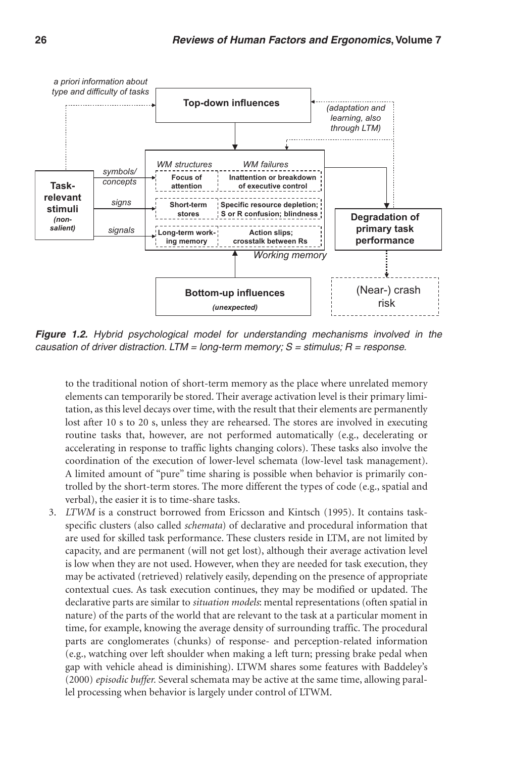*Figure 1.2. Hybrid psychological model for understanding mechanisms involved in the causation of driver distraction. LTM = long-term memory; S = stimulus; R = response.*

to the traditional notion of short-term memory as the place where unrelated memory elements can temporarily be stored. Their average activation level is their primary limitation, as this level decays over time, with the result that their elements are permanently lost after 10 s to 20 s, unless they are rehearsed. The stores are involved in executing routine tasks that, however, are not performed automatically (e.g., decelerating or accelerating in response to traffic lights changing colors). These tasks also involve the coordination of the execution of lower-level schemata (low-level task management). A limited amount of "pure" time sharing is possible when behavior is primarily controlled by the short-term stores. The more different the types of code (e.g., spatial and verbal), the easier it is to time-share tasks.

3. *LTWM* is a construct borrowed from Ericsson and Kintsch (1995). It contains task-specific clusters (also called *schemata*) of declarative and procedural information that are used for skilled task performance. These clusters reside in LTM, are not limited by capacity, and are permanent (will not get lost), although their average activation level is low when they are not used. However, when they are needed for task execution, they may be activated (retrieved) relatively easily, depending on the presence of appropriate contextual cues. As task execution continues, they may be modified or updated. The declarative parts are similar to *situation models*: mental representations (often spatial in nature) of the parts of the world that are relevant to the task at a particular moment in time, for example, knowing the average density of surrounding traffic. The procedural parts are conglomerates (chunks) of response- and perception-related information (e.g., watching over left shoulder when making a left turn; pressing brake pedal when gap with vehicle ahead is diminishing). LTWM shares some features with Baddeley's (2000) *episodic buffer*. Several schemata may be active at the same time, allowing parallel processing when behavior is largely under control of LTWM.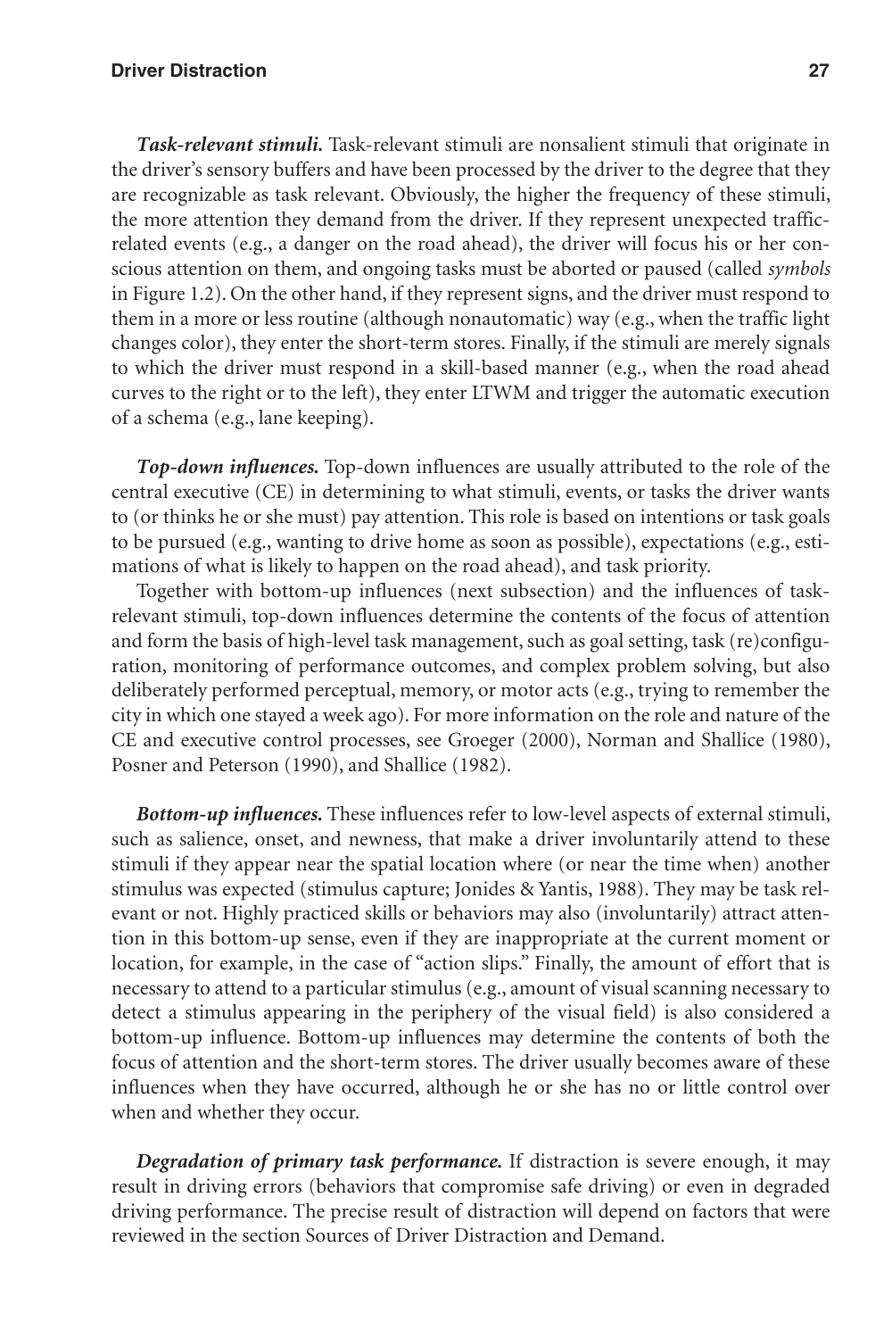***Task-relevant stimuli.*** Task-relevant stimuli are nonsalient stimuli that originate in the driver's sensory buffers and have been processed by the driver to the degree that they are recognizable as task relevant. Obviously, the higher the frequency of these stimuli, the more attention they demand from the driver. If they represent unexpected traffic-related events (e.g., a danger on the road ahead), the driver will focus his or her conscious attention on them, and ongoing tasks must be aborted or paused (called *symbols* in Figure 1.2). On the other hand, if they represent signs, and the driver must respond to them in a more or less routine (although nonautomatic) way (e.g., when the traffic light changes color), they enter the short-term stores. Finally, if the stimuli are merely signals to which the driver must respond in a skill-based manner (e.g., when the road ahead curves to the right or to the left), they enter LTWM and trigger the automatic execution of a schema (e.g., lane keeping).

***Top-down influences.*** Top-down influences are usually attributed to the role of the central executive (CE) in determining to what stimuli, events, or tasks the driver wants to (or thinks he or she must) pay attention. This role is based on intentions or task goals to be pursued (e.g., wanting to drive home as soon as possible), expectations (e.g., estimations of what is likely to happen on the road ahead), and task priority.

Together with bottom-up influences (next subsection) and the influences of task-relevant stimuli, top-down influences determine the contents of the focus of attention and form the basis of high-level task management, such as goal setting, task (re)configuration, monitoring of performance outcomes, and complex problem solving, but also deliberately performed perceptual, memory, or motor acts (e.g., trying to remember the city in which one stayed a week ago). For more information on the role and nature of the CE and executive control processes, see Groeger (2000), Norman and Shallice (1980), Posner and Peterson (1990), and Shallice (1982).

***Bottom-up influences.*** These influences refer to low-level aspects of external stimuli, such as salience, onset, and newness, that make a driver involuntarily attend to these stimuli if they appear near the spatial location where (or near the time when) another stimulus was expected (stimulus capture; Jonides & Yantis, 1988). They may be task relevant or not. Highly practiced skills or behaviors may also (involuntarily) attract attention in this bottom-up sense, even if they are inappropriate at the current moment or location, for example, in the case of "action slips." Finally, the amount of effort that is necessary to attend to a particular stimulus (e.g., amount of visual scanning necessary to detect a stimulus appearing in the periphery of the visual field) is also considered a bottom-up influence. Bottom-up influences may determine the contents of both the focus of attention and the short-term stores. The driver usually becomes aware of these influences when they have occurred, although he or she has no or little control over when and whether they occur.

***Degradation of primary task performance.*** If distraction is severe enough, it may result in driving errors (behaviors that compromise safe driving) or even in degraded driving performance. The precise result of distraction will depend on factors that were reviewed in the section Sources of Driver Distraction and Demand.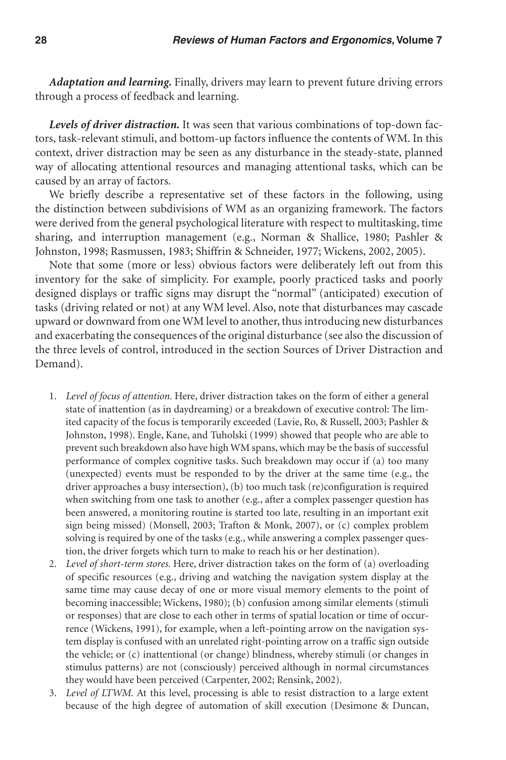***Adaptation and learning.*** Finally, drivers may learn to prevent future driving errors through a process of feedback and learning.

***Levels of driver distraction.*** It was seen that various combinations of top-down factors, task-relevant stimuli, and bottom-up factors influence the contents of WM. In this context, driver distraction may be seen as any disturbance in the steady-state, planned way of allocating attentional resources and managing attentional tasks, which can be caused by an array of factors.

We briefly describe a representative set of these factors in the following, using the distinction between subdivisions of WM as an organizing framework. The factors were derived from the general psychological literature with respect to multitasking, time sharing, and interruption management (e.g., Norman & Shallice, 1980; Pashler & Johnston, 1998; Rasmussen, 1983; Shiffrin & Schneider, 1977; Wickens, 2002, 2005).

Note that some (more or less) obvious factors were deliberately left out from this inventory for the sake of simplicity. For example, poorly practiced tasks and poorly designed displays or traffic signs may disrupt the "normal" (anticipated) execution of tasks (driving related or not) at any WM level. Also, note that disturbances may cascade upward or downward from one WM level to another, thus introducing new disturbances and exacerbating the consequences of the original disturbance (see also the discussion of the three levels of control, introduced in the section Sources of Driver Distraction and Demand).

1. *Level of focus of attention.* Here, driver distraction takes on the form of either a general state of inattention (as in daydreaming) or a breakdown of executive control: The limited capacity of the focus is temporarily exceeded (Lavie, Ro, & Russell, 2003; Pashler & Johnston, 1998). Engle, Kane, and Tuholski (1999) showed that people who are able to prevent such breakdown also have high WM spans, which may be the basis of successful performance of complex cognitive tasks. Such breakdown may occur if (a) too many (unexpected) events must be responded to by the driver at the same time (e.g., the driver approaches a busy intersection), (b) too much task (re)configuration is required when switching from one task to another (e.g., after a complex passenger question has been answered, a monitoring routine is started too late, resulting in an important exit sign being missed) (Monsell, 2003; Trafton & Monk, 2007), or (c) complex problem solving is required by one of the tasks (e.g., while answering a complex passenger question, the driver forgets which turn to make to reach his or her destination).
2. *Level of short-term stores.* Here, driver distraction takes on the form of (a) overloading of specific resources (e.g., driving and watching the navigation system display at the same time may cause decay of one or more visual memory elements to the point of becoming inaccessible; Wickens, 1980); (b) confusion among similar elements (stimuli or responses) that are close to each other in terms of spatial location or time of occurrence (Wickens, 1991), for example, when a left-pointing arrow on the navigation system display is confused with an unrelated right-pointing arrow on a traffic sign outside the vehicle; or (c) inattentional (or change) blindness, whereby stimuli (or changes in stimulus patterns) are not (consciously) perceived although in normal circumstances they would have been perceived (Carpenter, 2002; Rensink, 2002).
3. *Level of LTWM.* At this level, processing is able to resist distraction to a large extent because of the high degree of automation of skill execution (Desimone & Duncan,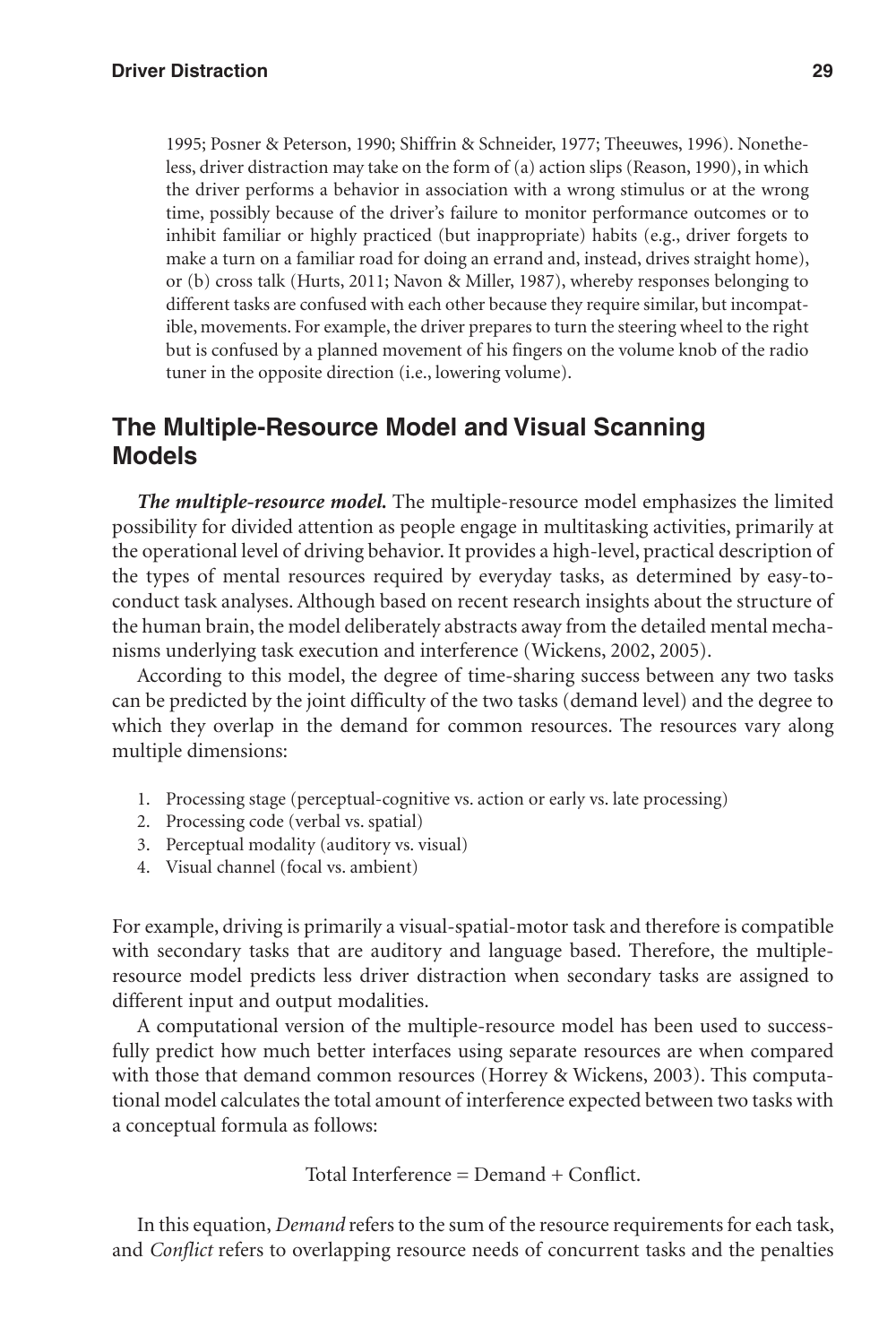1995; Posner & Peterson, 1990; Shiffrin & Schneider, 1977; Theeuwes, 1996). Nonetheless, driver distraction may take on the form of (a) action slips (Reason, 1990), in which the driver performs a behavior in association with a wrong stimulus or at the wrong time, possibly because of the driver's failure to monitor performance outcomes or to inhibit familiar or highly practiced (but inappropriate) habits (e.g., driver forgets to make a turn on a familiar road for doing an errand and, instead, drives straight home), or (b) cross talk (Hurts, 2011; Navon & Miller, 1987), whereby responses belonging to different tasks are confused with each other because they require similar, but incompatible, movements. For example, the driver prepares to turn the steering wheel to the right but is confused by a planned movement of his fingers on the volume knob of the radio tuner in the opposite direction (i.e., lowering volume).

## The Multiple-Resource Model and Visual Scanning Models

***The multiple-resource model.*** The multiple-resource model emphasizes the limited possibility for divided attention as people engage in multitasking activities, primarily at the operational level of driving behavior. It provides a high-level, practical description of the types of mental resources required by everyday tasks, as determined by easy-to-conduct task analyses. Although based on recent research insights about the structure of the human brain, the model deliberately abstracts away from the detailed mental mechanisms underlying task execution and interference (Wickens, 2002, 2005).

According to this model, the degree of time-sharing success between any two tasks can be predicted by the joint difficulty of the two tasks (demand level) and the degree to which they overlap in the demand for common resources. The resources vary along multiple dimensions:

1. Processing stage (perceptual-cognitive vs. action or early vs. late processing)
2. Processing code (verbal vs. spatial)
3. Perceptual modality (auditory vs. visual)
4. Visual channel (focal vs. ambient)

For example, driving is primarily a visual-spatial-motor task and therefore is compatible with secondary tasks that are auditory and language based. Therefore, the multiple-resource model predicts less driver distraction when secondary tasks are assigned to different input and output modalities.

A computational version of the multiple-resource model has been used to successfully predict how much better interfaces using separate resources are when compared with those that demand common resources (Horrey & Wickens, 2003). This computational model calculates the total amount of interference expected between two tasks with a conceptual formula as follows:

$$\text{Total Interference} = \text{Demand} + \text{Conflict}.$$

In this equation, *Demand* refers to the sum of the resource requirements for each task, and *Conflict* refers to overlapping resource needs of concurrent tasks and the penalties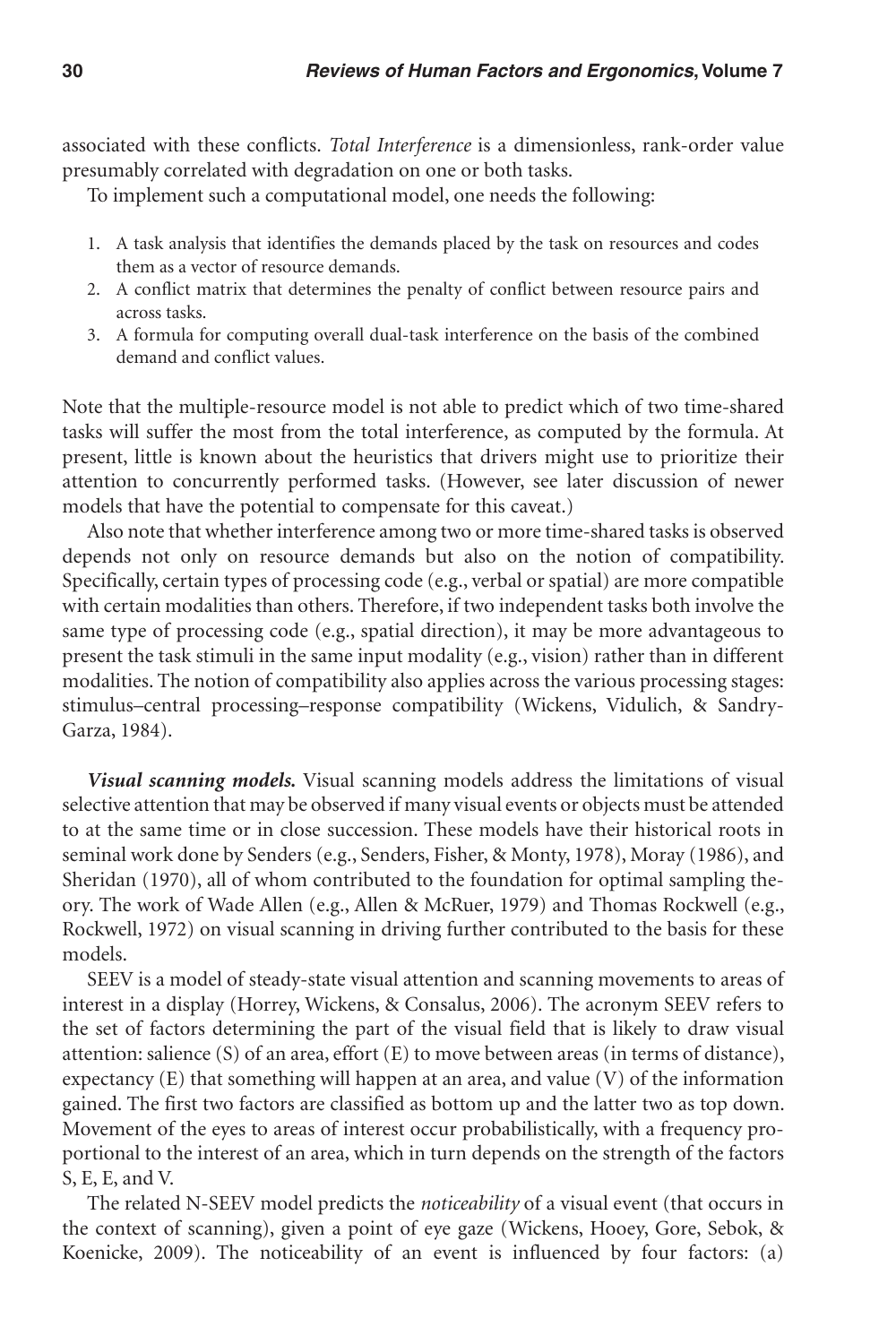associated with these conflicts. *Total Interference* is a dimensionless, rank-order value presumably correlated with degradation on one or both tasks.

To implement such a computational model, one needs the following:

1. A task analysis that identifies the demands placed by the task on resources and codes them as a vector of resource demands.
2. A conflict matrix that determines the penalty of conflict between resource pairs and across tasks.
3. A formula for computing overall dual-task interference on the basis of the combined demand and conflict values.

Note that the multiple-resource model is not able to predict which of two time-shared tasks will suffer the most from the total interference, as computed by the formula. At present, little is known about the heuristics that drivers might use to prioritize their attention to concurrently performed tasks. (However, see later discussion of newer models that have the potential to compensate for this caveat.)

Also note that whether interference among two or more time-shared tasks is observed depends not only on resource demands but also on the notion of compatibility. Specifically, certain types of processing code (e.g., verbal or spatial) are more compatible with certain modalities than others. Therefore, if two independent tasks both involve the same type of processing code (e.g., spatial direction), it may be more advantageous to present the task stimuli in the same input modality (e.g., vision) rather than in different modalities. The notion of compatibility also applies across the various processing stages: stimulus–central processing–response compatibility (Wickens, Vidulich, & Sandry-Garza, 1984).

***Visual scanning models.*** Visual scanning models address the limitations of visual selective attention that may be observed if many visual events or objects must be attended to at the same time or in close succession. These models have their historical roots in seminal work done by Senders (e.g., Senders, Fisher, & Monty, 1978), Moray (1986), and Sheridan (1970), all of whom contributed to the foundation for optimal sampling theory. The work of Wade Allen (e.g., Allen & McRuer, 1979) and Thomas Rockwell (e.g., Rockwell, 1972) on visual scanning in driving further contributed to the basis for these models.

SEEV is a model of steady-state visual attention and scanning movements to areas of interest in a display (Horrey, Wickens, & Consalus, 2006). The acronym SEEV refers to the set of factors determining the part of the visual field that is likely to draw visual attention: salience (S) of an area, effort (E) to move between areas (in terms of distance), expectancy (E) that something will happen at an area, and value (V) of the information gained. The first two factors are classified as bottom up and the latter two as top down. Movement of the eyes to areas of interest occur probabilistically, with a frequency proportional to the interest of an area, which in turn depends on the strength of the factors S, E, E, and V.

The related N-SEEV model predicts the *noticeability* of a visual event (that occurs in the context of scanning), given a point of eye gaze (Wickens, Hooey, Gore, Sebok, & Koenicke, 2009). The noticeability of an event is influenced by four factors: (a)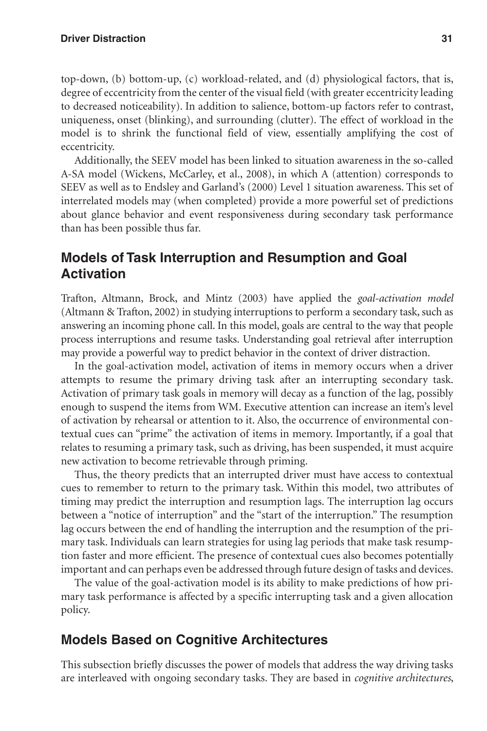top-down, (b) bottom-up, (c) workload-related, and (d) physiological factors, that is, degree of eccentricity from the center of the visual field (with greater eccentricity leading to decreased noticeability). In addition to salience, bottom-up factors refer to contrast, uniqueness, onset (blinking), and surrounding (clutter). The effect of workload in the model is to shrink the functional field of view, essentially amplifying the cost of eccentricity.

Additionally, the SEEV model has been linked to situation awareness in the so-called A-SA model (Wickens, McCarley, et al., 2008), in which A (attention) corresponds to SEEV as well as to Endsley and Garland's (2000) Level 1 situation awareness. This set of interrelated models may (when completed) provide a more powerful set of predictions about glance behavior and event responsiveness during secondary task performance than has been possible thus far.

## Models of Task Interruption and Resumption and Goal Activation

Trafton, Altmann, Brock, and Mintz (2003) have applied the *goal-activation model* (Altmann & Trafton, 2002) in studying interruptions to perform a secondary task, such as answering an incoming phone call. In this model, goals are central to the way that people process interruptions and resume tasks. Understanding goal retrieval after interruption may provide a powerful way to predict behavior in the context of driver distraction.

In the goal-activation model, activation of items in memory occurs when a driver attempts to resume the primary driving task after an interrupting secondary task. Activation of primary task goals in memory will decay as a function of the lag, possibly enough to suspend the items from WM. Executive attention can increase an item's level of activation by rehearsal or attention to it. Also, the occurrence of environmental contextual cues can "prime" the activation of items in memory. Importantly, if a goal that relates to resuming a primary task, such as driving, has been suspended, it must acquire new activation to become retrievable through priming.

Thus, the theory predicts that an interrupted driver must have access to contextual cues to remember to return to the primary task. Within this model, two attributes of timing may predict the interruption and resumption lags. The interruption lag occurs between a "notice of interruption" and the "start of the interruption." The resumption lag occurs between the end of handling the interruption and the resumption of the primary task. Individuals can learn strategies for using lag periods that make task resumption faster and more efficient. The presence of contextual cues also becomes potentially important and can perhaps even be addressed through future design of tasks and devices.

The value of the goal-activation model is its ability to make predictions of how primary task performance is affected by a specific interrupting task and a given allocation policy.

## Models Based on Cognitive Architectures

This subsection briefly discusses the power of models that address the way driving tasks are interleaved with ongoing secondary tasks. They are based in *cognitive architectures*,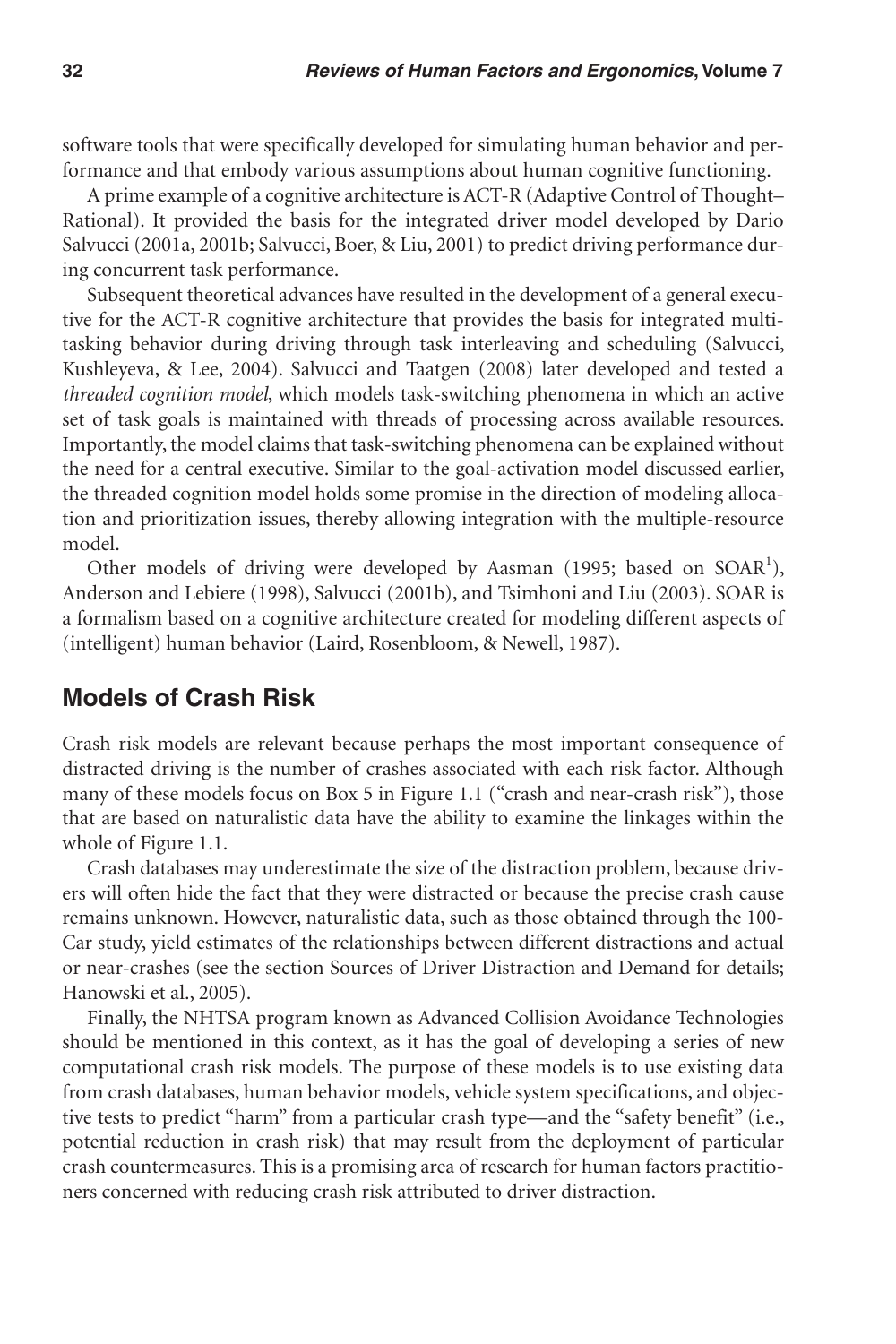software tools that were specifically developed for simulating human behavior and performance and that embody various assumptions about human cognitive functioning.

A prime example of a cognitive architecture is ACT-R (Adaptive Control of Thought–Rational). It provided the basis for the integrated driver model developed by Dario Salvucci (2001a, 2001b; Salvucci, Boer, & Liu, 2001) to predict driving performance during concurrent task performance.

Subsequent theoretical advances have resulted in the development of a general executive for the ACT-R cognitive architecture that provides the basis for integrated multitasking behavior during driving through task interleaving and scheduling (Salvucci, Kushleyeva, & Lee, 2004). Salvucci and Taatgen (2008) later developed and tested a *threaded cognition model*, which models task-switching phenomena in which an active set of task goals is maintained with threads of processing across available resources. Importantly, the model claims that task-switching phenomena can be explained without the need for a central executive. Similar to the goal-activation model discussed earlier, the threaded cognition model holds some promise in the direction of modeling allocation and prioritization issues, thereby allowing integration with the multiple-resource model.

Other models of driving were developed by Aasman (1995; based on SOAR[1]), Anderson and Lebiere (1998), Salvucci (2001b), and Tsimhoni and Liu (2003). SOAR is a formalism based on a cognitive architecture created for modeling different aspects of (intelligent) human behavior (Laird, Rosenbloom, & Newell, 1987).

## Models of Crash Risk

Crash risk models are relevant because perhaps the most important consequence of distracted driving is the number of crashes associated with each risk factor. Although many of these models focus on Box 5 in Figure 1.1 ("crash and near-crash risk"), those that are based on naturalistic data have the ability to examine the linkages within the whole of Figure 1.1.

Crash databases may underestimate the size of the distraction problem, because drivers will often hide the fact that they were distracted or because the precise crash cause remains unknown. However, naturalistic data, such as those obtained through the 100-Car study, yield estimates of the relationships between different distractions and actual or near-crashes (see the section Sources of Driver Distraction and Demand for details; Hanowski et al., 2005).

Finally, the NHTSA program known as Advanced Collision Avoidance Technologies should be mentioned in this context, as it has the goal of developing a series of new computational crash risk models. The purpose of these models is to use existing data from crash databases, human behavior models, vehicle system specifications, and objective tests to predict "harm" from a particular crash type—and the "safety benefit" (i.e., potential reduction in crash risk) that may result from the deployment of particular crash countermeasures. This is a promising area of research for human factors practitioners concerned with reducing crash risk attributed to driver distraction.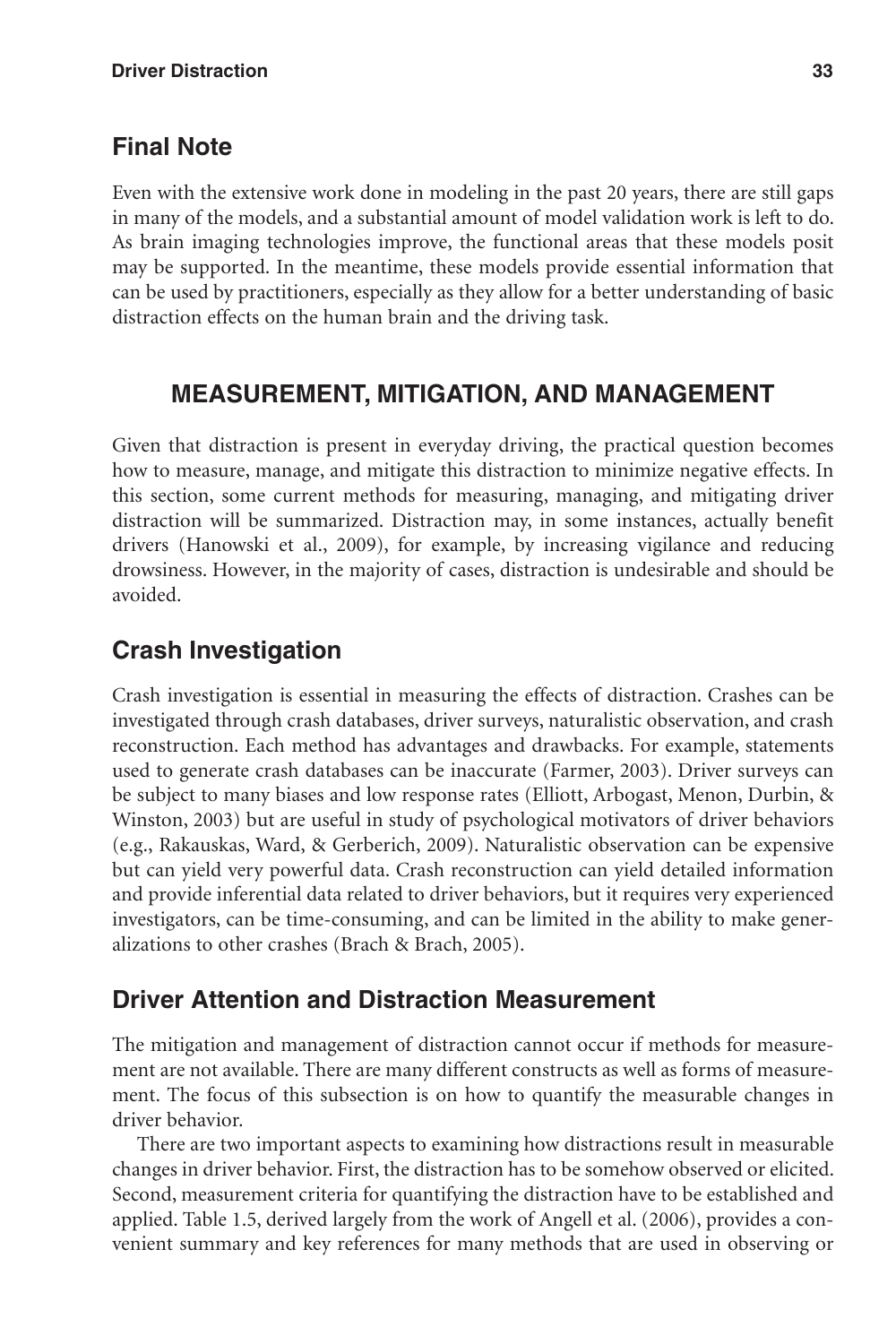## Final Note

Even with the extensive work done in modeling in the past 20 years, there are still gaps in many of the models, and a substantial amount of model validation work is left to do. As brain imaging technologies improve, the functional areas that these models posit may be supported. In the meantime, these models provide essential information that can be used by practitioners, especially as they allow for a better understanding of basic distraction effects on the human brain and the driving task.

# MEASUREMENT, MITIGATION, AND MANAGEMENT

Given that distraction is present in everyday driving, the practical question becomes how to measure, manage, and mitigate this distraction to minimize negative effects. In this section, some current methods for measuring, managing, and mitigating driver distraction will be summarized. Distraction may, in some instances, actually benefit drivers (Hanowski et al., 2009), for example, by increasing vigilance and reducing drowsiness. However, in the majority of cases, distraction is undesirable and should be avoided.

## Crash Investigation

Crash investigation is essential in measuring the effects of distraction. Crashes can be investigated through crash databases, driver surveys, naturalistic observation, and crash reconstruction. Each method has advantages and drawbacks. For example, statements used to generate crash databases can be inaccurate (Farmer, 2003). Driver surveys can be subject to many biases and low response rates (Elliott, Arbogast, Menon, Durbin, & Winston, 2003) but are useful in study of psychological motivators of driver behaviors (e.g., Rakauskas, Ward, & Gerberich, 2009). Naturalistic observation can be expensive but can yield very powerful data. Crash reconstruction can yield detailed information and provide inferential data related to driver behaviors, but it requires very experienced investigators, can be time-consuming, and can be limited in the ability to make generalizations to other crashes (Brach & Brach, 2005).

## Driver Attention and Distraction Measurement

The mitigation and management of distraction cannot occur if methods for measurement are not available. There are many different constructs as well as forms of measurement. The focus of this subsection is on how to quantify the measurable changes in driver behavior.

There are two important aspects to examining how distractions result in measurable changes in driver behavior. First, the distraction has to be somehow observed or elicited. Second, measurement criteria for quantifying the distraction have to be established and applied. Table 1.5, derived largely from the work of Angell et al. (2006), provides a convenient summary and key references for many methods that are used in observing or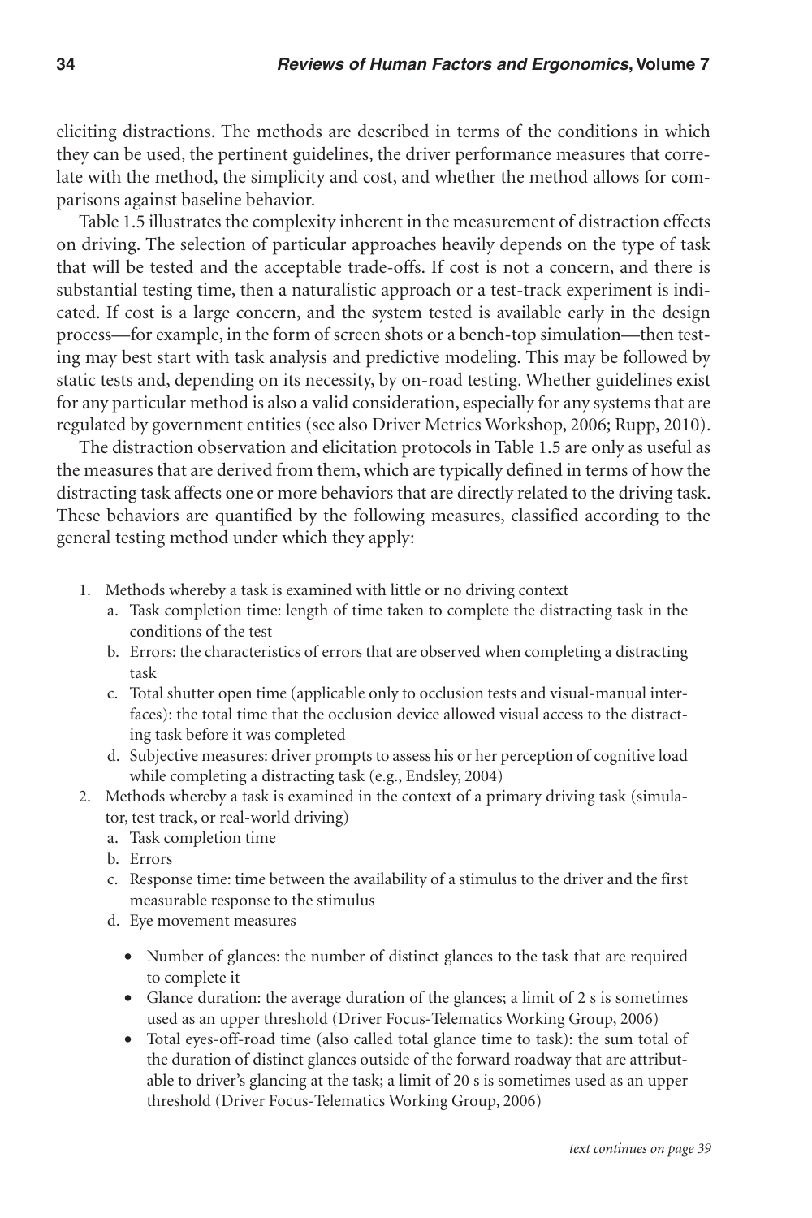eliciting distractions. The methods are described in terms of the conditions in which they can be used, the pertinent guidelines, the driver performance measures that correlate with the method, the simplicity and cost, and whether the method allows for comparisons against baseline behavior.

Table 1.5 illustrates the complexity inherent in the measurement of distraction effects on driving. The selection of particular approaches heavily depends on the type of task that will be tested and the acceptable trade-offs. If cost is not a concern, and there is substantial testing time, then a naturalistic approach or a test-track experiment is indicated. If cost is a large concern, and the system tested is available early in the design process—for example, in the form of screen shots or a bench-top simulation—then testing may best start with task analysis and predictive modeling. This may be followed by static tests and, depending on its necessity, by on-road testing. Whether guidelines exist for any particular method is also a valid consideration, especially for any systems that are regulated by government entities (see also Driver Metrics Workshop, 2006; Rupp, 2010).

The distraction observation and elicitation protocols in Table 1.5 are only as useful as the measures that are derived from them, which are typically defined in terms of how the distracting task affects one or more behaviors that are directly related to the driving task. These behaviors are quantified by the following measures, classified according to the general testing method under which they apply:

1. Methods whereby a task is examined with little or no driving context
   a. Task completion time: length of time taken to complete the distracting task in the conditions of the test
   b. Errors: the characteristics of errors that are observed when completing a distracting task
   c. Total shutter open time (applicable only to occlusion tests and visual-manual interfaces): the total time that the occlusion device allowed visual access to the distracting task before it was completed
   d. Subjective measures: driver prompts to assess his or her perception of cognitive load while completing a distracting task (e.g., Endsley, 2004)
2. Methods whereby a task is examined in the context of a primary driving task (simulator, test track, or real-world driving)
   a. Task completion time
   b. Errors
   c. Response time: time between the availability of a stimulus to the driver and the first measurable response to the stimulus
   d. Eye movement measures
      - Number of glances: the number of distinct glances to the task that are required to complete it
      - Glance duration: the average duration of the glances; a limit of 2 s is sometimes used as an upper threshold (Driver Focus-Telematics Working Group, 2006)
      - Total eyes-off-road time (also called total glance time to task): the sum total of the duration of distinct glances outside of the forward roadway that are attributable to driver's glancing at the task; a limit of 20 s is sometimes used as an upper threshold (Driver Focus-Telematics Working Group, 2006)

*text continues on page 39*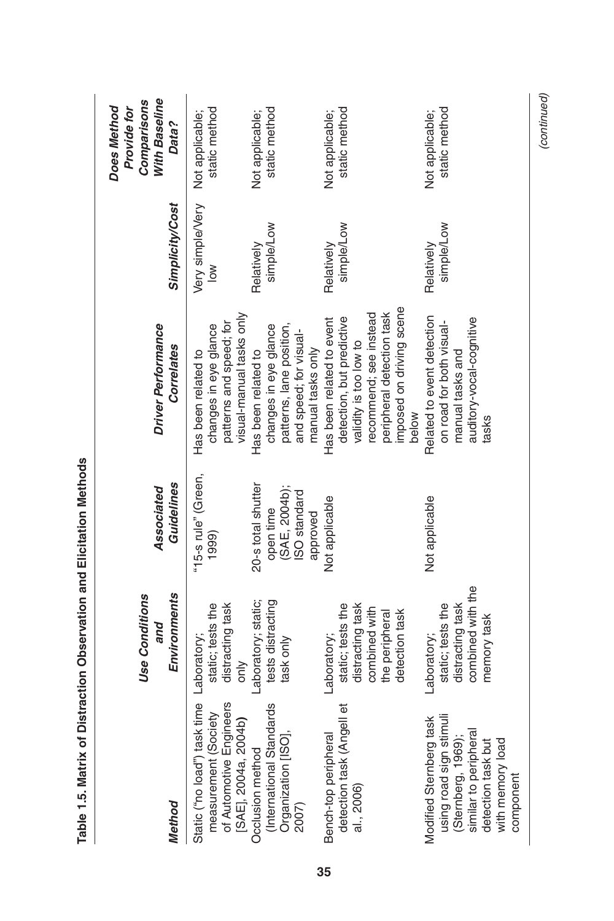**Table 1.5. Matrix of Distraction Observation and Elicitation Methods**

| Method | Use Conditions and Environments | Associated Guidelines | Driver Performance Correlates | Simplicity/Cost | Does Method Provide for Comparisons With Baseline Data? |
|---|---|---|---|---|---|
| Static ("no load") task time measurement (Society of Automotive Engineers [SAE], 2004a, 2004b) | Laboratory; static; tests the distracting task only | "15-s rule" (Green, 1999) | Has been related to changes in eye glance patterns and speed; for visual-manual tasks only | Very simple/Very low | Not applicable; static method |
| Occlusion method (International Standards Organization [ISO], 2007) | Laboratory; static; tests distracting task only | 20-s total shutter open time (SAE, 2004b); ISO standard approved | Has been related to changes in eye glance patterns, lane position, and speed; for visual-manual tasks only | Relatively simple/Low | Not applicable; static method |
| Bench-top peripheral detection task (Angell et al., 2006) | Laboratory; static; tests the distracting task combined with the peripheral detection task | Not applicable | Has been related to event detection, but predictive validity is too low to recommend; see instead peripheral detection task imposed on driving scene below | Relatively simple/Low | Not applicable; static method |
| Modified Sternberg task using road sign stimuli (Sternberg, 1969); similar to peripheral detection task but with memory load component | Laboratory; static; tests the distracting task combined with the memory task | Not applicable | Related to event detection on road for both visual-manual tasks and auditory-vocal-cognitive tasks | Relatively simple/Low | Not applicable; static method |

*(continued)*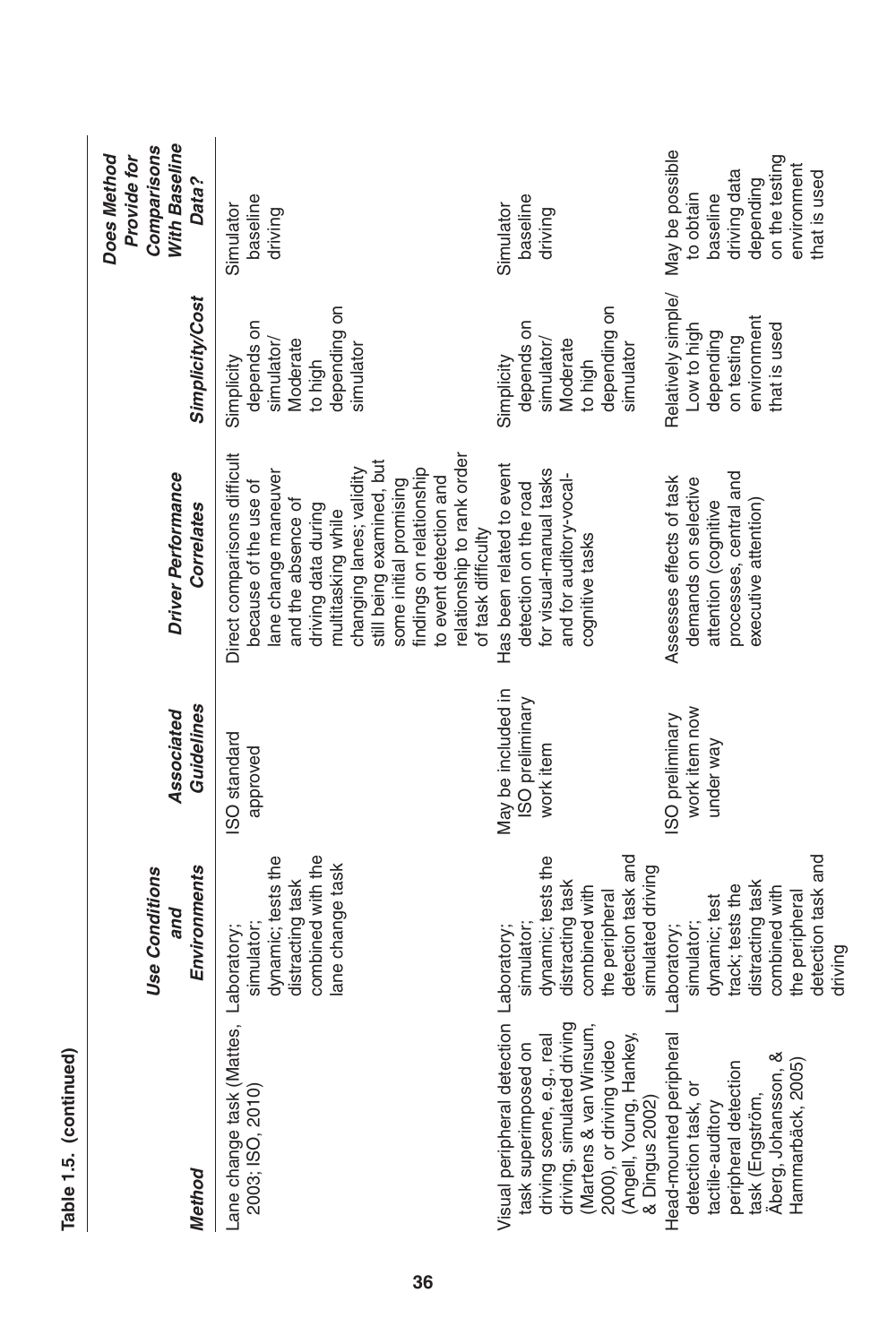**Table 1.5. (continued)**

| Method | Use Conditions and Environments | Associated Guidelines | Driver Performance Correlates | Simplicity/Cost | Does Method Provide for Comparisons With Baseline Data? |
|---|---|---|---|---|---|
| Lane change task (Mattes, 2003; ISO, 2010) | Laboratory; simulator; dynamic; tests the distracting task combined with the lane change task | ISO standard approved | Direct comparisons difficult because of the use of lane change maneuver and the absence of driving data during multitasking while changing lanes; validity still being examined, but some initial promising findings on relationship to event detection and relationship to rank order of task difficulty | Simplicity depends on simulator/ Moderate to high depending on simulator | Simulator baseline driving |
| Visual peripheral detection task superimposed on driving scene, e.g., real driving, simulated driving (Martens & van Winsum, 2000), or driving video (Angell, Young, Hankey, & Dingus 2002) | Laboratory; simulator; dynamic; tests the distracting task combined with the peripheral detection task and simulated driving | May be included in ISO preliminary work item | Has been related to event detection on the road for visual-manual tasks and for auditory-vocal-cognitive tasks | Simplicity depends on simulator/ Moderate to high depending on simulator | Simulator baseline driving |
| Head-mounted peripheral detection task, or tactile-auditory peripheral detection task (Engström, Åberg, Johansson, & Hammarbäck, 2005) | Laboratory; simulator; dynamic; test track; tests the distracting task combined with the peripheral detection task and driving | ISO preliminary work item now under way | Assesses effects of task demands on selective attention (cognitive processes, central and executive attention) | Relatively simple/ Low to high depending on testing environment that is used | May be possible to obtain baseline driving data depending on the testing environment that is used |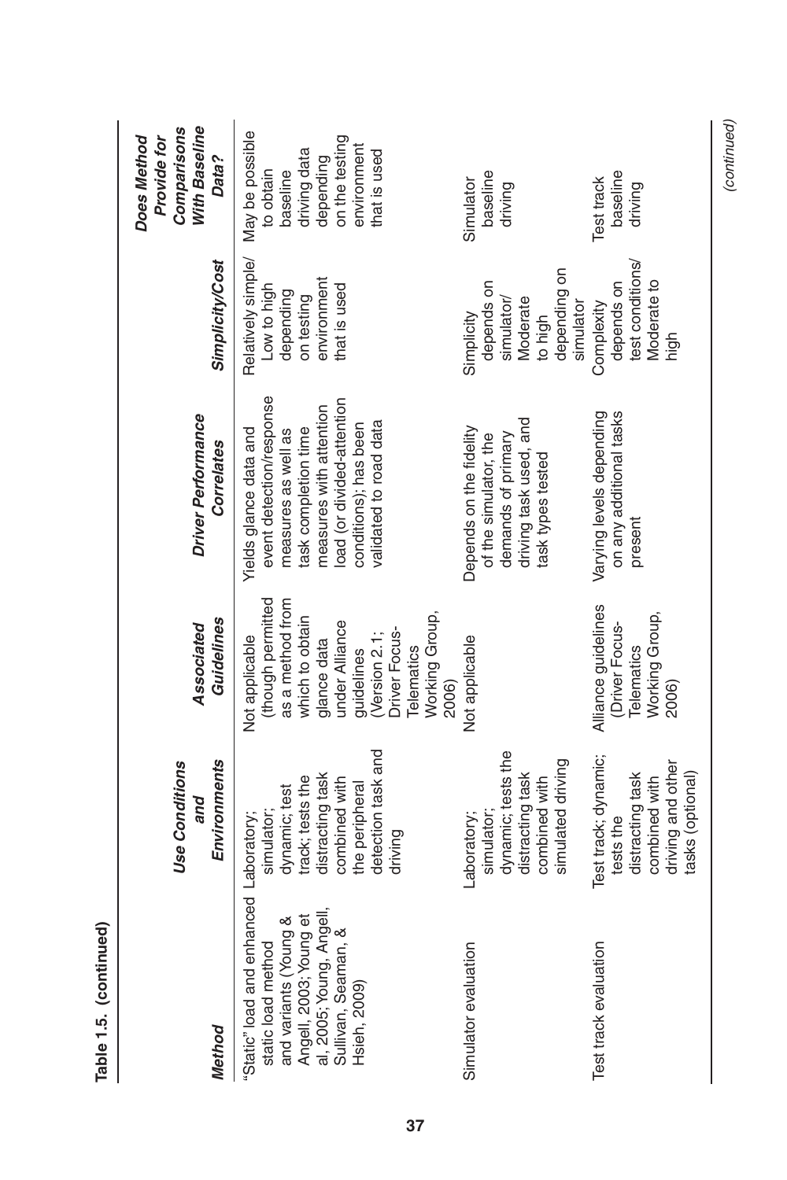**Table 1.5. (continued)**

| Method | Use Conditions and Environments | Associated Guidelines | Driver Performance Correlates | Simplicity/Cost | Does Method Provide for Comparisons With Baseline Data? |
|---|---|---|---|---|---|
| "Static" load and enhanced static load method and variants (Young & Angell, 2003; Young et al, 2005; Young, Angell, Sullivan, Seaman, & Hsieh, 2009) | Laboratory; simulator; dynamic; test track; tests the distracting task combined with the peripheral detection task and driving | Not applicable (though permitted as a method from which to obtain glance data under Alliance guidelines (Version 2.1; Driver Focus-Telematics Working Group, 2006) | Yields glance data and event detection/response measures as well as task completion time measures with attention load (or divided-attention conditions); has been validated to road data | Relatively simple/ Low to high depending on testing environment that is used | May be possible to obtain baseline driving data depending on the testing environment that is used |
| Simulator evaluation | Laboratory; simulator; dynamic; tests the distracting task combined with simulated driving | Not applicable | Depends on the fidelity of the simulator, the demands of primary driving task used, and task types tested | Simplicity depends on simulator/ Moderate to high depending on simulator | Simulator baseline driving |
| Test track evaluation | Test track; dynamic; tests the distracting task combined with driving and other tasks (optional) | Alliance guidelines (Driver Focus-Telematics Working Group, 2006) | Varying levels depending on any additional tasks present | Complexity depends on test conditions/ Moderate to high | Test track baseline driving |

*(continued)*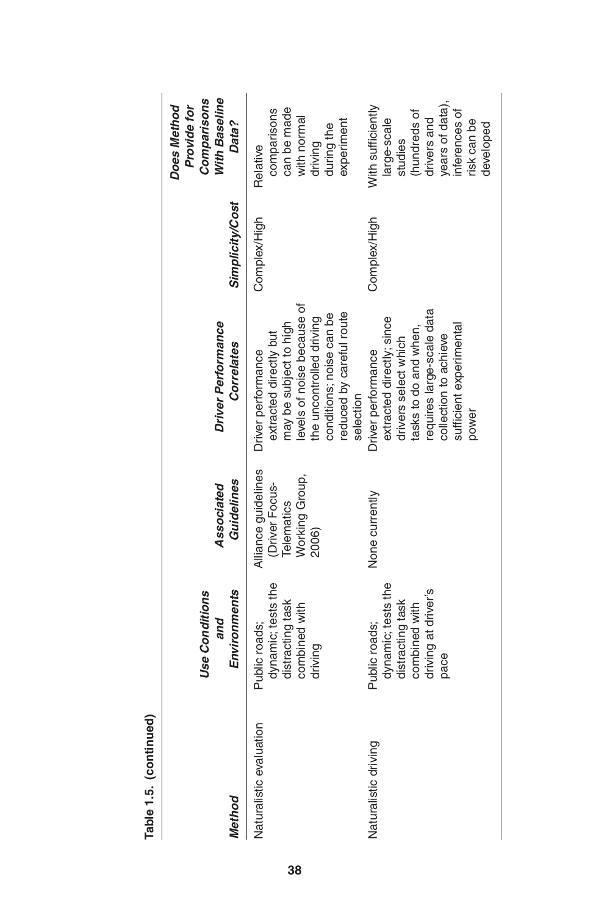**Table 1.5. (continued)**

| *Method* | *Use Conditions and Environments* | *Associated Guidelines* | *Driver Performance Correlates* | *Simplicity/Cost* | *Does Method Provide for Comparisons With Baseline Data?* |
|---|---|---|---|---|---|
| Naturalistic evaluation | Public roads; dynamic; tests the distracting task combined with driving | Alliance guidelines (Driver Focus-Telematics Working Group, 2006) | Driver performance extracted directly but may be subject to high levels of noise because of the uncontrolled driving conditions; noise can be reduced by careful route selection | Complex/High | Relative comparisons can be made with normal driving during the experiment |
| Naturalistic driving | Public roads; dynamic; tests the distracting task combined with driving at driver's pace | None currently | Driver performance extracted directly; since drivers select which tasks to do and when, requires large-scale data collection to achieve sufficient experimental power | Complex/High | With sufficiently large-scale studies (hundreds of drivers and years of data), inferences of risk can be developed |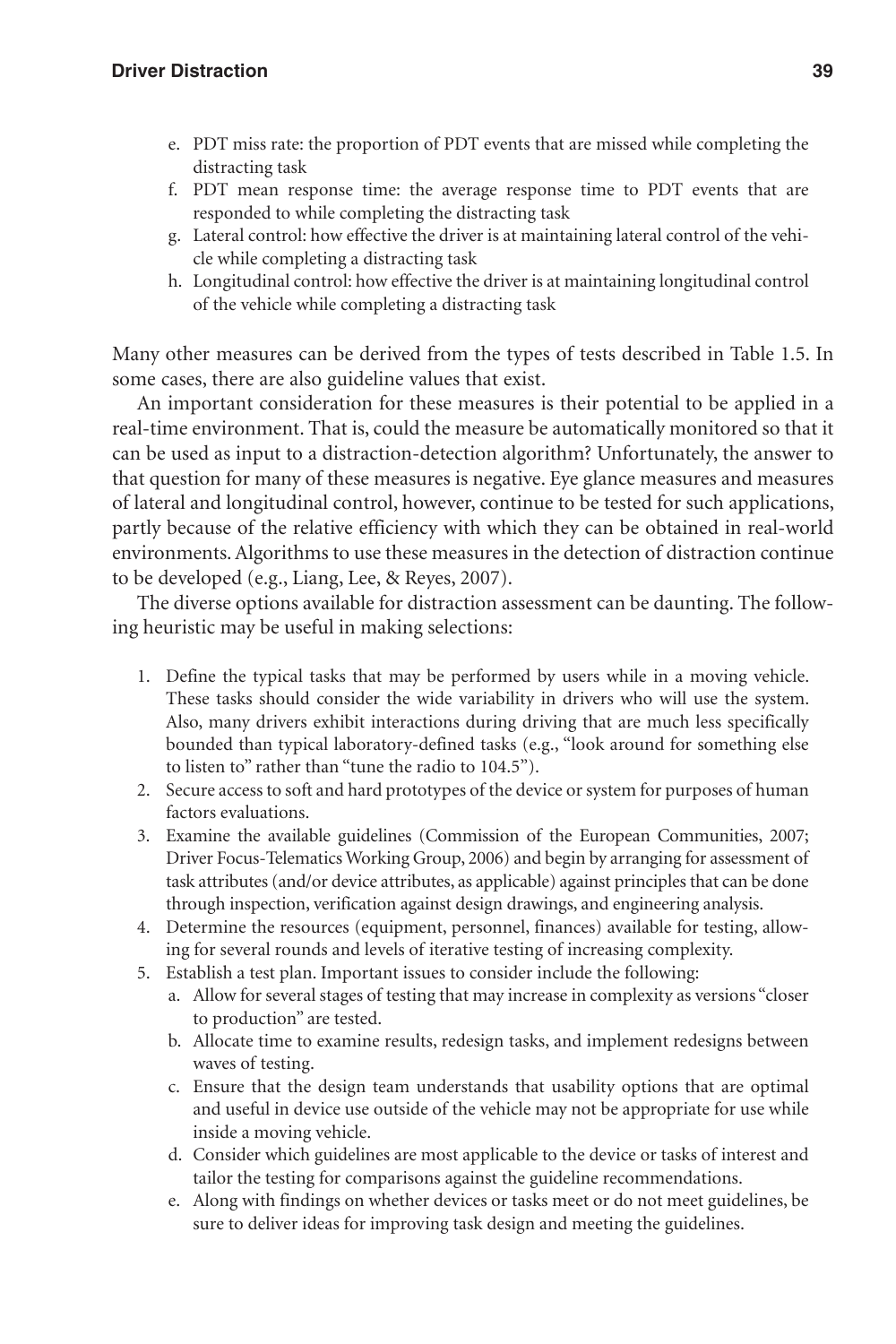e. PDT miss rate: the proportion of PDT events that are missed while completing the distracting task
f. PDT mean response time: the average response time to PDT events that are responded to while completing the distracting task
g. Lateral control: how effective the driver is at maintaining lateral control of the vehicle while completing a distracting task
h. Longitudinal control: how effective the driver is at maintaining longitudinal control of the vehicle while completing a distracting task

Many other measures can be derived from the types of tests described in Table 1.5. In some cases, there are also guideline values that exist.

An important consideration for these measures is their potential to be applied in a real-time environment. That is, could the measure be automatically monitored so that it can be used as input to a distraction-detection algorithm? Unfortunately, the answer to that question for many of these measures is negative. Eye glance measures and measures of lateral and longitudinal control, however, continue to be tested for such applications, partly because of the relative efficiency with which they can be obtained in real-world environments. Algorithms to use these measures in the detection of distraction continue to be developed (e.g., Liang, Lee, & Reyes, 2007).

The diverse options available for distraction assessment can be daunting. The following heuristic may be useful in making selections:

1. Define the typical tasks that may be performed by users while in a moving vehicle. These tasks should consider the wide variability in drivers who will use the system. Also, many drivers exhibit interactions during driving that are much less specifically bounded than typical laboratory-defined tasks (e.g., "look around for something else to listen to" rather than "tune the radio to 104.5").
2. Secure access to soft and hard prototypes of the device or system for purposes of human factors evaluations.
3. Examine the available guidelines (Commission of the European Communities, 2007; Driver Focus-Telematics Working Group, 2006) and begin by arranging for assessment of task attributes (and/or device attributes, as applicable) against principles that can be done through inspection, verification against design drawings, and engineering analysis.
4. Determine the resources (equipment, personnel, finances) available for testing, allowing for several rounds and levels of iterative testing of increasing complexity.
5. Establish a test plan. Important issues to consider include the following:
   a. Allow for several stages of testing that may increase in complexity as versions "closer to production" are tested.
   b. Allocate time to examine results, redesign tasks, and implement redesigns between waves of testing.
   c. Ensure that the design team understands that usability options that are optimal and useful in device use outside of the vehicle may not be appropriate for use while inside a moving vehicle.
   d. Consider which guidelines are most applicable to the device or tasks of interest and tailor the testing for comparisons against the guideline recommendations.
   e. Along with findings on whether devices or tasks meet or do not meet guidelines, be sure to deliver ideas for improving task design and meeting the guidelines.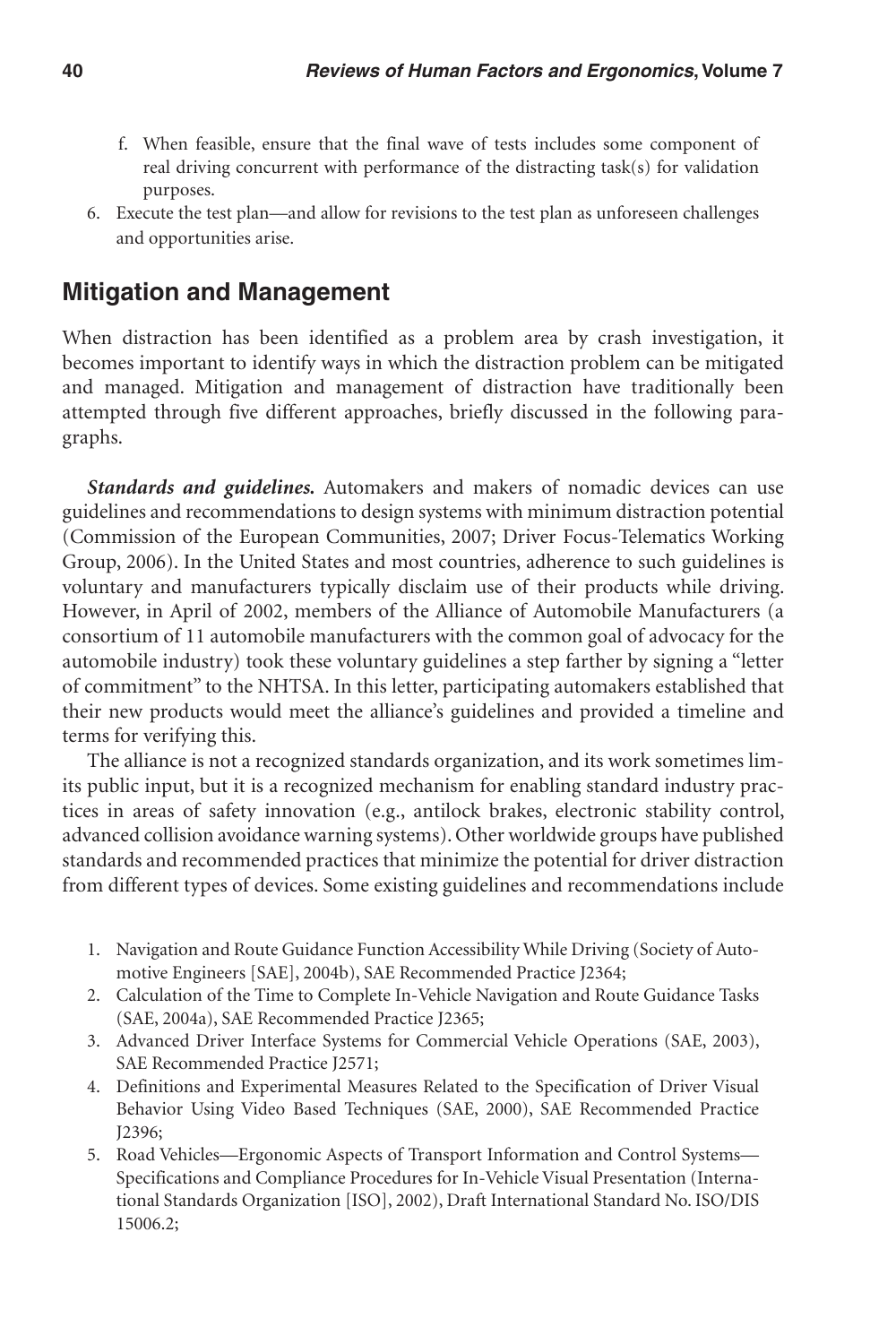f. When feasible, ensure that the final wave of tests includes some component of real driving concurrent with performance of the distracting task(s) for validation purposes.

6. Execute the test plan—and allow for revisions to the test plan as unforeseen challenges and opportunities arise.

## Mitigation and Management

When distraction has been identified as a problem area by crash investigation, it becomes important to identify ways in which the distraction problem can be mitigated and managed. Mitigation and management of distraction have traditionally been attempted through five different approaches, briefly discussed in the following paragraphs.

***Standards and guidelines.*** Automakers and makers of nomadic devices can use guidelines and recommendations to design systems with minimum distraction potential (Commission of the European Communities, 2007; Driver Focus-Telematics Working Group, 2006). In the United States and most countries, adherence to such guidelines is voluntary and manufacturers typically disclaim use of their products while driving. However, in April of 2002, members of the Alliance of Automobile Manufacturers (a consortium of 11 automobile manufacturers with the common goal of advocacy for the automobile industry) took these voluntary guidelines a step farther by signing a "letter of commitment" to the NHTSA. In this letter, participating automakers established that their new products would meet the alliance's guidelines and provided a timeline and terms for verifying this.

The alliance is not a recognized standards organization, and its work sometimes limits public input, but it is a recognized mechanism for enabling standard industry practices in areas of safety innovation (e.g., antilock brakes, electronic stability control, advanced collision avoidance warning systems). Other worldwide groups have published standards and recommended practices that minimize the potential for driver distraction from different types of devices. Some existing guidelines and recommendations include

1. Navigation and Route Guidance Function Accessibility While Driving (Society of Automotive Engineers [SAE], 2004b), SAE Recommended Practice J2364;
2. Calculation of the Time to Complete In-Vehicle Navigation and Route Guidance Tasks (SAE, 2004a), SAE Recommended Practice J2365;
3. Advanced Driver Interface Systems for Commercial Vehicle Operations (SAE, 2003), SAE Recommended Practice J2571;
4. Definitions and Experimental Measures Related to the Specification of Driver Visual Behavior Using Video Based Techniques (SAE, 2000), SAE Recommended Practice J2396;
5. Road Vehicles—Ergonomic Aspects of Transport Information and Control Systems—Specifications and Compliance Procedures for In-Vehicle Visual Presentation (International Standards Organization [ISO], 2002), Draft International Standard No. ISO/DIS 15006.2;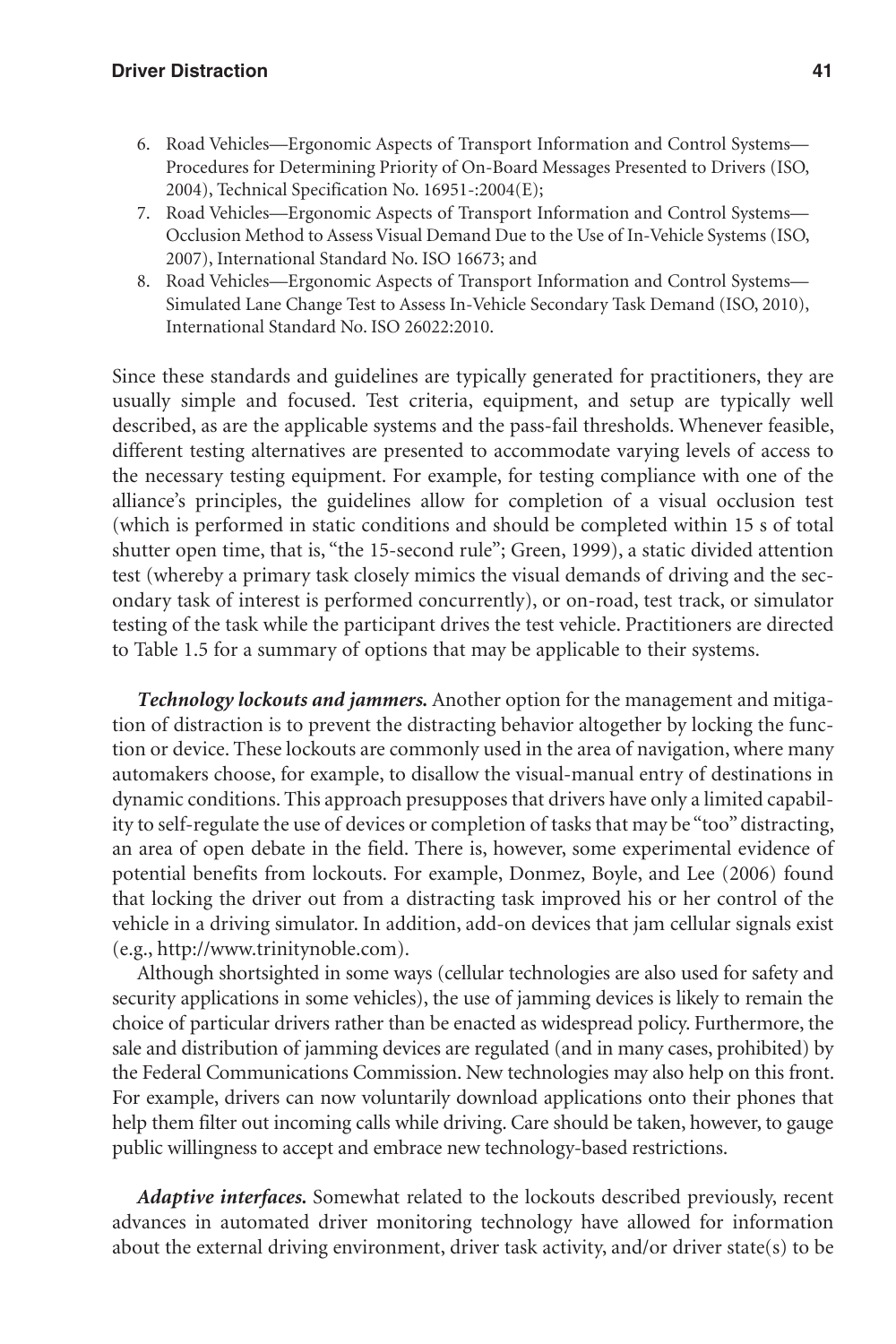6. Road Vehicles—Ergonomic Aspects of Transport Information and Control Systems—Procedures for Determining Priority of On-Board Messages Presented to Drivers (ISO, 2004), Technical Specification No. 16951-:2004(E);
7. Road Vehicles—Ergonomic Aspects of Transport Information and Control Systems—Occlusion Method to Assess Visual Demand Due to the Use of In-Vehicle Systems (ISO, 2007), International Standard No. ISO 16673; and
8. Road Vehicles—Ergonomic Aspects of Transport Information and Control Systems—Simulated Lane Change Test to Assess In-Vehicle Secondary Task Demand (ISO, 2010), International Standard No. ISO 26022:2010.

Since these standards and guidelines are typically generated for practitioners, they are usually simple and focused. Test criteria, equipment, and setup are typically well described, as are the applicable systems and the pass-fail thresholds. Whenever feasible, different testing alternatives are presented to accommodate varying levels of access to the necessary testing equipment. For example, for testing compliance with one of the alliance's principles, the guidelines allow for completion of a visual occlusion test (which is performed in static conditions and should be completed within 15 s of total shutter open time, that is, "the 15-second rule"; Green, 1999), a static divided attention test (whereby a primary task closely mimics the visual demands of driving and the secondary task of interest is performed concurrently), or on-road, test track, or simulator testing of the task while the participant drives the test vehicle. Practitioners are directed to Table 1.5 for a summary of options that may be applicable to their systems.

***Technology lockouts and jammers.*** Another option for the management and mitigation of distraction is to prevent the distracting behavior altogether by locking the function or device. These lockouts are commonly used in the area of navigation, where many automakers choose, for example, to disallow the visual-manual entry of destinations in dynamic conditions. This approach presupposes that drivers have only a limited capability to self-regulate the use of devices or completion of tasks that may be "too" distracting, an area of open debate in the field. There is, however, some experimental evidence of potential benefits from lockouts. For example, Donmez, Boyle, and Lee (2006) found that locking the driver out from a distracting task improved his or her control of the vehicle in a driving simulator. In addition, add-on devices that jam cellular signals exist (e.g., http://www.trinitynoble.com).

Although shortsighted in some ways (cellular technologies are also used for safety and security applications in some vehicles), the use of jamming devices is likely to remain the choice of particular drivers rather than be enacted as widespread policy. Furthermore, the sale and distribution of jamming devices are regulated (and in many cases, prohibited) by the Federal Communications Commission. New technologies may also help on this front. For example, drivers can now voluntarily download applications onto their phones that help them filter out incoming calls while driving. Care should be taken, however, to gauge public willingness to accept and embrace new technology-based restrictions.

***Adaptive interfaces.*** Somewhat related to the lockouts described previously, recent advances in automated driver monitoring technology have allowed for information about the external driving environment, driver task activity, and/or driver state(s) to be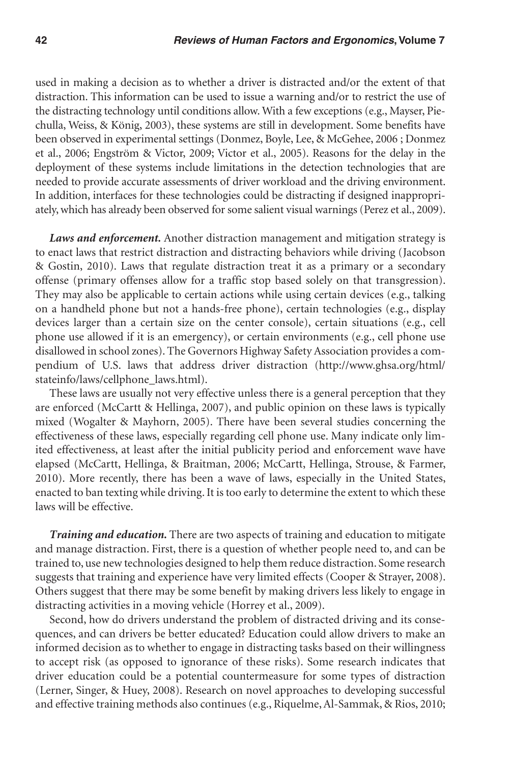used in making a decision as to whether a driver is distracted and/or the extent of that distraction. This information can be used to issue a warning and/or to restrict the use of the distracting technology until conditions allow. With a few exceptions (e.g., Mayser, Piechulla, Weiss, & König, 2003), these systems are still in development. Some benefits have been observed in experimental settings (Donmez, Boyle, Lee, & McGehee, 2006 ; Donmez et al., 2006; Engström & Victor, 2009; Victor et al., 2005). Reasons for the delay in the deployment of these systems include limitations in the detection technologies that are needed to provide accurate assessments of driver workload and the driving environment. In addition, interfaces for these technologies could be distracting if designed inappropriately, which has already been observed for some salient visual warnings (Perez et al., 2009).

***Laws and enforcement.*** Another distraction management and mitigation strategy is to enact laws that restrict distraction and distracting behaviors while driving (Jacobson & Gostin, 2010). Laws that regulate distraction treat it as a primary or a secondary offense (primary offenses allow for a traffic stop based solely on that transgression). They may also be applicable to certain actions while using certain devices (e.g., talking on a handheld phone but not a hands-free phone), certain technologies (e.g., display devices larger than a certain size on the center console), certain situations (e.g., cell phone use allowed if it is an emergency), or certain environments (e.g., cell phone use disallowed in school zones). The Governors Highway Safety Association provides a compendium of U.S. laws that address driver distraction (http://www.ghsa.org/html/stateinfo/laws/cellphone_laws.html).

These laws are usually not very effective unless there is a general perception that they are enforced (McCartt & Hellinga, 2007), and public opinion on these laws is typically mixed (Wogalter & Mayhorn, 2005). There have been several studies concerning the effectiveness of these laws, especially regarding cell phone use. Many indicate only limited effectiveness, at least after the initial publicity period and enforcement wave have elapsed (McCartt, Hellinga, & Braitman, 2006; McCartt, Hellinga, Strouse, & Farmer, 2010). More recently, there has been a wave of laws, especially in the United States, enacted to ban texting while driving. It is too early to determine the extent to which these laws will be effective.

***Training and education.*** There are two aspects of training and education to mitigate and manage distraction. First, there is a question of whether people need to, and can be trained to, use new technologies designed to help them reduce distraction. Some research suggests that training and experience have very limited effects (Cooper & Strayer, 2008). Others suggest that there may be some benefit by making drivers less likely to engage in distracting activities in a moving vehicle (Horrey et al., 2009).

Second, how do drivers understand the problem of distracted driving and its consequences, and can drivers be better educated? Education could allow drivers to make an informed decision as to whether to engage in distracting tasks based on their willingness to accept risk (as opposed to ignorance of these risks). Some research indicates that driver education could be a potential countermeasure for some types of distraction (Lerner, Singer, & Huey, 2008). Research on novel approaches to developing successful and effective training methods also continues (e.g., Riquelme, Al-Sammak, & Rios, 2010;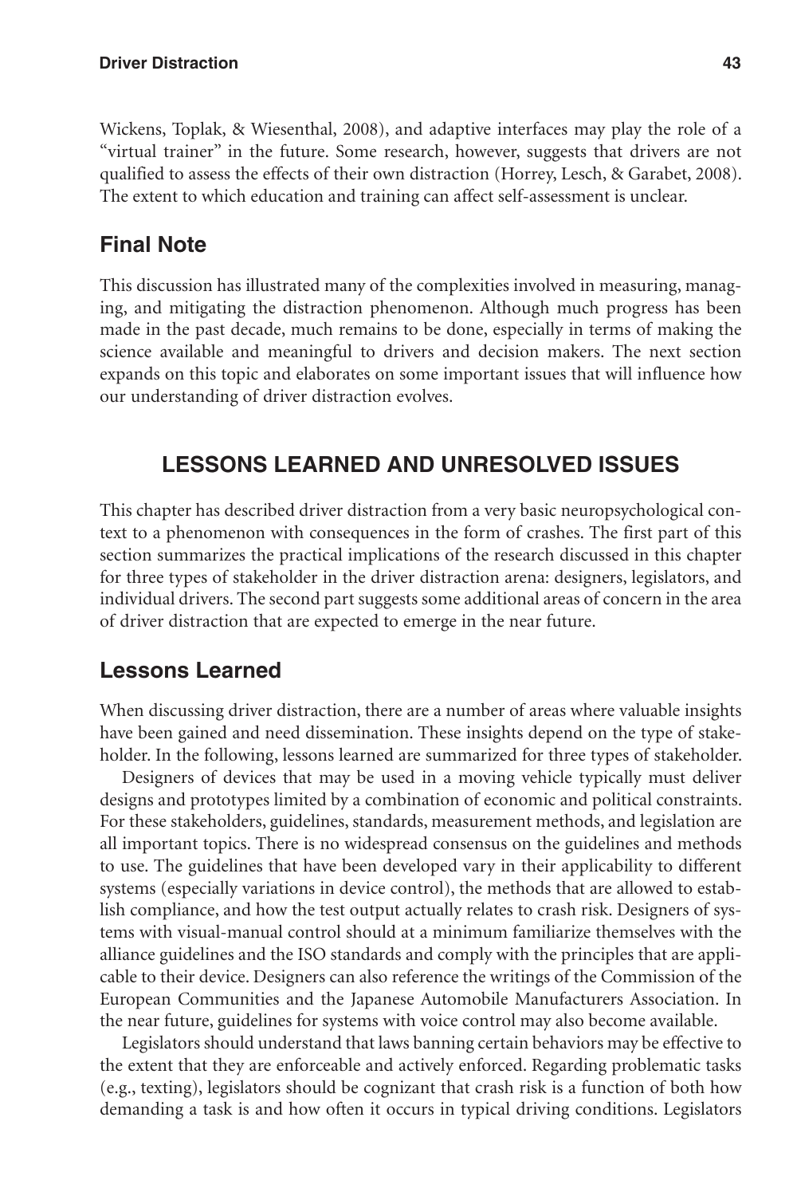Wickens, Toplak, & Wiesenthal, 2008), and adaptive interfaces may play the role of a "virtual trainer" in the future. Some research, however, suggests that drivers are not qualified to assess the effects of their own distraction (Horrey, Lesch, & Garabet, 2008). The extent to which education and training can affect self-assessment is unclear.

## Final Note

This discussion has illustrated many of the complexities involved in measuring, managing, and mitigating the distraction phenomenon. Although much progress has been made in the past decade, much remains to be done, especially in terms of making the science available and meaningful to drivers and decision makers. The next section expands on this topic and elaborates on some important issues that will influence how our understanding of driver distraction evolves.

# LESSONS LEARNED AND UNRESOLVED ISSUES

This chapter has described driver distraction from a very basic neuropsychological context to a phenomenon with consequences in the form of crashes. The first part of this section summarizes the practical implications of the research discussed in this chapter for three types of stakeholder in the driver distraction arena: designers, legislators, and individual drivers. The second part suggests some additional areas of concern in the area of driver distraction that are expected to emerge in the near future.

## Lessons Learned

When discussing driver distraction, there are a number of areas where valuable insights have been gained and need dissemination. These insights depend on the type of stakeholder. In the following, lessons learned are summarized for three types of stakeholder.

Designers of devices that may be used in a moving vehicle typically must deliver designs and prototypes limited by a combination of economic and political constraints. For these stakeholders, guidelines, standards, measurement methods, and legislation are all important topics. There is no widespread consensus on the guidelines and methods to use. The guidelines that have been developed vary in their applicability to different systems (especially variations in device control), the methods that are allowed to establish compliance, and how the test output actually relates to crash risk. Designers of systems with visual-manual control should at a minimum familiarize themselves with the alliance guidelines and the ISO standards and comply with the principles that are applicable to their device. Designers can also reference the writings of the Commission of the European Communities and the Japanese Automobile Manufacturers Association. In the near future, guidelines for systems with voice control may also become available.

Legislators should understand that laws banning certain behaviors may be effective to the extent that they are enforceable and actively enforced. Regarding problematic tasks (e.g., texting), legislators should be cognizant that crash risk is a function of both how demanding a task is and how often it occurs in typical driving conditions. Legislators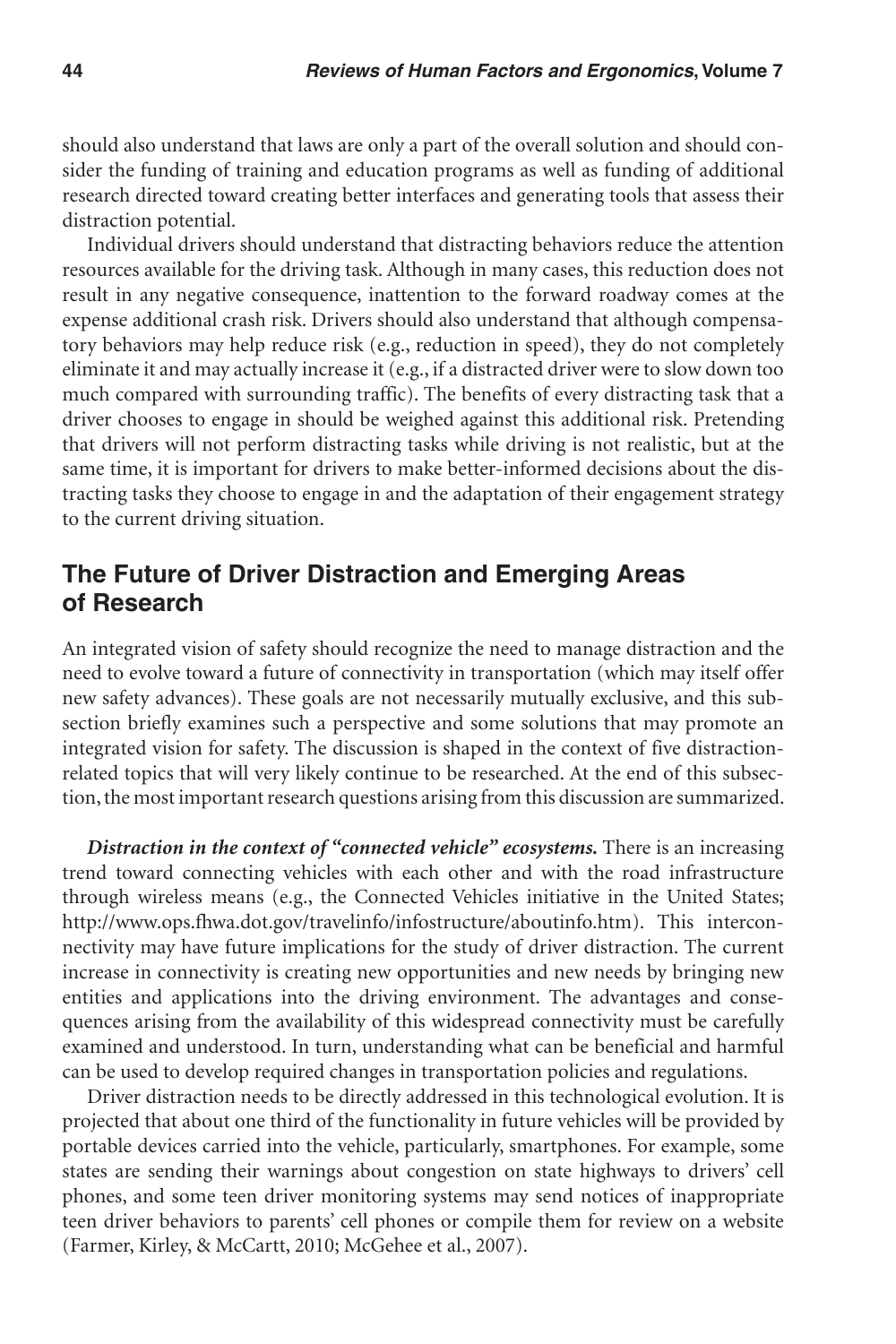should also understand that laws are only a part of the overall solution and should consider the funding of training and education programs as well as funding of additional research directed toward creating better interfaces and generating tools that assess their distraction potential.

Individual drivers should understand that distracting behaviors reduce the attention resources available for the driving task. Although in many cases, this reduction does not result in any negative consequence, inattention to the forward roadway comes at the expense additional crash risk. Drivers should also understand that although compensatory behaviors may help reduce risk (e.g., reduction in speed), they do not completely eliminate it and may actually increase it (e.g., if a distracted driver were to slow down too much compared with surrounding traffic). The benefits of every distracting task that a driver chooses to engage in should be weighed against this additional risk. Pretending that drivers will not perform distracting tasks while driving is not realistic, but at the same time, it is important for drivers to make better-informed decisions about the distracting tasks they choose to engage in and the adaptation of their engagement strategy to the current driving situation.

## The Future of Driver Distraction and Emerging Areas of Research

An integrated vision of safety should recognize the need to manage distraction and the need to evolve toward a future of connectivity in transportation (which may itself offer new safety advances). These goals are not necessarily mutually exclusive, and this subsection briefly examines such a perspective and some solutions that may promote an integrated vision for safety. The discussion is shaped in the context of five distraction-related topics that will very likely continue to be researched. At the end of this subsection, the most important research questions arising from this discussion are summarized.

***Distraction in the context of "connected vehicle" ecosystems.*** There is an increasing trend toward connecting vehicles with each other and with the road infrastructure through wireless means (e.g., the Connected Vehicles initiative in the United States; http://www.ops.fhwa.dot.gov/travelinfo/infostructure/aboutinfo.htm). This interconnectivity may have future implications for the study of driver distraction. The current increase in connectivity is creating new opportunities and new needs by bringing new entities and applications into the driving environment. The advantages and consequences arising from the availability of this widespread connectivity must be carefully examined and understood. In turn, understanding what can be beneficial and harmful can be used to develop required changes in transportation policies and regulations.

Driver distraction needs to be directly addressed in this technological evolution. It is projected that about one third of the functionality in future vehicles will be provided by portable devices carried into the vehicle, particularly, smartphones. For example, some states are sending their warnings about congestion on state highways to drivers' cell phones, and some teen driver monitoring systems may send notices of inappropriate teen driver behaviors to parents' cell phones or compile them for review on a website (Farmer, Kirley, & McCartt, 2010; McGehee et al., 2007).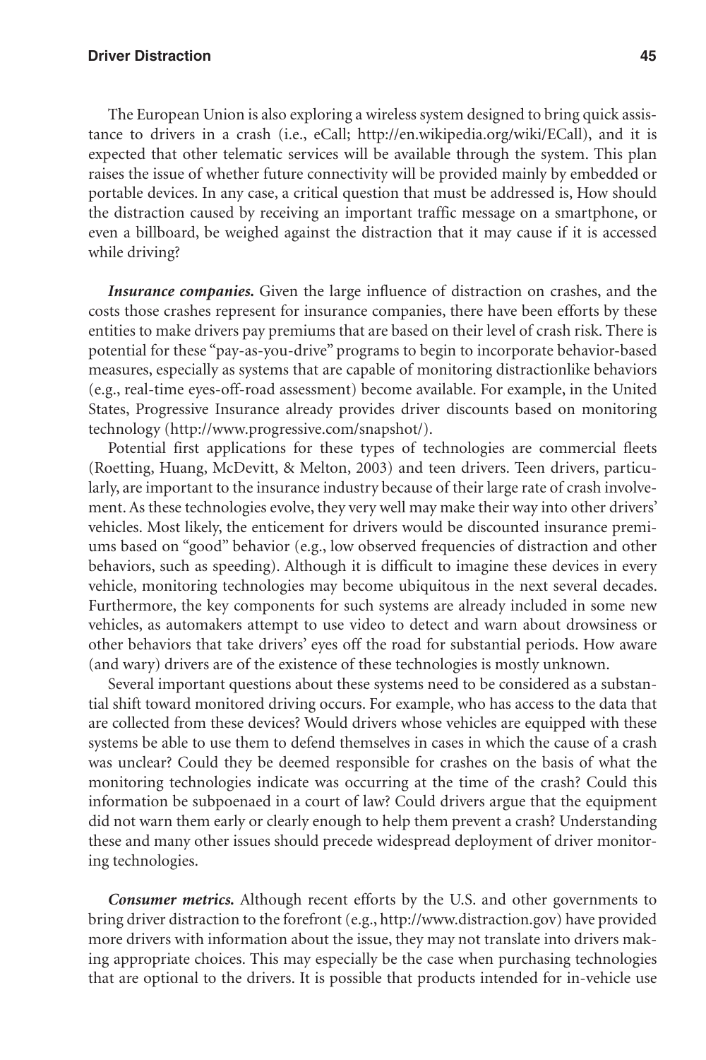The European Union is also exploring a wireless system designed to bring quick assistance to drivers in a crash (i.e., eCall; http://en.wikipedia.org/wiki/ECall), and it is expected that other telematic services will be available through the system. This plan raises the issue of whether future connectivity will be provided mainly by embedded or portable devices. In any case, a critical question that must be addressed is, How should the distraction caused by receiving an important traffic message on a smartphone, or even a billboard, be weighed against the distraction that it may cause if it is accessed while driving?

***Insurance companies.*** Given the large influence of distraction on crashes, and the costs those crashes represent for insurance companies, there have been efforts by these entities to make drivers pay premiums that are based on their level of crash risk. There is potential for these "pay-as-you-drive" programs to begin to incorporate behavior-based measures, especially as systems that are capable of monitoring distractionlike behaviors (e.g., real-time eyes-off-road assessment) become available. For example, in the United States, Progressive Insurance already provides driver discounts based on monitoring technology (http://www.progressive.com/snapshot/).

Potential first applications for these types of technologies are commercial fleets (Roetting, Huang, McDevitt, & Melton, 2003) and teen drivers. Teen drivers, particularly, are important to the insurance industry because of their large rate of crash involvement. As these technologies evolve, they very well may make their way into other drivers' vehicles. Most likely, the enticement for drivers would be discounted insurance premiums based on "good" behavior (e.g., low observed frequencies of distraction and other behaviors, such as speeding). Although it is difficult to imagine these devices in every vehicle, monitoring technologies may become ubiquitous in the next several decades. Furthermore, the key components for such systems are already included in some new vehicles, as automakers attempt to use video to detect and warn about drowsiness or other behaviors that take drivers' eyes off the road for substantial periods. How aware (and wary) drivers are of the existence of these technologies is mostly unknown.

Several important questions about these systems need to be considered as a substantial shift toward monitored driving occurs. For example, who has access to the data that are collected from these devices? Would drivers whose vehicles are equipped with these systems be able to use them to defend themselves in cases in which the cause of a crash was unclear? Could they be deemed responsible for crashes on the basis of what the monitoring technologies indicate was occurring at the time of the crash? Could this information be subpoenaed in a court of law? Could drivers argue that the equipment did not warn them early or clearly enough to help them prevent a crash? Understanding these and many other issues should precede widespread deployment of driver monitoring technologies.

***Consumer metrics.*** Although recent efforts by the U.S. and other governments to bring driver distraction to the forefront (e.g., http://www.distraction.gov) have provided more drivers with information about the issue, they may not translate into drivers making appropriate choices. This may especially be the case when purchasing technologies that are optional to the drivers. It is possible that products intended for in-vehicle use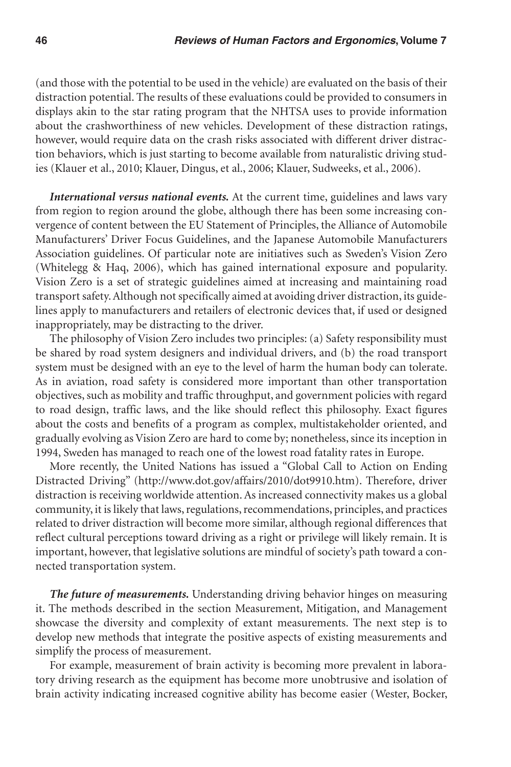(and those with the potential to be used in the vehicle) are evaluated on the basis of their distraction potential. The results of these evaluations could be provided to consumers in displays akin to the star rating program that the NHTSA uses to provide information about the crashworthiness of new vehicles. Development of these distraction ratings, however, would require data on the crash risks associated with different driver distraction behaviors, which is just starting to become available from naturalistic driving studies (Klauer et al., 2010; Klauer, Dingus, et al., 2006; Klauer, Sudweeks, et al., 2006).

***International versus national events.*** At the current time, guidelines and laws vary from region to region around the globe, although there has been some increasing convergence of content between the EU Statement of Principles, the Alliance of Automobile Manufacturers' Driver Focus Guidelines, and the Japanese Automobile Manufacturers Association guidelines. Of particular note are initiatives such as Sweden's Vision Zero (Whitelegg & Haq, 2006), which has gained international exposure and popularity. Vision Zero is a set of strategic guidelines aimed at increasing and maintaining road transport safety. Although not specifically aimed at avoiding driver distraction, its guidelines apply to manufacturers and retailers of electronic devices that, if used or designed inappropriately, may be distracting to the driver.

The philosophy of Vision Zero includes two principles: (a) Safety responsibility must be shared by road system designers and individual drivers, and (b) the road transport system must be designed with an eye to the level of harm the human body can tolerate. As in aviation, road safety is considered more important than other transportation objectives, such as mobility and traffic throughput, and government policies with regard to road design, traffic laws, and the like should reflect this philosophy. Exact figures about the costs and benefits of a program as complex, multistakeholder oriented, and gradually evolving as Vision Zero are hard to come by; nonetheless, since its inception in 1994, Sweden has managed to reach one of the lowest road fatality rates in Europe.

More recently, the United Nations has issued a "Global Call to Action on Ending Distracted Driving" (http://www.dot.gov/affairs/2010/dot9910.htm). Therefore, driver distraction is receiving worldwide attention. As increased connectivity makes us a global community, it is likely that laws, regulations, recommendations, principles, and practices related to driver distraction will become more similar, although regional differences that reflect cultural perceptions toward driving as a right or privilege will likely remain. It is important, however, that legislative solutions are mindful of society's path toward a connected transportation system.

***The future of measurements.*** Understanding driving behavior hinges on measuring it. The methods described in the section Measurement, Mitigation, and Management showcase the diversity and complexity of extant measurements. The next step is to develop new methods that integrate the positive aspects of existing measurements and simplify the process of measurement.

For example, measurement of brain activity is becoming more prevalent in laboratory driving research as the equipment has become more unobtrusive and isolation of brain activity indicating increased cognitive ability has become easier (Wester, Bocker,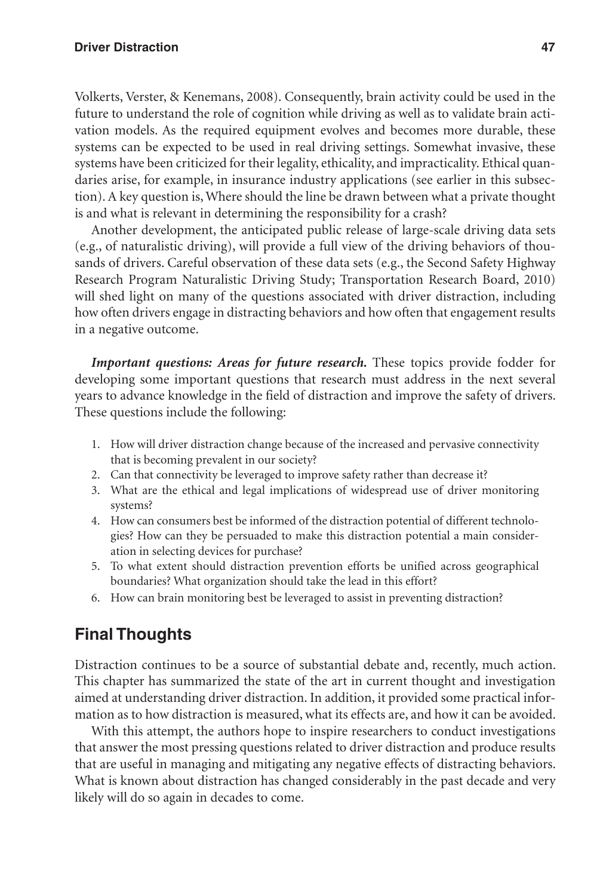Volkerts, Verster, & Kenemans, 2008). Consequently, brain activity could be used in the future to understand the role of cognition while driving as well as to validate brain activation models. As the required equipment evolves and becomes more durable, these systems can be expected to be used in real driving settings. Somewhat invasive, these systems have been criticized for their legality, ethicality, and impracticality. Ethical quandaries arise, for example, in insurance industry applications (see earlier in this subsection). A key question is, Where should the line be drawn between what a private thought is and what is relevant in determining the responsibility for a crash?

Another development, the anticipated public release of large-scale driving data sets (e.g., of naturalistic driving), will provide a full view of the driving behaviors of thousands of drivers. Careful observation of these data sets (e.g., the Second Safety Highway Research Program Naturalistic Driving Study; Transportation Research Board, 2010) will shed light on many of the questions associated with driver distraction, including how often drivers engage in distracting behaviors and how often that engagement results in a negative outcome.

***Important questions: Areas for future research.*** These topics provide fodder for developing some important questions that research must address in the next several years to advance knowledge in the field of distraction and improve the safety of drivers. These questions include the following:

1. How will driver distraction change because of the increased and pervasive connectivity that is becoming prevalent in our society?
2. Can that connectivity be leveraged to improve safety rather than decrease it?
3. What are the ethical and legal implications of widespread use of driver monitoring systems?
4. How can consumers best be informed of the distraction potential of different technologies? How can they be persuaded to make this distraction potential a main consideration in selecting devices for purchase?
5. To what extent should distraction prevention efforts be unified across geographical boundaries? What organization should take the lead in this effort?
6. How can brain monitoring best be leveraged to assist in preventing distraction?

## Final Thoughts

Distraction continues to be a source of substantial debate and, recently, much action. This chapter has summarized the state of the art in current thought and investigation aimed at understanding driver distraction. In addition, it provided some practical information as to how distraction is measured, what its effects are, and how it can be avoided.

With this attempt, the authors hope to inspire researchers to conduct investigations that answer the most pressing questions related to driver distraction and produce results that are useful in managing and mitigating any negative effects of distracting behaviors. What is known about distraction has changed considerably in the past decade and very likely will do so again in decades to come.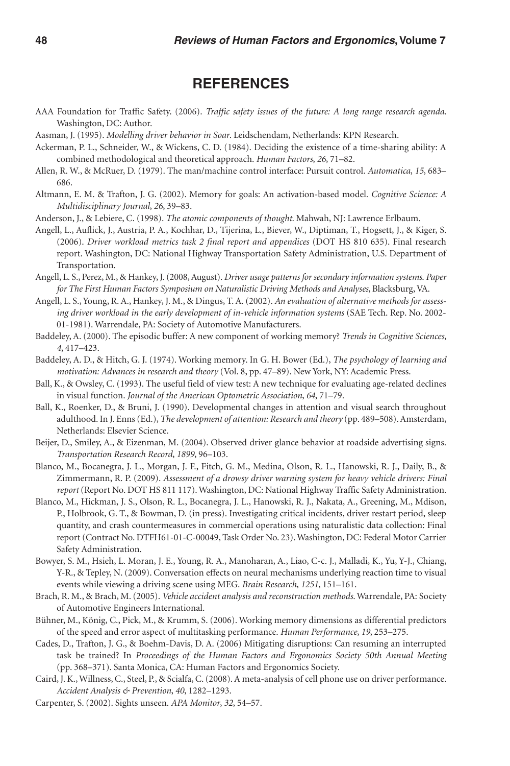# REFERENCES

AAA Foundation for Traffic Safety. (2006). *Traffic safety issues of the future: A long range research agenda*. Washington, DC: Author.

Aasman, J. (1995). *Modelling driver behavior in Soar*. Leidschendam, Netherlands: KPN Research.

Ackerman, P. L., Schneider, W., & Wickens, C. D. (1984). Deciding the existence of a time-sharing ability: A combined methodological and theoretical approach. *Human Factors*, *26*, 71–82.

Allen, R. W., & McRuer, D. (1979). The man/machine control interface: Pursuit control. *Automatica*, *15*, 683–686.

Altmann, E. M. & Trafton, J. G. (2002). Memory for goals: An activation-based model. *Cognitive Science: A Multidisciplinary Journal*, *26*, 39–83.

Anderson, J., & Lebiere, C. (1998). *The atomic components of thought*. Mahwah, NJ: Lawrence Erlbaum.

Angell, L., Auflick, J., Austria, P. A., Kochhar, D., Tijerina, L., Biever, W., Diptiman, T., Hogsett, J., & Kiger, S. (2006). *Driver workload metrics task 2 final report and appendices* (DOT HS 810 635). Final research report. Washington, DC: National Highway Transportation Safety Administration, U.S. Department of Transportation.

Angell, L. S., Perez, M., & Hankey, J. (2008, August). *Driver usage patterns for secondary information systems. Paper for The First Human Factors Symposium on Naturalistic Driving Methods and Analyses*, Blacksburg, VA.

Angell, L. S., Young, R. A., Hankey, J. M., & Dingus, T. A. (2002). *An evaluation of alternative methods for assessing driver workload in the early development of in-vehicle information systems* (SAE Tech. Rep. No. 2002-01-1981). Warrendale, PA: Society of Automotive Manufacturers.

Baddeley, A. (2000). The episodic buffer: A new component of working memory? *Trends in Cognitive Sciences*, *4*, 417–423.

Baddeley, A. D., & Hitch, G. J. (1974). Working memory. In G. H. Bower (Ed.), *The psychology of learning and motivation: Advances in research and theory* (Vol. 8, pp. 47–89). New York, NY: Academic Press.

Ball, K., & Owsley, C. (1993). The useful field of view test: A new technique for evaluating age-related declines in visual function. *Journal of the American Optometric Association*, *64*, 71–79.

Ball, K., Roenker, D., & Bruni, J. (1990). Developmental changes in attention and visual search throughout adulthood. In J. Enns (Ed.), *The development of attention: Research and theory* (pp. 489–508). Amsterdam, Netherlands: Elsevier Science.

Beijer, D., Smiley, A., & Eizenman, M. (2004). Observed driver glance behavior at roadside advertising signs. *Transportation Research Record*, *1899*, 96–103.

Blanco, M., Bocanegra, J. L., Morgan, J. F., Fitch, G. M., Medina, Olson, R. L., Hanowski, R. J., Daily, B., & Zimmermann, R. P. (2009). *Assessment of a drowsy driver warning system for heavy vehicle drivers: Final report* (Report No. DOT HS 811 117). Washington, DC: National Highway Traffic Safety Administration.

Blanco, M., Hickman, J. S., Olson, R. L., Bocanegra, J. L., Hanowski, R. J., Nakata, A., Greening, M., Mdison, P., Holbrook, G. T., & Bowman, D. (in press). Investigating critical incidents, driver restart period, sleep quantity, and crash countermeasures in commercial operations using naturalistic data collection: Final report (Contract No. DTFH61-01-C-00049, Task Order No. 23). Washington, DC: Federal Motor Carrier Safety Administration.

Bowyer, S. M., Hsieh, L. Moran, J. E., Young, R. A., Manoharan, A., Liao, C-c. J., Malladi, K., Yu, Y-J., Chiang, Y-R., & Tepley, N. (2009). Conversation effects on neural mechanisms underlying reaction time to visual events while viewing a driving scene using MEG. *Brain Research*, *1251*, 151–161.

Brach, R. M., & Brach, M. (2005). *Vehicle accident analysis and reconstruction methods*. Warrendale, PA: Society of Automotive Engineers International.

Bühner, M., König, C., Pick, M., & Krumm, S. (2006). Working memory dimensions as differential predictors of the speed and error aspect of multitasking performance. *Human Performance*, *19*, 253–275.

Cades, D., Trafton, J. G., & Boehm-Davis, D. A. (2006) Mitigating disruptions: Can resuming an interrupted task be trained? In *Proceedings of the Human Factors and Ergonomics Society 50th Annual Meeting* (pp. 368–371). Santa Monica, CA: Human Factors and Ergonomics Society.

Caird, J. K., Willness, C., Steel, P., & Scialfa, C. (2008). A meta-analysis of cell phone use on driver performance. *Accident Analysis & Prevention*, *40*, 1282–1293.

Carpenter, S. (2002). Sights unseen. *APA Monitor*, *32*, 54–57.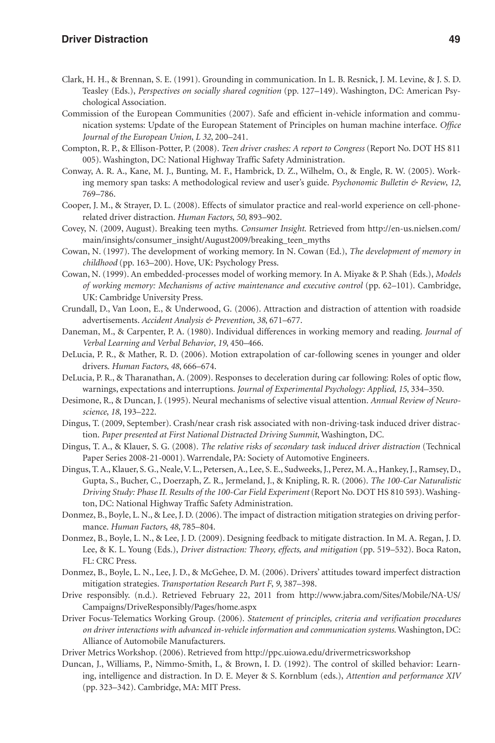Clark, H. H., & Brennan, S. E. (1991). Grounding in communication. In L. B. Resnick, J. M. Levine, & J. S. D. Teasley (Eds.), *Perspectives on socially shared cognition* (pp. 127–149). Washington, DC: American Psychological Association.

Commission of the European Communities (2007). Safe and efficient in-vehicle information and communication systems: Update of the European Statement of Principles on human machine interface. *Office Journal of the European Union*, *L 32*, 200–241.

Compton, R. P., & Ellison-Potter, P. (2008). *Teen driver crashes: A report to Congress* (Report No. DOT HS 811 005). Washington, DC: National Highway Traffic Safety Administration.

Conway, A. R. A., Kane, M. J., Bunting, M. F., Hambrick, D. Z., Wilhelm, O., & Engle, R. W. (2005). Working memory span tasks: A methodological review and user's guide. *Psychonomic Bulletin & Review*, *12*, 769–786.

Cooper, J. M., & Strayer, D. L. (2008). Effects of simulator practice and real-world experience on cell-phone-related driver distraction. *Human Factors*, *50*, 893–902.

Covey, N. (2009, August). Breaking teen myths. *Consumer Insight*. Retrieved from http://en-us.nielsen.com/main/insights/consumer_insight/August2009/breaking_teen_myths

Cowan, N. (1997). The development of working memory. In N. Cowan (Ed.), *The development of memory in childhood* (pp. 163–200). Hove, UK: Psychology Press.

Cowan, N. (1999). An embedded-processes model of working memory. In A. Miyake & P. Shah (Eds.), *Models of working memory: Mechanisms of active maintenance and executive control* (pp. 62–101). Cambridge, UK: Cambridge University Press.

Crundall, D., Van Loon, E., & Underwood, G. (2006). Attraction and distraction of attention with roadside advertisements. *Accident Analysis & Prevention*, *38*, 671–677.

Daneman, M., & Carpenter, P. A. (1980). Individual differences in working memory and reading. *Journal of Verbal Learning and Verbal Behavior*, *19*, 450–466.

DeLucia, P. R., & Mather, R. D. (2006). Motion extrapolation of car-following scenes in younger and older drivers. *Human Factors*, *48*, 666–674.

DeLucia, P. R., & Tharanathan, A. (2009). Responses to deceleration during car following: Roles of optic flow, warnings, expectations and interruptions. *Journal of Experimental Psychology: Applied*, *15*, 334–350.

Desimone, R., & Duncan, J. (1995). Neural mechanisms of selective visual attention. *Annual Review of Neuroscience*, *18*, 193–222.

Dingus, T. (2009, September). Crash/near crash risk associated with non-driving-task induced driver distraction. *Paper presented at First National Distracted Driving Summit*, Washington, DC.

Dingus, T. A., & Klauer, S. G. (2008). *The relative risks of secondary task induced driver distraction* (Technical Paper Series 2008-21-0001). Warrendale, PA: Society of Automotive Engineers.

Dingus, T. A., Klauer, S. G., Neale, V. L., Petersen, A., Lee, S. E., Sudweeks, J., Perez, M. A., Hankey, J., Ramsey, D., Gupta, S., Bucher, C., Doerzaph, Z. R., Jermeland, J., & Knipling, R. R. (2006). *The 100-Car Naturalistic Driving Study: Phase II. Results of the 100-Car Field Experiment* (Report No. DOT HS 810 593). Washington, DC: National Highway Traffic Safety Administration.

Donmez, B., Boyle, L. N., & Lee, J. D. (2006). The impact of distraction mitigation strategies on driving performance. *Human Factors*, *48*, 785–804.

Donmez, B., Boyle, L. N., & Lee, J. D. (2009). Designing feedback to mitigate distraction. In M. A. Regan, J. D. Lee, & K. L. Young (Eds.), *Driver distraction: Theory, effects, and mitigation* (pp. 519–532). Boca Raton, FL: CRC Press.

Donmez, B., Boyle, L. N., Lee, J. D., & McGehee, D. M. (2006). Drivers' attitudes toward imperfect distraction mitigation strategies. *Transportation Research Part F*, *9*, 387–398.

Drive responsibly. (n.d.). Retrieved February 22, 2011 from http://www.jabra.com/Sites/Mobile/NA-US/Campaigns/DriveResponsibly/Pages/home.aspx

Driver Focus-Telematics Working Group. (2006). *Statement of principles, criteria and verification procedures on driver interactions with advanced in-vehicle information and communication systems*. Washington, DC: Alliance of Automobile Manufacturers.

Driver Metrics Workshop. (2006). Retrieved from http://ppc.uiowa.edu/drivermetricsworkshop

Duncan, J., Williams, P., Nimmo-Smith, I., & Brown, I. D. (1992). The control of skilled behavior: Learning, intelligence and distraction. In D. E. Meyer & S. Kornblum (eds.), *Attention and performance XIV* (pp. 323–342). Cambridge, MA: MIT Press.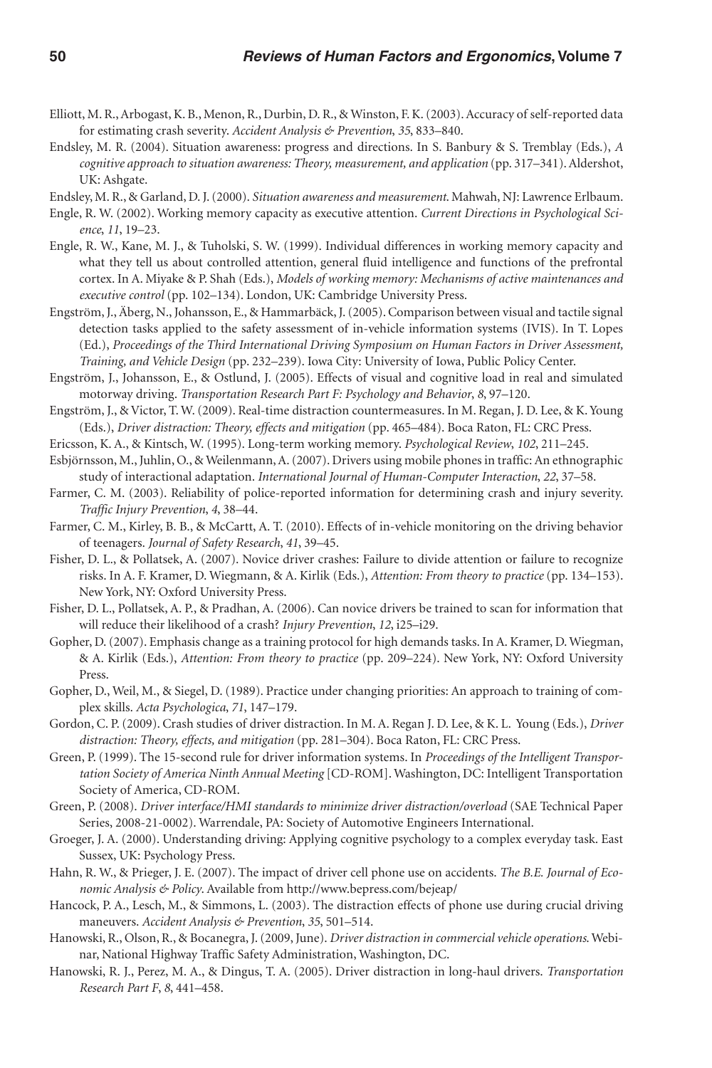Elliott, M. R., Arbogast, K. B., Menon, R., Durbin, D. R., & Winston, F. K. (2003). Accuracy of self-reported data for estimating crash severity. *Accident Analysis & Prevention*, *35*, 833–840.

Endsley, M. R. (2004). Situation awareness: progress and directions. In S. Banbury & S. Tremblay (Eds.), *A cognitive approach to situation awareness: Theory, measurement, and application* (pp. 317–341). Aldershot, UK: Ashgate.

Endsley, M. R., & Garland, D. J. (2000). *Situation awareness and measurement*. Mahwah, NJ: Lawrence Erlbaum.

Engle, R. W. (2002). Working memory capacity as executive attention. *Current Directions in Psychological Science*, *11*, 19–23.

Engle, R. W., Kane, M. J., & Tuholski, S. W. (1999). Individual differences in working memory capacity and what they tell us about controlled attention, general fluid intelligence and functions of the prefrontal cortex. In A. Miyake & P. Shah (Eds.), *Models of working memory: Mechanisms of active maintenances and executive control* (pp. 102–134). London, UK: Cambridge University Press.

Engström, J., Äberg, N., Johansson, E., & Hammarbäck, J. (2005). Comparison between visual and tactile signal detection tasks applied to the safety assessment of in-vehicle information systems (IVIS). In T. Lopes (Ed.), *Proceedings of the Third International Driving Symposium on Human Factors in Driver Assessment, Training, and Vehicle Design* (pp. 232–239). Iowa City: University of Iowa, Public Policy Center.

Engström, J., Johansson, E., & Ostlund, J. (2005). Effects of visual and cognitive load in real and simulated motorway driving. *Transportation Research Part F: Psychology and Behavior*, *8*, 97–120.

Engström, J., & Victor, T. W. (2009). Real-time distraction countermeasures. In M. Regan, J. D. Lee, & K. Young (Eds.), *Driver distraction: Theory, effects and mitigation* (pp. 465–484). Boca Raton, FL: CRC Press.

Ericsson, K. A., & Kintsch, W. (1995). Long-term working memory. *Psychological Review*, *102*, 211–245.

Esbjörnsson, M., Juhlin, O., & Weilenmann, A. (2007). Drivers using mobile phones in traffic: An ethnographic study of interactional adaptation. *International Journal of Human-Computer Interaction*, *22*, 37–58.

Farmer, C. M. (2003). Reliability of police-reported information for determining crash and injury severity. *Traffic Injury Prevention*, *4*, 38–44.

Farmer, C. M., Kirley, B. B., & McCartt, A. T. (2010). Effects of in-vehicle monitoring on the driving behavior of teenagers. *Journal of Safety Research*, *41*, 39–45.

Fisher, D. L., & Pollatsek, A. (2007). Novice driver crashes: Failure to divide attention or failure to recognize risks. In A. F. Kramer, D. Wiegmann, & A. Kirlik (Eds.), *Attention: From theory to practice* (pp. 134–153). New York, NY: Oxford University Press.

Fisher, D. L., Pollatsek, A. P., & Pradhan, A. (2006). Can novice drivers be trained to scan for information that will reduce their likelihood of a crash? *Injury Prevention*, *12*, i25–i29.

Gopher, D. (2007). Emphasis change as a training protocol for high demands tasks. In A. Kramer, D. Wiegman, & A. Kirlik (Eds.), *Attention: From theory to practice* (pp. 209–224). New York, NY: Oxford University Press.

Gopher, D., Weil, M., & Siegel, D. (1989). Practice under changing priorities: An approach to training of complex skills. *Acta Psychologica*, *71*, 147–179.

Gordon, C. P. (2009). Crash studies of driver distraction. In M. A. Regan J. D. Lee, & K. L. Young (Eds.), *Driver distraction: Theory, effects, and mitigation* (pp. 281–304). Boca Raton, FL: CRC Press.

Green, P. (1999). The 15-second rule for driver information systems. In *Proceedings of the Intelligent Transportation Society of America Ninth Annual Meeting* [CD-ROM]. Washington, DC: Intelligent Transportation Society of America, CD-ROM.

Green, P. (2008). *Driver interface/HMI standards to minimize driver distraction/overload* (SAE Technical Paper Series, 2008-21-0002). Warrendale, PA: Society of Automotive Engineers International.

Groeger, J. A. (2000). Understanding driving: Applying cognitive psychology to a complex everyday task. East Sussex, UK: Psychology Press.

Hahn, R. W., & Prieger, J. E. (2007). The impact of driver cell phone use on accidents. *The B.E. Journal of Economic Analysis & Policy*. Available from http://www.bepress.com/bejeap/

Hancock, P. A., Lesch, M., & Simmons, L. (2003). The distraction effects of phone use during crucial driving maneuvers. *Accident Analysis & Prevention*, *35*, 501–514.

Hanowski, R., Olson, R., & Bocanegra, J. (2009, June). *Driver distraction in commercial vehicle operations*. Webinar, National Highway Traffic Safety Administration, Washington, DC.

Hanowski, R. J., Perez, M. A., & Dingus, T. A. (2005). Driver distraction in long-haul drivers. *Transportation Research Part F*, *8*, 441–458.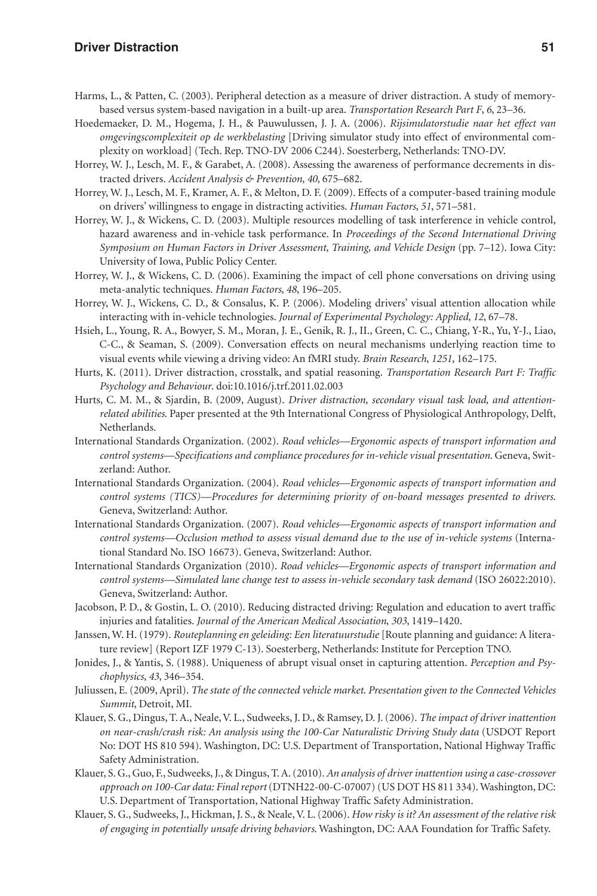Harms, L., & Patten, C. (2003). Peripheral detection as a measure of driver distraction. A study of memory-based versus system-based navigation in a built-up area. *Transportation Research Part F*, *6*, 23–36.

Hoedemaeker, D. M., Hogema, J. H., & Pauwulussen, J. J. A. (2006). *Rijsimulatorstudie naar het effect van omgevingscomplexiteit op de werkbelasting* [Driving simulator study into effect of environmental complexity on workload] (Tech. Rep. TNO-DV 2006 C244). Soesterberg, Netherlands: TNO-DV.

Horrey, W. J., Lesch, M. F., & Garabet, A. (2008). Assessing the awareness of performance decrements in distracted drivers. *Accident Analysis & Prevention*, *40*, 675–682.

Horrey, W. J., Lesch, M. F., Kramer, A. F., & Melton, D. F. (2009). Effects of a computer-based training module on drivers' willingness to engage in distracting activities. *Human Factors*, *51*, 571–581.

Horrey, W. J., & Wickens, C. D. (2003). Multiple resources modelling of task interference in vehicle control, hazard awareness and in-vehicle task performance. In *Proceedings of the Second International Driving Symposium on Human Factors in Driver Assessment, Training, and Vehicle Design* (pp. 7–12). Iowa City: University of Iowa, Public Policy Center.

Horrey, W. J., & Wickens, C. D. (2006). Examining the impact of cell phone conversations on driving using meta-analytic techniques. *Human Factors*, *48*, 196–205.

Horrey, W. J., Wickens, C. D., & Consalus, K. P. (2006). Modeling drivers' visual attention allocation while interacting with in-vehicle technologies. *Journal of Experimental Psychology: Applied*, *12*, 67–78.

Hsieh, L., Young, R. A., Bowyer, S. M., Moran, J. E., Genik, R. J., II., Green, C. C., Chiang, Y-R., Yu, Y-J., Liao, C-C., & Seaman, S. (2009). Conversation effects on neural mechanisms underlying reaction time to visual events while viewing a driving video: An fMRI study. *Brain Research*, *1251*, 162–175.

Hurts, K. (2011). Driver distraction, crosstalk, and spatial reasoning. *Transportation Research Part F: Traffic Psychology and Behaviour*. doi:10.1016/j.trf.2011.02.003

Hurts, C. M. M., & Sjardin, B. (2009, August). *Driver distraction, secondary visual task load, and attention-related abilities*. Paper presented at the 9th International Congress of Physiological Anthropology, Delft, Netherlands.

International Standards Organization. (2002). *Road vehicles—Ergonomic aspects of transport information and control systems—Specifications and compliance procedures for in-vehicle visual presentation*. Geneva, Switzerland: Author.

International Standards Organization. (2004). *Road vehicles—Ergonomic aspects of transport information and control systems (TICS)—Procedures for determining priority of on-board messages presented to drivers*. Geneva, Switzerland: Author.

International Standards Organization. (2007). *Road vehicles—Ergonomic aspects of transport information and control systems—Occlusion method to assess visual demand due to the use of in-vehicle systems* (International Standard No. ISO 16673). Geneva, Switzerland: Author.

International Standards Organization (2010). *Road vehicles—Ergonomic aspects of transport information and control systems—Simulated lane change test to assess in-vehicle secondary task demand* (ISO 26022:2010). Geneva, Switzerland: Author.

Jacobson, P. D., & Gostin, L. O. (2010). Reducing distracted driving: Regulation and education to avert traffic injuries and fatalities. *Journal of the American Medical Association*, *303*, 1419–1420.

Janssen, W. H. (1979). *Routeplanning en geleiding: Een literatuurstudie* [Route planning and guidance: A literature review] (Report IZF 1979 C-13). Soesterberg, Netherlands: Institute for Perception TNO.

Jonides, J., & Yantis, S. (1988). Uniqueness of abrupt visual onset in capturing attention. *Perception and Psychophysics*, *43*, 346–354.

Juliussen, E. (2009, April). *The state of the connected vehicle market. Presentation given to the Connected Vehicles Summit*, Detroit, MI.

Klauer, S. G., Dingus, T. A., Neale, V. L., Sudweeks, J. D., & Ramsey, D. J. (2006). *The impact of driver inattention on near-crash/crash risk: An analysis using the 100-Car Naturalistic Driving Study data* (USDOT Report No: DOT HS 810 594). Washington, DC: U.S. Department of Transportation, National Highway Traffic Safety Administration.

Klauer, S. G., Guo, F., Sudweeks, J., & Dingus, T. A. (2010). *An analysis of driver inattention using a case-crossover approach on 100-Car data: Final report* (DTNH22-00-C-07007) (US DOT HS 811 334). Washington, DC: U.S. Department of Transportation, National Highway Traffic Safety Administration.

Klauer, S. G., Sudweeks, J., Hickman, J. S., & Neale, V. L. (2006). *How risky is it? An assessment of the relative risk of engaging in potentially unsafe driving behaviors*. Washington, DC: AAA Foundation for Traffic Safety.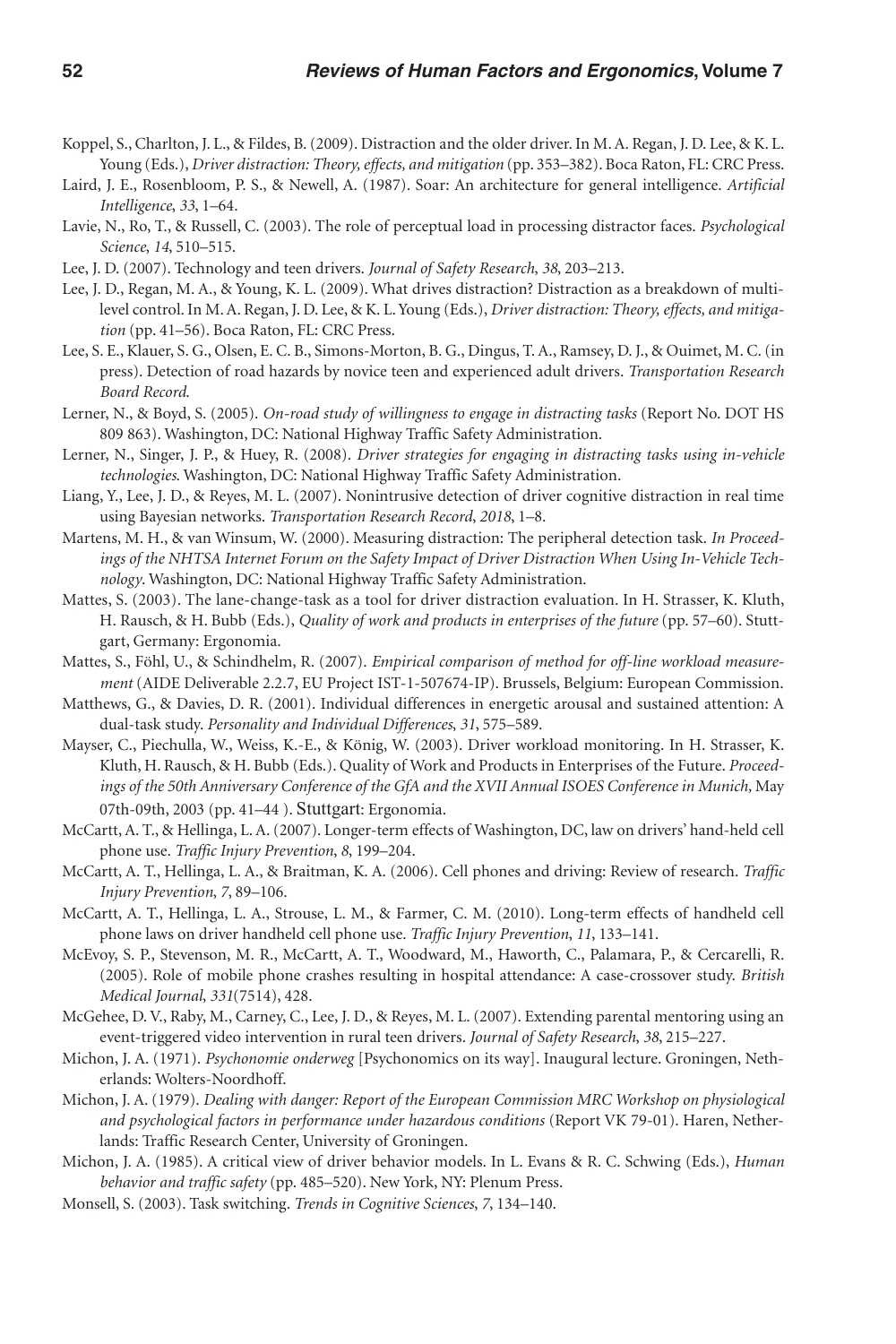Koppel, S., Charlton, J. L., & Fildes, B. (2009). Distraction and the older driver. In M. A. Regan, J. D. Lee, & K. L. Young (Eds.), *Driver distraction: Theory, effects, and mitigation* (pp. 353–382). Boca Raton, FL: CRC Press.

Laird, J. E., Rosenbloom, P. S., & Newell, A. (1987). Soar: An architecture for general intelligence. *Artificial Intelligence*, *33*, 1–64.

Lavie, N., Ro, T., & Russell, C. (2003). The role of perceptual load in processing distractor faces. *Psychological Science*, *14*, 510–515.

Lee, J. D. (2007). Technology and teen drivers. *Journal of Safety Research*, *38*, 203–213.

Lee, J. D., Regan, M. A., & Young, K. L. (2009). What drives distraction? Distraction as a breakdown of multilevel control. In M. A. Regan, J. D. Lee, & K. L. Young (Eds.), *Driver distraction: Theory, effects, and mitigation* (pp. 41–56). Boca Raton, FL: CRC Press.

Lee, S. E., Klauer, S. G., Olsen, E. C. B., Simons-Morton, B. G., Dingus, T. A., Ramsey, D. J., & Ouimet, M. C. (in press). Detection of road hazards by novice teen and experienced adult drivers. *Transportation Research Board Record*.

Lerner, N., & Boyd, S. (2005). *On-road study of willingness to engage in distracting tasks* (Report No. DOT HS 809 863). Washington, DC: National Highway Traffic Safety Administration.

Lerner, N., Singer, J. P., & Huey, R. (2008). *Driver strategies for engaging in distracting tasks using in-vehicle technologies*. Washington, DC: National Highway Traffic Safety Administration.

Liang, Y., Lee, J. D., & Reyes, M. L. (2007). Nonintrusive detection of driver cognitive distraction in real time using Bayesian networks. *Transportation Research Record*, *2018*, 1–8.

Martens, M. H., & van Winsum, W. (2000). Measuring distraction: The peripheral detection task. *In Proceedings of the NHTSA Internet Forum on the Safety Impact of Driver Distraction When Using In-Vehicle Technology*. Washington, DC: National Highway Traffic Safety Administration.

Mattes, S. (2003). The lane-change-task as a tool for driver distraction evaluation. In H. Strasser, K. Kluth, H. Rausch, & H. Bubb (Eds.), *Quality of work and products in enterprises of the future* (pp. 57–60). Stuttgart, Germany: Ergonomia.

Mattes, S., Föhl, U., & Schindhelm, R. (2007). *Empirical comparison of method for off-line workload measurement* (AIDE Deliverable 2.2.7, EU Project IST-1-507674-IP). Brussels, Belgium: European Commission.

Matthews, G., & Davies, D. R. (2001). Individual differences in energetic arousal and sustained attention: A dual-task study. *Personality and Individual Differences*, *31*, 575–589.

Mayser, C., Piechulla, W., Weiss, K.-E., & König, W. (2003). Driver workload monitoring. In H. Strasser, K. Kluth, H. Rausch, & H. Bubb (Eds.). Quality of Work and Products in Enterprises of the Future. *Proceedings of the 50th Anniversary Conference of the GfA and the XVII Annual ISOES Conference in Munich,* May 07th-09th, 2003 (pp. 41–44 ). Stuttgart: Ergonomia.

McCartt, A. T., & Hellinga, L. A. (2007). Longer-term effects of Washington, DC, law on drivers' hand-held cell phone use. *Traffic Injury Prevention*, *8*, 199–204.

McCartt, A. T., Hellinga, L. A., & Braitman, K. A. (2006). Cell phones and driving: Review of research. *Traffic Injury Prevention*, *7*, 89–106.

McCartt, A. T., Hellinga, L. A., Strouse, L. M., & Farmer, C. M. (2010). Long-term effects of handheld cell phone laws on driver handheld cell phone use. *Traffic Injury Prevention*, *11*, 133–141.

McEvoy, S. P., Stevenson, M. R., McCartt, A. T., Woodward, M., Haworth, C., Palamara, P., & Cercarelli, R. (2005). Role of mobile phone crashes resulting in hospital attendance: A case-crossover study. *British Medical Journal*, *331*(7514), 428.

McGehee, D. V., Raby, M., Carney, C., Lee, J. D., & Reyes, M. L. (2007). Extending parental mentoring using an event-triggered video intervention in rural teen drivers. *Journal of Safety Research*, *38*, 215–227.

Michon, J. A. (1971). *Psychonomie onderweg* [Psychonomics on its way]. Inaugural lecture. Groningen, Netherlands: Wolters-Noordhoff.

Michon, J. A. (1979). *Dealing with danger: Report of the European Commission MRC Workshop on physiological and psychological factors in performance under hazardous conditions* (Report VK 79-01). Haren, Netherlands: Traffic Research Center, University of Groningen.

Michon, J. A. (1985). A critical view of driver behavior models. In L. Evans & R. C. Schwing (Eds.), *Human behavior and traffic safety* (pp. 485–520). New York, NY: Plenum Press.

Monsell, S. (2003). Task switching. *Trends in Cognitive Sciences*, *7*, 134–140.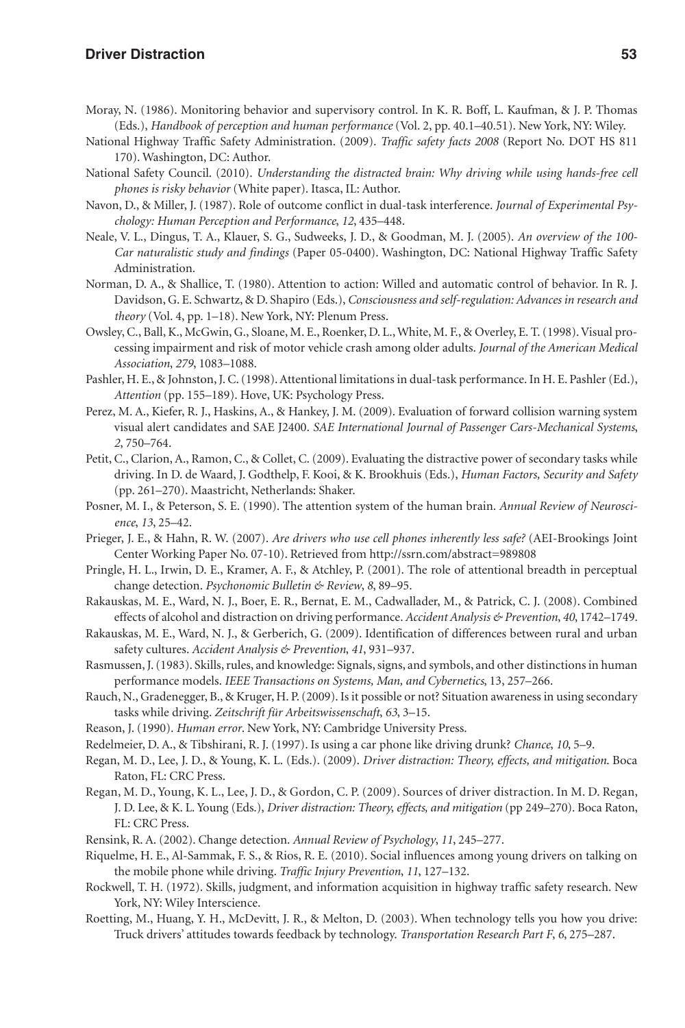Moray, N. (1986). Monitoring behavior and supervisory control. In K. R. Boff, L. Kaufman, & J. P. Thomas (Eds.), *Handbook of perception and human performance* (Vol. 2, pp. 40.1–40.51). New York, NY: Wiley.

National Highway Traffic Safety Administration. (2009). *Traffic safety facts 2008* (Report No. DOT HS 811 170). Washington, DC: Author.

National Safety Council. (2010). *Understanding the distracted brain: Why driving while using hands-free cell phones is risky behavior* (White paper). Itasca, IL: Author.

Navon, D., & Miller, J. (1987). Role of outcome conflict in dual-task interference. *Journal of Experimental Psychology: Human Perception and Performance*, *12*, 435–448.

Neale, V. L., Dingus, T. A., Klauer, S. G., Sudweeks, J. D., & Goodman, M. J. (2005). *An overview of the 100-Car naturalistic study and findings* (Paper 05-0400). Washington, DC: National Highway Traffic Safety Administration.

Norman, D. A., & Shallice, T. (1980). Attention to action: Willed and automatic control of behavior. In R. J. Davidson, G. E. Schwartz, & D. Shapiro (Eds.), *Consciousness and self-regulation: Advances in research and theory* (Vol. 4, pp. 1–18). New York, NY: Plenum Press.

Owsley, C., Ball, K., McGwin, G., Sloane, M. E., Roenker, D. L., White, M. F., & Overley, E. T. (1998). Visual processing impairment and risk of motor vehicle crash among older adults. *Journal of the American Medical Association*, *279*, 1083–1088.

Pashler, H. E., & Johnston, J. C. (1998). Attentional limitations in dual-task performance. In H. E. Pashler (Ed.), *Attention* (pp. 155–189). Hove, UK: Psychology Press.

Perez, M. A., Kiefer, R. J., Haskins, A., & Hankey, J. M. (2009). Evaluation of forward collision warning system visual alert candidates and SAE J2400. *SAE International Journal of Passenger Cars-Mechanical Systems*, *2*, 750–764.

Petit, C., Clarion, A., Ramon, C., & Collet, C. (2009). Evaluating the distractive power of secondary tasks while driving. In D. de Waard, J. Godthelp, F. Kooi, & K. Brookhuis (Eds.), *Human Factors, Security and Safety* (pp. 261–270). Maastricht, Netherlands: Shaker.

Posner, M. I., & Peterson, S. E. (1990). The attention system of the human brain. *Annual Review of Neuroscience*, *13*, 25–42.

Prieger, J. E., & Hahn, R. W. (2007). *Are drivers who use cell phones inherently less safe?* (AEI-Brookings Joint Center Working Paper No. 07-10). Retrieved from http://ssrn.com/abstract=989808

Pringle, H. L., Irwin, D. E., Kramer, A. F., & Atchley, P. (2001). The role of attentional breadth in perceptual change detection. *Psychonomic Bulletin & Review*, *8*, 89–95.

Rakauskas, M. E., Ward, N. J., Boer, E. R., Bernat, E. M., Cadwallader, M., & Patrick, C. J. (2008). Combined effects of alcohol and distraction on driving performance. *Accident Analysis & Prevention*, *40*, 1742–1749.

Rakauskas, M. E., Ward, N. J., & Gerberich, G. (2009). Identification of differences between rural and urban safety cultures. *Accident Analysis & Prevention*, *41*, 931–937.

Rasmussen, J. (1983). Skills, rules, and knowledge: Signals, signs, and symbols, and other distinctions in human performance models. *IEEE Transactions on Systems, Man, and Cybernetics*, 13, 257–266.

Rauch, N., Gradenegger, B., & Kruger, H. P. (2009). Is it possible or not? Situation awareness in using secondary tasks while driving. *Zeitschrift für Arbeitswissenschaft*, *63*, 3–15.

Reason, J. (1990). *Human error*. New York, NY: Cambridge University Press.

Redelmeier, D. A., & Tibshirani, R. J. (1997). Is using a car phone like driving drunk? *Chance*, *10*, 5–9.

Regan, M. D., Lee, J. D., & Young, K. L. (Eds.). (2009). *Driver distraction: Theory, effects, and mitigation*. Boca Raton, FL: CRC Press.

Regan, M. D., Young, K. L., Lee, J. D., & Gordon, C. P. (2009). Sources of driver distraction. In M. D. Regan, J. D. Lee, & K. L. Young (Eds.), *Driver distraction: Theory, effects, and mitigation* (pp 249–270). Boca Raton, FL: CRC Press.

Rensink, R. A. (2002). Change detection. *Annual Review of Psychology*, *11*, 245–277.

Riquelme, H. E., Al-Sammak, F. S., & Rios, R. E. (2010). Social influences among young drivers on talking on the mobile phone while driving. *Traffic Injury Prevention*, *11*, 127–132.

Rockwell, T. H. (1972). Skills, judgment, and information acquisition in highway traffic safety research. New York, NY: Wiley Interscience.

Roetting, M., Huang, Y. H., McDevitt, J. R., & Melton, D. (2003). When technology tells you how you drive: Truck drivers' attitudes towards feedback by technology. *Transportation Research Part F*, *6*, 275–287.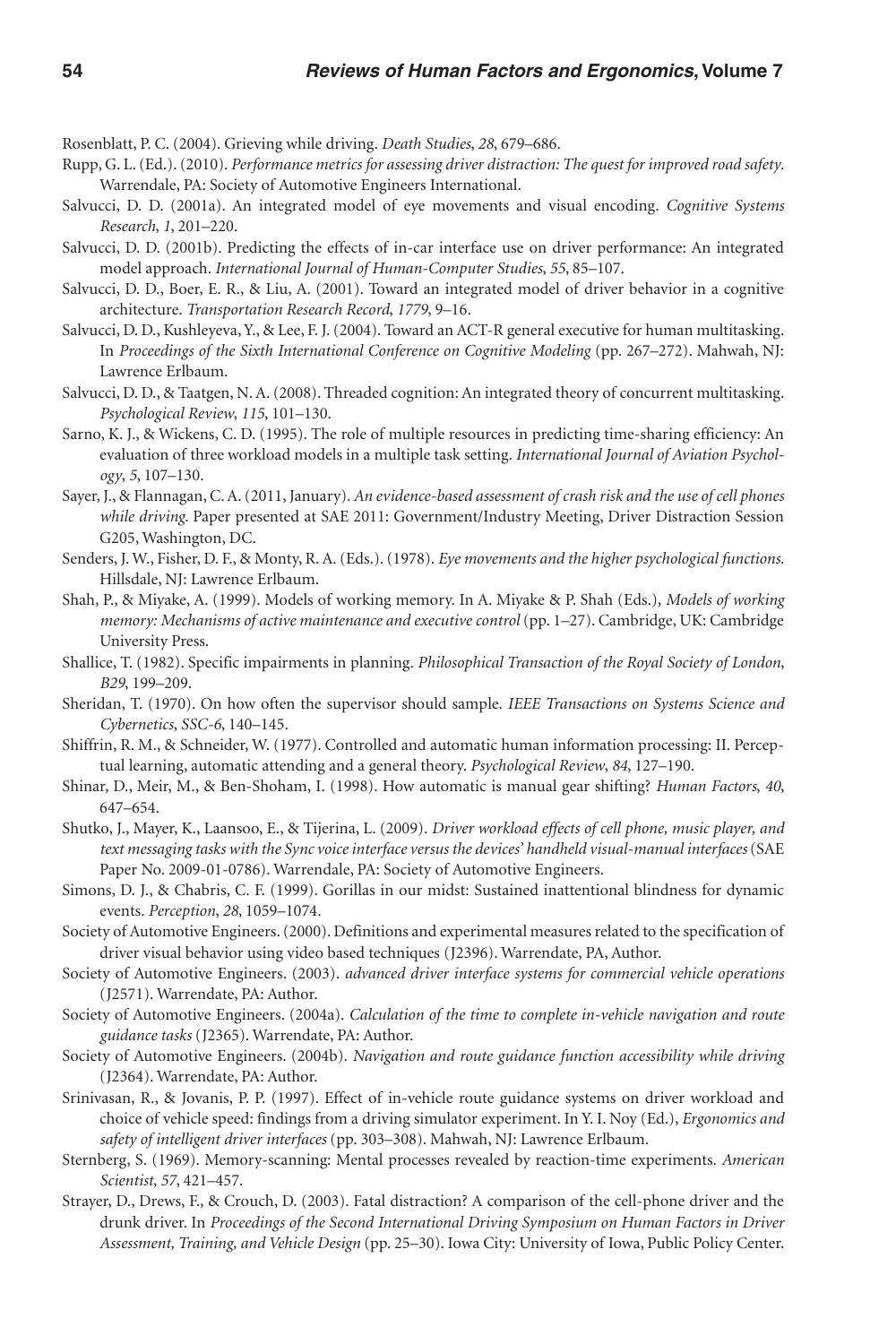Rosenblatt, P. C. (2004). Grieving while driving. *Death Studies*, *28*, 679–686.

Rupp, G. L. (Ed.). (2010). *Performance metrics for assessing driver distraction: The quest for improved road safety*. Warrendale, PA: Society of Automotive Engineers International.

Salvucci, D. D. (2001a). An integrated model of eye movements and visual encoding. *Cognitive Systems Research*, *1*, 201–220.

Salvucci, D. D. (2001b). Predicting the effects of in-car interface use on driver performance: An integrated model approach. *International Journal of Human-Computer Studies*, *55*, 85–107.

Salvucci, D. D., Boer, E. R., & Liu, A. (2001). Toward an integrated model of driver behavior in a cognitive architecture. *Transportation Research Record*, *1779*, 9–16.

Salvucci, D. D., Kushleyeva, Y., & Lee, F. J. (2004). Toward an ACT-R general executive for human multitasking. In *Proceedings of the Sixth International Conference on Cognitive Modeling* (pp. 267–272). Mahwah, NJ: Lawrence Erlbaum.

Salvucci, D. D., & Taatgen, N. A. (2008). Threaded cognition: An integrated theory of concurrent multitasking. *Psychological Review*, *115*, 101–130.

Sarno, K. J., & Wickens, C. D. (1995). The role of multiple resources in predicting time-sharing efficiency: An evaluation of three workload models in a multiple task setting. *International Journal of Aviation Psychology*, *5*, 107–130.

Sayer, J., & Flannagan, C. A. (2011, January). *An evidence-based assessment of crash risk and the use of cell phones while driving*. Paper presented at SAE 2011: Government/Industry Meeting, Driver Distraction Session G205, Washington, DC.

Senders, J. W., Fisher, D. F., & Monty, R. A. (Eds.). (1978). *Eye movements and the higher psychological functions*. Hillsdale, NJ: Lawrence Erlbaum.

Shah, P., & Miyake, A. (1999). Models of working memory. In A. Miyake & P. Shah (Eds.), *Models of working memory: Mechanisms of active maintenance and executive control* (pp. 1–27). Cambridge, UK: Cambridge University Press.

Shallice, T. (1982). Specific impairments in planning. *Philosophical Transaction of the Royal Society of London*, *B29*, 199–209.

Sheridan, T. (1970). On how often the supervisor should sample. *IEEE Transactions on Systems Science and Cybernetics*, *SSC-6*, 140–145.

Shiffrin, R. M., & Schneider, W. (1977). Controlled and automatic human information processing: II. Perceptual learning, automatic attending and a general theory. *Psychological Review*, *84*, 127–190.

Shinar, D., Meir, M., & Ben-Shoham, I. (1998). How automatic is manual gear shifting? *Human Factors*, *40*, 647–654.

Shutko, J., Mayer, K., Laansoo, E., & Tijerina, L. (2009). *Driver workload effects of cell phone, music player, and text messaging tasks with the Sync voice interface versus the devices' handheld visual-manual interfaces* (SAE Paper No. 2009-01-0786). Warrendale, PA: Society of Automotive Engineers.

Simons, D. J., & Chabris, C. F. (1999). Gorillas in our midst: Sustained inattentional blindness for dynamic events. *Perception*, *28*, 1059–1074.

Society of Automotive Engineers. (2000). Definitions and experimental measures related to the specification of driver visual behavior using video based techniques (J2396). Warrendale, PA, Author.

Society of Automotive Engineers. (2003). *advanced driver interface systems for commercial vehicle operations* (J2571). Warrendate, PA: Author.

Society of Automotive Engineers. (2004a). *Calculation of the time to complete in-vehicle navigation and route guidance tasks* (J2365). Warrendate, PA: Author.

Society of Automotive Engineers. (2004b). *Navigation and route guidance function accessibility while driving* (J2364). Warrendate, PA: Author.

Srinivasan, R., & Jovanis, P. P. (1997). Effect of in-vehicle route guidance systems on driver workload and choice of vehicle speed: findings from a driving simulator experiment. In Y. I. Noy (Ed.), *Ergonomics and safety of intelligent driver interfaces* (pp. 303–308). Mahwah, NJ: Lawrence Erlbaum.

Sternberg, S. (1969). Memory-scanning: Mental processes revealed by reaction-time experiments. *American Scientist*, *57*, 421–457.

Strayer, D., Drews, F., & Crouch, D. (2003). Fatal distraction? A comparison of the cell-phone driver and the drunk driver. In *Proceedings of the Second International Driving Symposium on Human Factors in Driver Assessment, Training, and Vehicle Design* (pp. 25–30). Iowa City: University of Iowa, Public Policy Center.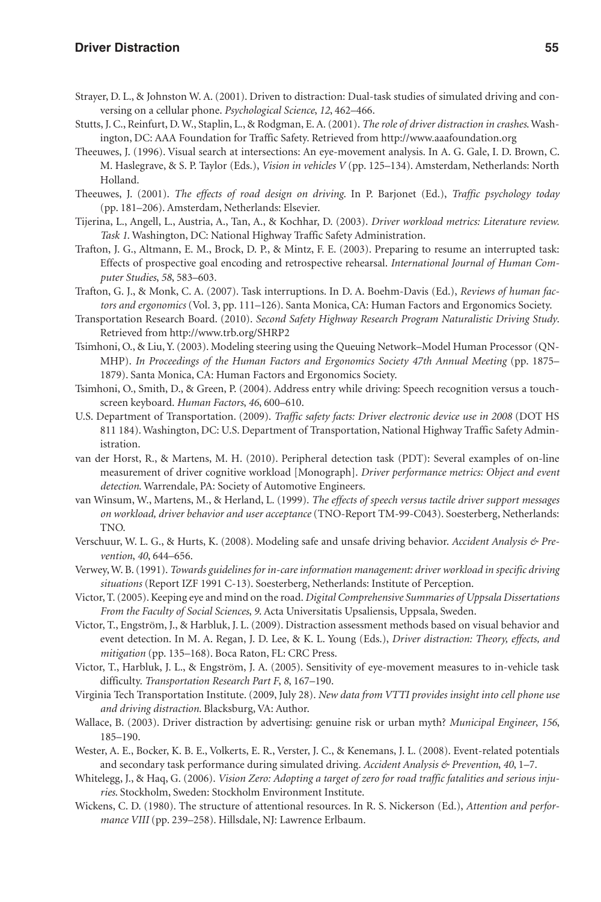Strayer, D. L., & Johnston W. A. (2001). Driven to distraction: Dual-task studies of simulated driving and conversing on a cellular phone. *Psychological Science*, *12*, 462–466.

Stutts, J. C., Reinfurt, D. W., Staplin, L., & Rodgman, E. A. (2001). *The role of driver distraction in crashes.* Washington, DC: AAA Foundation for Traffic Safety. Retrieved from http://www.aaafoundation.org

Theeuwes, J. (1996). Visual search at intersections: An eye-movement analysis. In A. G. Gale, I. D. Brown, C. M. Haslegrave, & S. P. Taylor (Eds.), *Vision in vehicles V* (pp. 125–134). Amsterdam, Netherlands: North Holland.

Theeuwes, J. (2001). *The effects of road design on driving.* In P. Barjonet (Ed.), *Traffic psychology today* (pp. 181–206). Amsterdam, Netherlands: Elsevier.

Tijerina, L., Angell, L., Austria, A., Tan, A., & Kochhar, D. (2003). *Driver workload metrics: Literature review. Task 1.* Washington, DC: National Highway Traffic Safety Administration.

Trafton, J. G., Altmann, E. M., Brock, D. P., & Mintz, F. E. (2003). Preparing to resume an interrupted task: Effects of prospective goal encoding and retrospective rehearsal. *International Journal of Human Computer Studies*, *58*, 583–603.

Trafton, G. J., & Monk, C. A. (2007). Task interruptions. In D. A. Boehm-Davis (Ed.), *Reviews of human factors and ergonomics* (Vol. 3, pp. 111–126). Santa Monica, CA: Human Factors and Ergonomics Society.

Transportation Research Board. (2010). *Second Safety Highway Research Program Naturalistic Driving Study.* Retrieved from http://www.trb.org/SHRP2

Tsimhoni, O., & Liu, Y. (2003). Modeling steering using the Queuing Network–Model Human Processor (QN-MHP). *In Proceedings of the Human Factors and Ergonomics Society 47th Annual Meeting* (pp. 1875–1879). Santa Monica, CA: Human Factors and Ergonomics Society.

Tsimhoni, O., Smith, D., & Green, P. (2004). Address entry while driving: Speech recognition versus a touch-screen keyboard. *Human Factors*, *46*, 600–610.

U.S. Department of Transportation. (2009). *Traffic safety facts: Driver electronic device use in 2008* (DOT HS 811 184). Washington, DC: U.S. Department of Transportation, National Highway Traffic Safety Administration.

van der Horst, R., & Martens, M. H. (2010). Peripheral detection task (PDT): Several examples of on-line measurement of driver cognitive workload [Monograph]. *Driver performance metrics: Object and event detection.* Warrendale, PA: Society of Automotive Engineers.

van Winsum, W., Martens, M., & Herland, L. (1999). *The effects of speech versus tactile driver support messages on workload, driver behavior and user acceptance* (TNO-Report TM-99-C043). Soesterberg, Netherlands: TNO.

Verschuur, W. L. G., & Hurts, K. (2008). Modeling safe and unsafe driving behavior. *Accident Analysis & Prevention*, *40*, 644–656.

Verwey, W. B. (1991). *Towards guidelines for in-care information management: driver workload in specific driving situations* (Report IZF 1991 C-13). Soesterberg, Netherlands: Institute of Perception.

Victor, T. (2005). Keeping eye and mind on the road. *Digital Comprehensive Summaries of Uppsala Dissertations From the Faculty of Social Sciences*, *9*. Acta Universitatis Upsaliensis, Uppsala, Sweden.

Victor, T., Engström, J., & Harbluk, J. L. (2009). Distraction assessment methods based on visual behavior and event detection. In M. A. Regan, J. D. Lee, & K. L. Young (Eds.), *Driver distraction: Theory, effects, and mitigation* (pp. 135–168). Boca Raton, FL: CRC Press.

Victor, T., Harbluk, J. L., & Engström, J. A. (2005). Sensitivity of eye-movement measures to in-vehicle task difficulty. *Transportation Research Part F*, *8*, 167–190.

Virginia Tech Transportation Institute. (2009, July 28). *New data from VTTI provides insight into cell phone use and driving distraction.* Blacksburg, VA: Author.

Wallace, B. (2003). Driver distraction by advertising: genuine risk or urban myth? *Municipal Engineer*, *156*, 185–190.

Wester, A. E., Bocker, K. B. E., Volkerts, E. R., Verster, J. C., & Kenemans, J. L. (2008). Event-related potentials and secondary task performance during simulated driving. *Accident Analysis & Prevention*, *40*, 1–7.

Whitelegg, J., & Haq, G. (2006). *Vision Zero: Adopting a target of zero for road traffic fatalities and serious injuries.* Stockholm, Sweden: Stockholm Environment Institute.

Wickens, C. D. (1980). The structure of attentional resources. In R. S. Nickerson (Ed.), *Attention and performance VIII* (pp. 239–258). Hillsdale, NJ: Lawrence Erlbaum.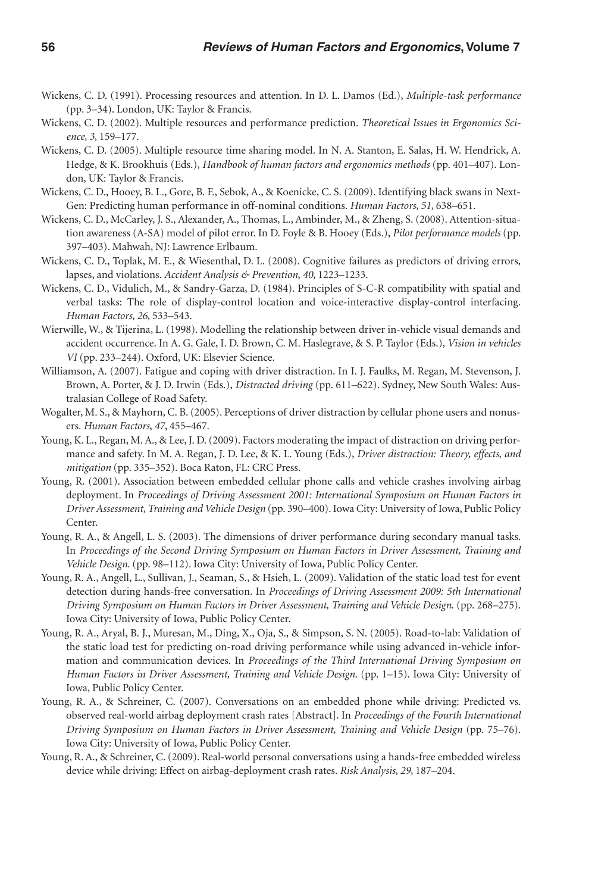Wickens, C. D. (1991). Processing resources and attention. In D. L. Damos (Ed.), *Multiple-task performance* (pp. 3–34). London, UK: Taylor & Francis.

Wickens, C. D. (2002). Multiple resources and performance prediction. *Theoretical Issues in Ergonomics Science*, *3*, 159–177.

Wickens, C. D. (2005). Multiple resource time sharing model. In N. A. Stanton, E. Salas, H. W. Hendrick, A. Hedge, & K. Brookhuis (Eds.), *Handbook of human factors and ergonomics methods* (pp. 401–407). London, UK: Taylor & Francis.

Wickens, C. D., Hooey, B. L., Gore, B. F., Sebok, A., & Koenicke, C. S. (2009). Identifying black swans in NextGen: Predicting human performance in off-nominal conditions. *Human Factors*, *51*, 638–651.

Wickens, C. D., McCarley, J. S., Alexander, A., Thomas, L., Ambinder, M., & Zheng, S. (2008). Attention-situation awareness (A-SA) model of pilot error. In D. Foyle & B. Hooey (Eds.), *Pilot performance models* (pp. 397–403). Mahwah, NJ: Lawrence Erlbaum.

Wickens, C. D., Toplak, M. E., & Wiesenthal, D. L. (2008). Cognitive failures as predictors of driving errors, lapses, and violations. *Accident Analysis & Prevention*, *40*, 1223–1233.

Wickens, C. D., Vidulich, M., & Sandry-Garza, D. (1984). Principles of S-C-R compatibility with spatial and verbal tasks: The role of display-control location and voice-interactive display-control interfacing. *Human Factors*, *26*, 533–543.

Wierwille, W., & Tijerina, L. (1998). Modelling the relationship between driver in-vehicle visual demands and accident occurrence. In A. G. Gale, I. D. Brown, C. M. Haslegrave, & S. P. Taylor (Eds.), *Vision in vehicles VI* (pp. 233–244). Oxford, UK: Elsevier Science.

Williamson, A. (2007). Fatigue and coping with driver distraction. In I. J. Faulks, M. Regan, M. Stevenson, J. Brown, A. Porter, & J. D. Irwin (Eds.), *Distracted driving* (pp. 611–622). Sydney, New South Wales: Australasian College of Road Safety.

Wogalter, M. S., & Mayhorn, C. B. (2005). Perceptions of driver distraction by cellular phone users and nonusers. *Human Factors*, *47*, 455–467.

Young, K. L., Regan, M. A., & Lee, J. D. (2009). Factors moderating the impact of distraction on driving performance and safety. In M. A. Regan, J. D. Lee, & K. L. Young (Eds.), *Driver distraction: Theory, effects, and mitigation* (pp. 335–352). Boca Raton, FL: CRC Press.

Young, R. (2001). Association between embedded cellular phone calls and vehicle crashes involving airbag deployment. In *Proceedings of Driving Assessment 2001: International Symposium on Human Factors in Driver Assessment, Training and Vehicle Design* (pp. 390–400). Iowa City: University of Iowa, Public Policy Center.

Young, R. A., & Angell, L. S. (2003). The dimensions of driver performance during secondary manual tasks. In *Proceedings of the Second Driving Symposium on Human Factors in Driver Assessment, Training and Vehicle Design.* (pp. 98–112). Iowa City: University of Iowa, Public Policy Center.

Young, R. A., Angell, L., Sullivan, J., Seaman, S., & Hsieh, L. (2009). Validation of the static load test for event detection during hands-free conversation. In *Proceedings of Driving Assessment 2009: 5th International Driving Symposium on Human Factors in Driver Assessment, Training and Vehicle Design.* (pp. 268–275). Iowa City: University of Iowa, Public Policy Center.

Young, R. A., Aryal, B. J., Muresan, M., Ding, X., Oja, S., & Simpson, S. N. (2005). Road-to-lab: Validation of the static load test for predicting on-road driving performance while using advanced in-vehicle information and communication devices. In *Proceedings of the Third International Driving Symposium on Human Factors in Driver Assessment, Training and Vehicle Design.* (pp. 1–15). Iowa City: University of Iowa, Public Policy Center.

Young, R. A., & Schreiner, C. (2007). Conversations on an embedded phone while driving: Predicted vs. observed real-world airbag deployment crash rates [Abstract]. In *Proceedings of the Fourth International Driving Symposium on Human Factors in Driver Assessment, Training and Vehicle Design* (pp. 75–76). Iowa City: University of Iowa, Public Policy Center.

Young, R. A., & Schreiner, C. (2009). Real-world personal conversations using a hands-free embedded wireless device while driving: Effect on airbag-deployment crash rates. *Risk Analysis*, *29*, 187–204.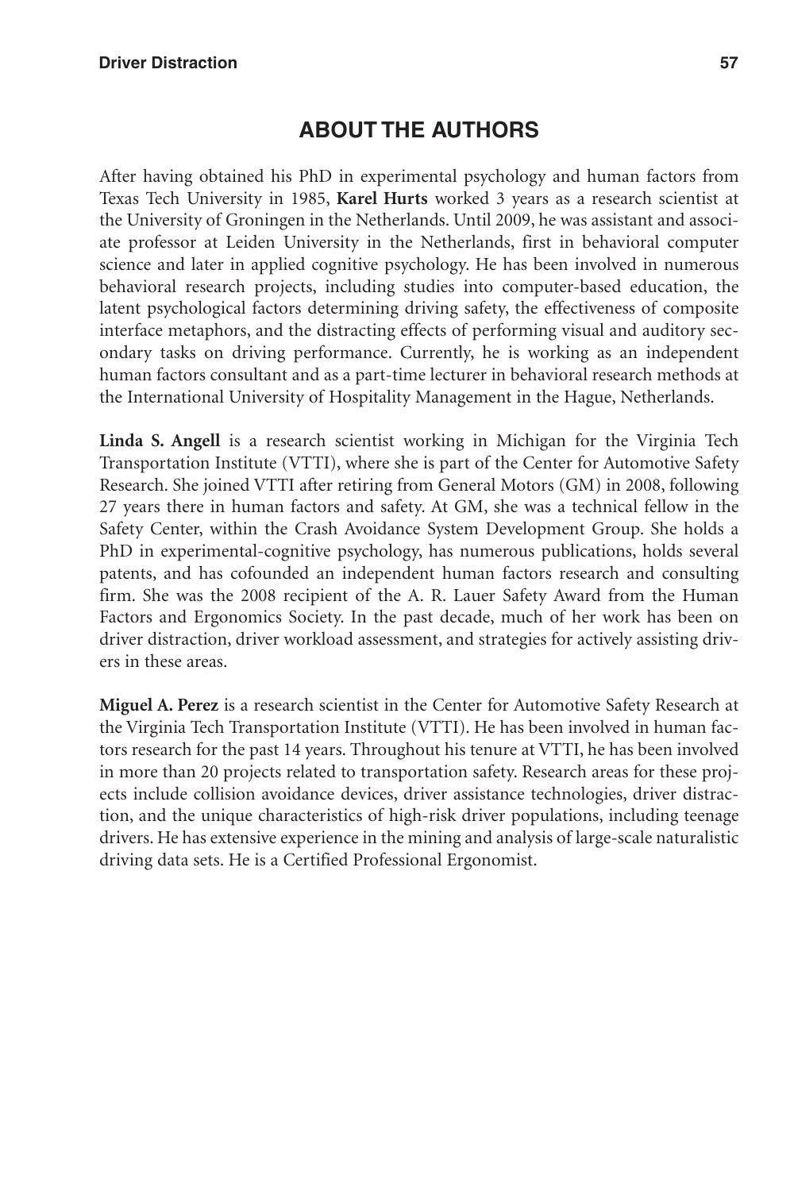## ABOUT THE AUTHORS

After having obtained his PhD in experimental psychology and human factors from Texas Tech University in 1985, **Karel Hurts** worked 3 years as a research scientist at the University of Groningen in the Netherlands. Until 2009, he was assistant and associate professor at Leiden University in the Netherlands, first in behavioral computer science and later in applied cognitive psychology. He has been involved in numerous behavioral research projects, including studies into computer-based education, the latent psychological factors determining driving safety, the effectiveness of composite interface metaphors, and the distracting effects of performing visual and auditory secondary tasks on driving performance. Currently, he is working as an independent human factors consultant and as a part-time lecturer in behavioral research methods at the International University of Hospitality Management in the Hague, Netherlands.

**Linda S. Angell** is a research scientist working in Michigan for the Virginia Tech Transportation Institute (VTTI), where she is part of the Center for Automotive Safety Research. She joined VTTI after retiring from General Motors (GM) in 2008, following 27 years there in human factors and safety. At GM, she was a technical fellow in the Safety Center, within the Crash Avoidance System Development Group. She holds a PhD in experimental-cognitive psychology, has numerous publications, holds several patents, and has cofounded an independent human factors research and consulting firm. She was the 2008 recipient of the A. R. Lauer Safety Award from the Human Factors and Ergonomics Society. In the past decade, much of her work has been on driver distraction, driver workload assessment, and strategies for actively assisting drivers in these areas.

**Miguel A. Perez** is a research scientist in the Center for Automotive Safety Research at the Virginia Tech Transportation Institute (VTTI). He has been involved in human factors research for the past 14 years. Throughout his tenure at VTTI, he has been involved in more than 20 projects related to transportation safety. Research areas for these projects include collision avoidance devices, driver assistance technologies, driver distraction, and the unique characteristics of high-risk driver populations, including teenage drivers. He has extensive experience in the mining and analysis of large-scale naturalistic driving data sets. He is a Certified Professional Ergonomist.